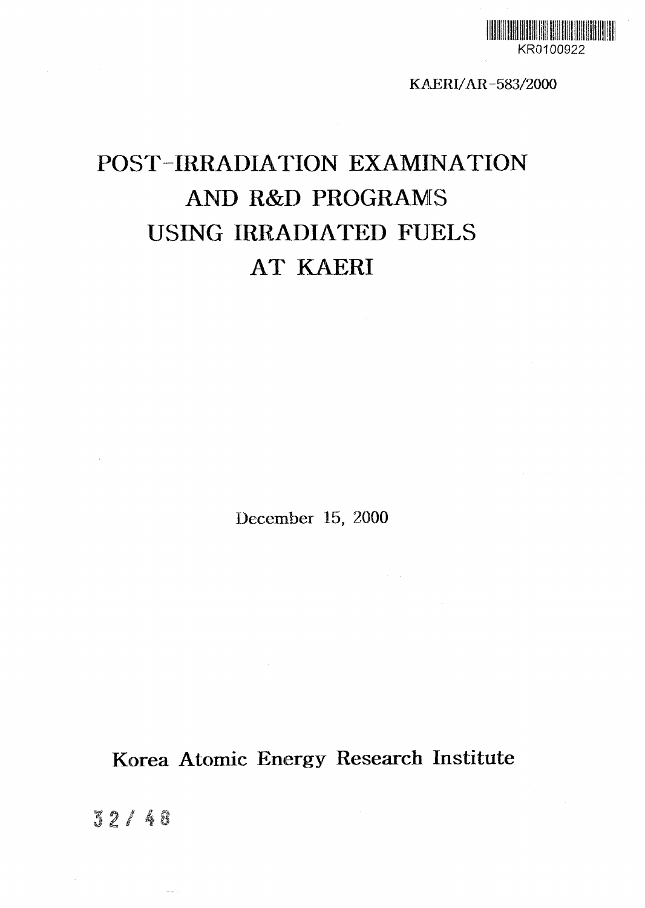KR0100922

KAERI/AR-583/2000

# POST-IRRADIATION EXAMINATION AND R&D PROGRAMS USING IRRADIATED FUELS AT KAERI

December 15, 2000

**Korea Atomic Energy Research Institute**

32 / 48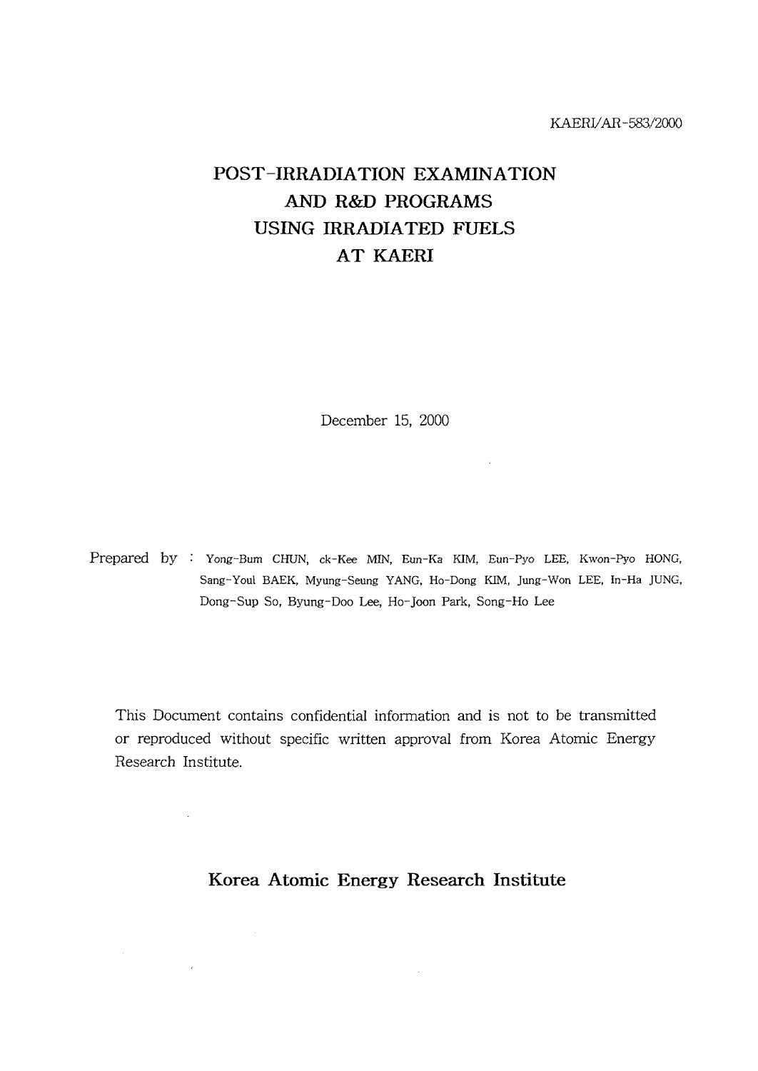KAERI/AR-583/2000

# POST-IRRADIATION EXAMINATION AND R&D PROGRAMS USING IRRADIATED FUELS AT KAERI

December 15, 2000

Prepared by : Yong-Bum CHUN, ck-Kee MIN, Eun-Ka KIM, Eun-Pyo LEE, Kwon-Pyo HONG, Sang-Youl BAEK, Myung-Seung YANG, Ho-Dong KIM, Jung-Won LEE, In-Ha JUNG, Dong-Sup So, Byung-Doo Lee, Ho-Joon Park, Song-Ho Lee

This Document contains confidential information and is not to be transmitted or reproduced without specific written approval from Korea Atomic Energy Research Institute.

**Korea Atomic Energy Research Institute**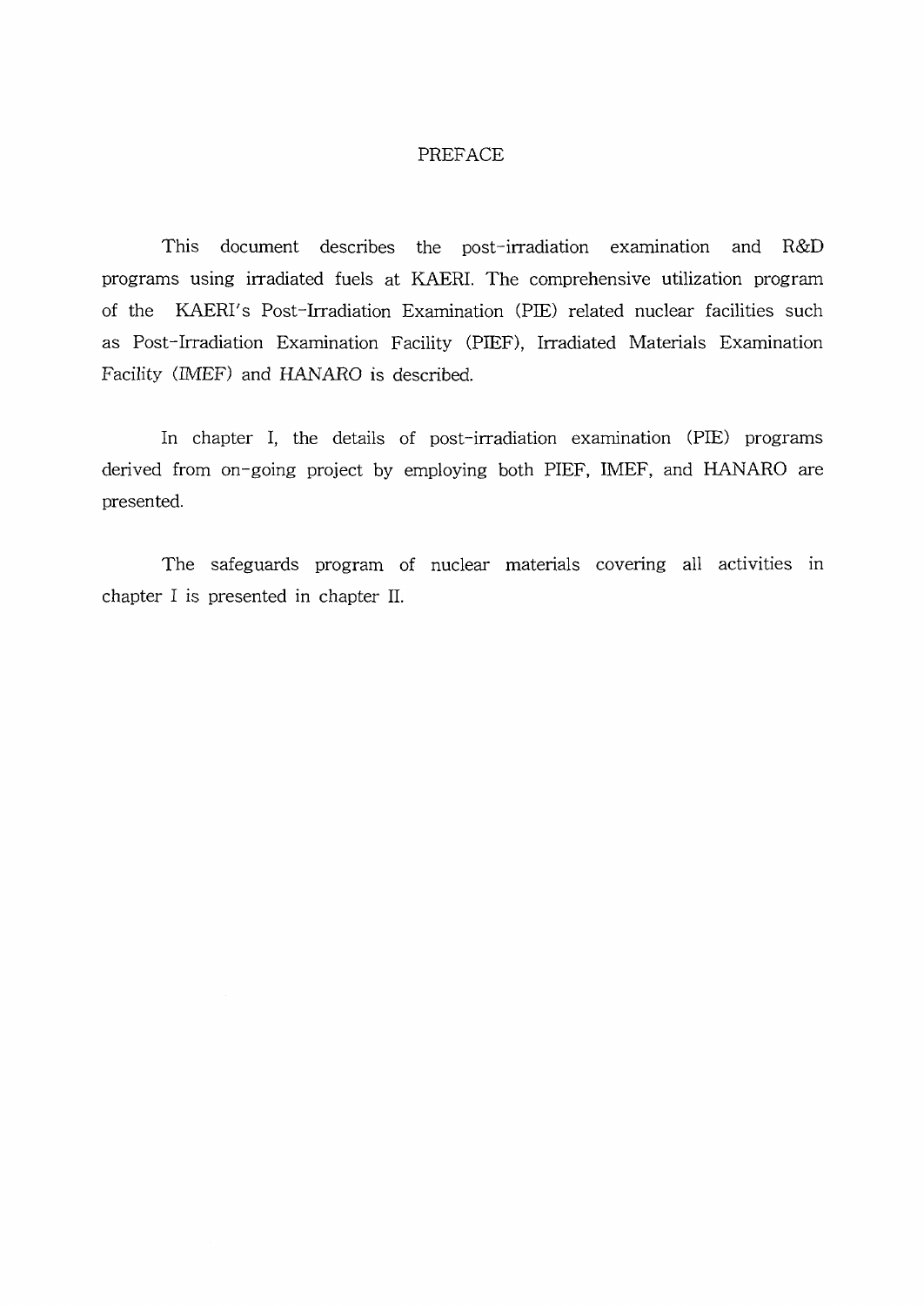# PREFACE

This document describes the post-irradiation examination and R&D programs using irradiated fuels at KAERI. The comprehensive utilization program of the KAERI's Post-Irradiation Examination (PIE) related nuclear facilities such as Post-Irradiation Examination Facility (PIEF), Irradiated Materials Examination Facility (IMEF) and HANARO is described.

In chapter I, the details of post-irradiation examination (PIE) programs derived from on-going project by employing both PIEF, IMEF, and HANARO are presented.

The safeguards program of nuclear materials covering all activities in chapter I is presented in chapter II.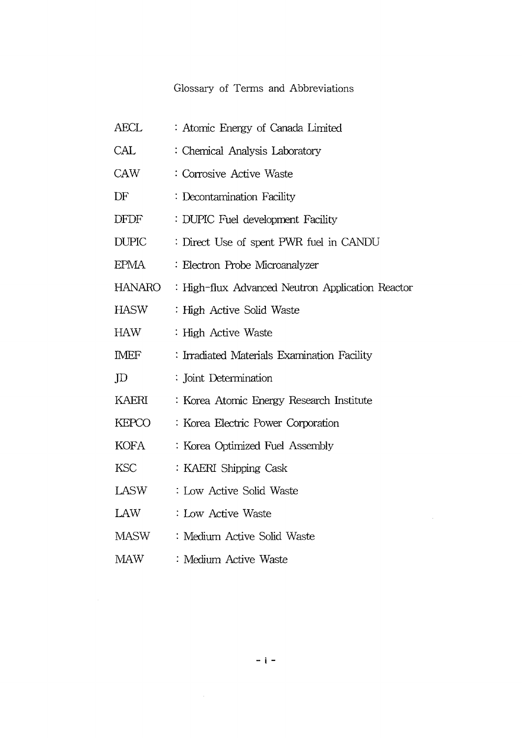# Glossary of Terms and Abbreviations

AECL : Atomic Energy of Canada Limited

CAL : Chemical Analysis Laboratory

CAW : Corrosive Active Waste

DF : Decontamination Facility

DFDF : DUPIC Fuel development Facility

DUPIC : Direct Use of spent PWR fuel in CANDU

EPMA : Electron Probe Microanalyzer

HANARO : High-flux Advanced Neutron Application Reactor

HASW : High Active Solid Waste

HAW : High Active Waste

IMEF : Irradiated Materials Examination Facility

JD : Joint Determination

KAERI : Korea Atomic Energy Research Institute

KEPCO : Korea Electric Power Corporation

KOFA : Korea Optimized Fuel Assembly

KSC : KAERI Shipping Cask

LASW : Low Active Solid Waste

LAW : Low Active Waste

MASW : Medium Active Solid Waste

MAW : Medium Active Waste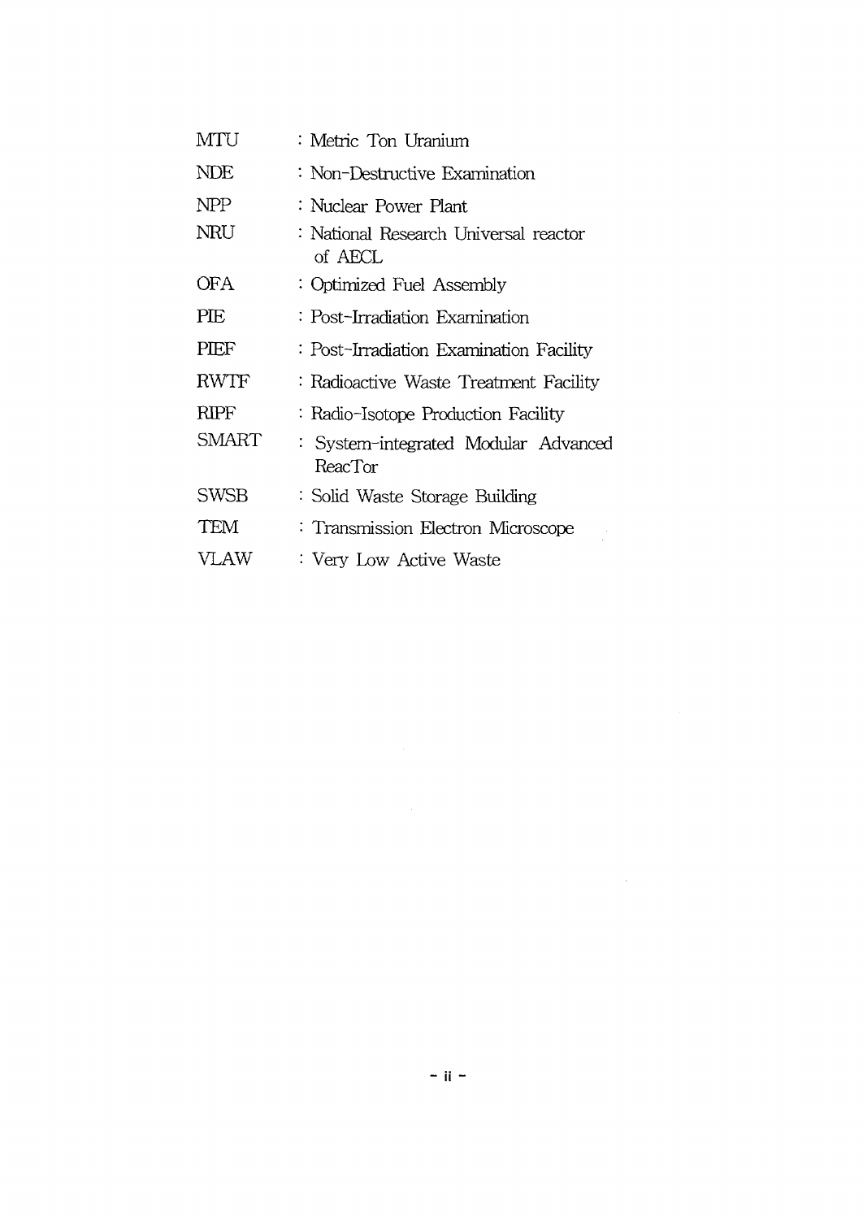MTU : Metric Ton Uranium

NDE : Non-Destructive Examination

NPP : Nuclear Power Plant

NRU : National Research Universal reactor of AECL

OFA : Optimized Fuel Assembly

PIE : Post-Irradiation Examination

PIEF : Post-Irradiation Examination Facility

RWTF : Radioactive Waste Treatment Facility

RIPF : Radio-Isotope Production Facility

SMART : System-integrated Modular Advanced ReacTor

SWSB : Solid Waste Storage Building

TEM : Transmission Electron Microscope

VLAW : Very Low Active Waste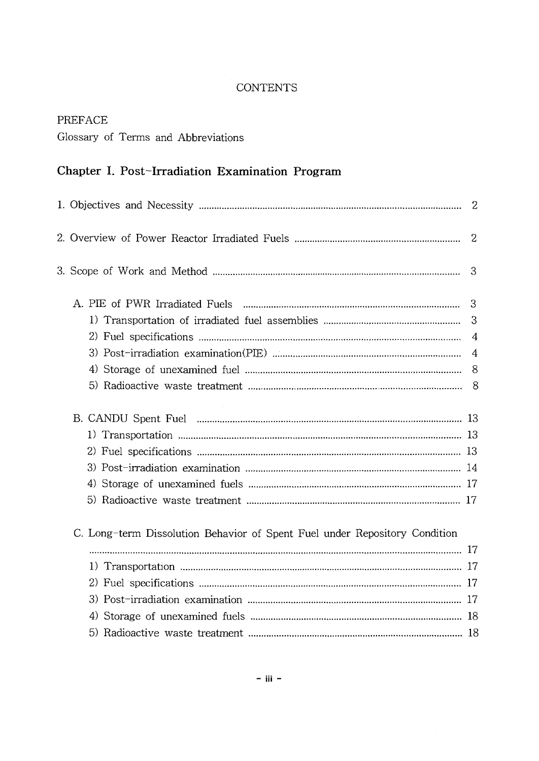CONTENTS

PREFACE

Glossary of Terms and Abbreviations

## Chapter I. Post-Irradiation Examination Program

1. Objectives and Necessity ..... 2

2. Overview of Power Reactor Irradiated Fuels ..... 2

3. Scope of Work and Method ..... 3

   A. PIE of PWR Irradiated Fuels ..... 3
      1) Transportation of irradiated fuel assemblies ..... 3
      2) Fuel specifications ..... 4
      3) Post-irradiation examination(PIE) ..... 4
      4) Storage of unexamined fuel ..... 8
      5) Radioactive waste treatment ..... 8

   B. CANDU Spent Fuel ..... 13
      1) Transportation ..... 13
      2) Fuel specifications ..... 13
      3) Post-irradiation examination ..... 14
      4) Storage of unexamined fuels ..... 17
      5) Radioactive waste treatment ..... 17

   C. Long-term Dissolution Behavior of Spent Fuel under Repository Condition ..... 17
      1) Transportation ..... 17
      2) Fuel specifications ..... 17
      3) Post-irradiation examination ..... 17
      4) Storage of unexamined fuels ..... 18
      5) Radioactive waste treatment ..... 18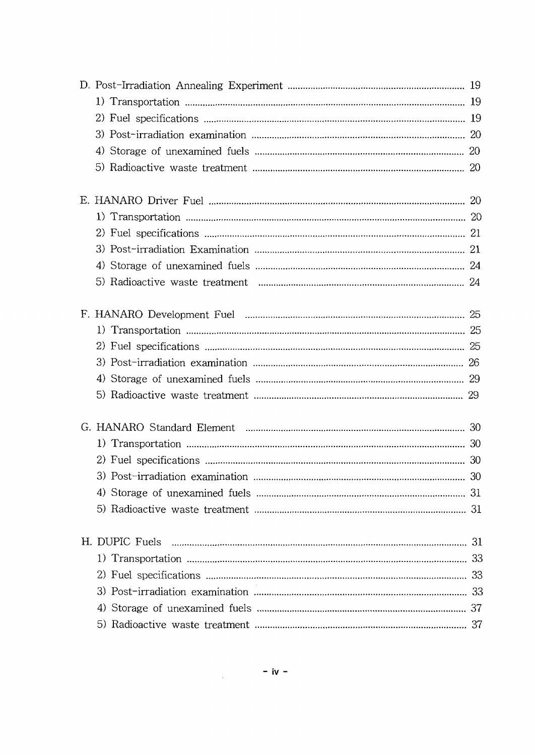D. Post-Irradiation Annealing Experiment ..................................................................... 19

1) Transportation ............................................................................................................. 19

2) Fuel specifications ...................................................................................................... 19

3) Post-irradiation examination .................................................................................. 20

4) Storage of unexamined fuels .................................................................................. 20

5) Radioactive waste treatment .................................................................................. 20

E. HANARO Driver Fuel ..................................................................................................... 20

1) Transportation ............................................................................................................. 20

2) Fuel specifications ...................................................................................................... 21

3) Post-irradiation Examination .................................................................................. 21

4) Storage of unexamined fuels .................................................................................. 24

5) Radioactive waste treatment .................................................................................. 24

F. HANARO Development Fuel ....................................................................................... 25

1) Transportation ............................................................................................................. 25

2) Fuel specifications ...................................................................................................... 25

3) Post-irradiation examination .................................................................................. 26

4) Storage of unexamined fuels .................................................................................. 29

5) Radioactive waste treatment .................................................................................. 29

G. HANARO Standard Element ....................................................................................... 30

1) Transportation ............................................................................................................. 30

2) Fuel specifications ...................................................................................................... 30

3) Post-irradiation examination .................................................................................. 30

4) Storage of unexamined fuels .................................................................................. 31

5) Radioactive waste treatment .................................................................................. 31

H. DUPIC Fuels .................................................................................................................... 31

1) Transportation ............................................................................................................. 33

2) Fuel specifications ...................................................................................................... 33

3) Post-irradiation examination .................................................................................. 33

4) Storage of unexamined fuels .................................................................................. 37

5) Radioactive waste treatment .................................................................................. 37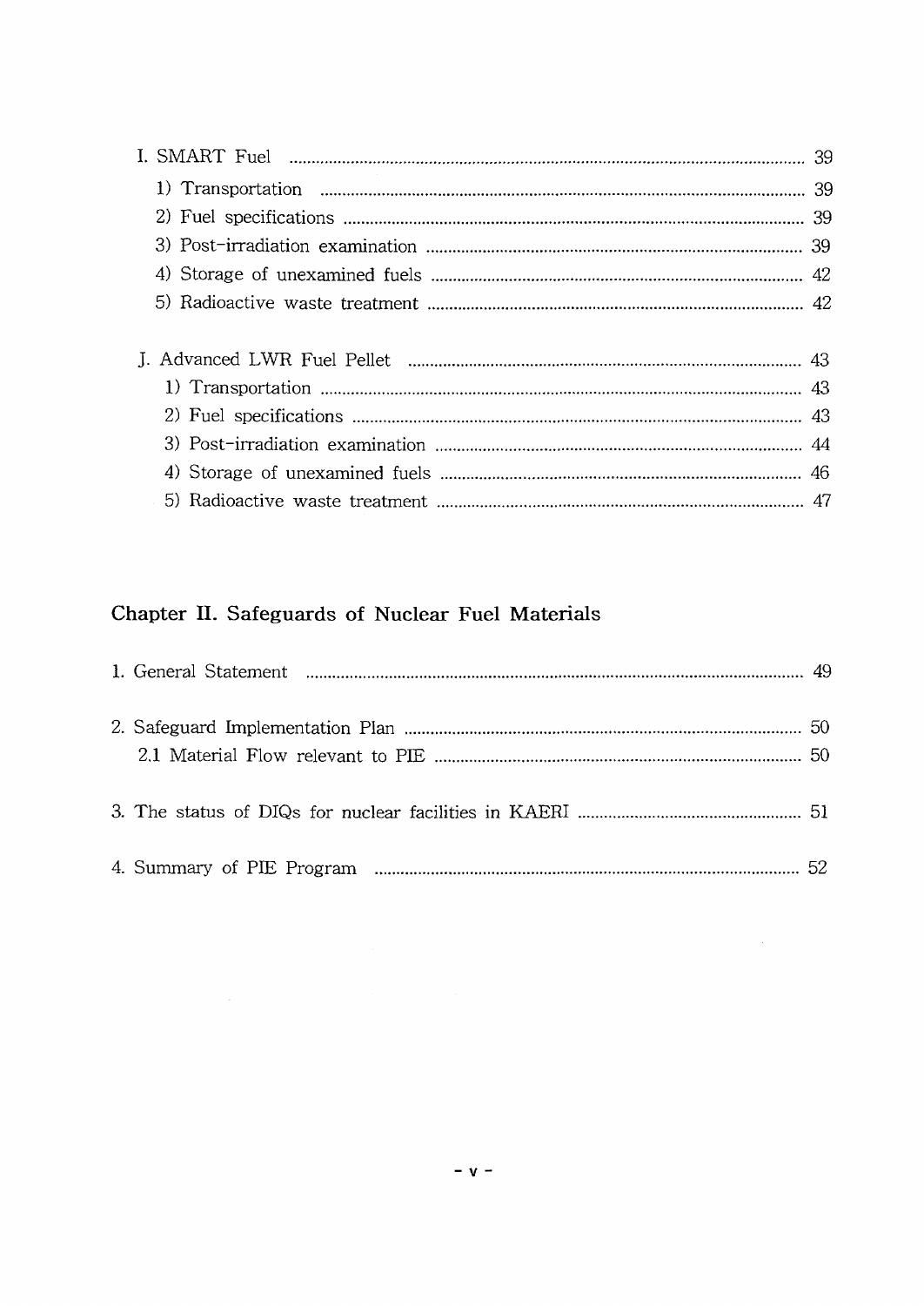I. SMART Fuel ..................................................... 39

1) Transportation ..................................................... 39

2) Fuel specifications ..................................................... 39

3) Post-irradiation examination ..................................................... 39

4) Storage of unexamined fuels ..................................................... 42

5) Radioactive waste treatment ..................................................... 42

J. Advanced LWR Fuel Pellet ..................................................... 43

1) Transportation ..................................................... 43

2) Fuel specifications ..................................................... 43

3) Post-irradiation examination ..................................................... 44

4) Storage of unexamined fuels ..................................................... 46

5) Radioactive waste treatment ..................................................... 47

## Chapter II. Safeguards of Nuclear Fuel Materials

1. General Statement ..................................................... 49

2. Safeguard Implementation Plan ..................................................... 50

2.1 Material Flow relevant to PIE ..................................................... 50

3. The status of DIQs for nuclear facilities in KAERI ..................................................... 51

4. Summary of PIE Program ..................................................... 52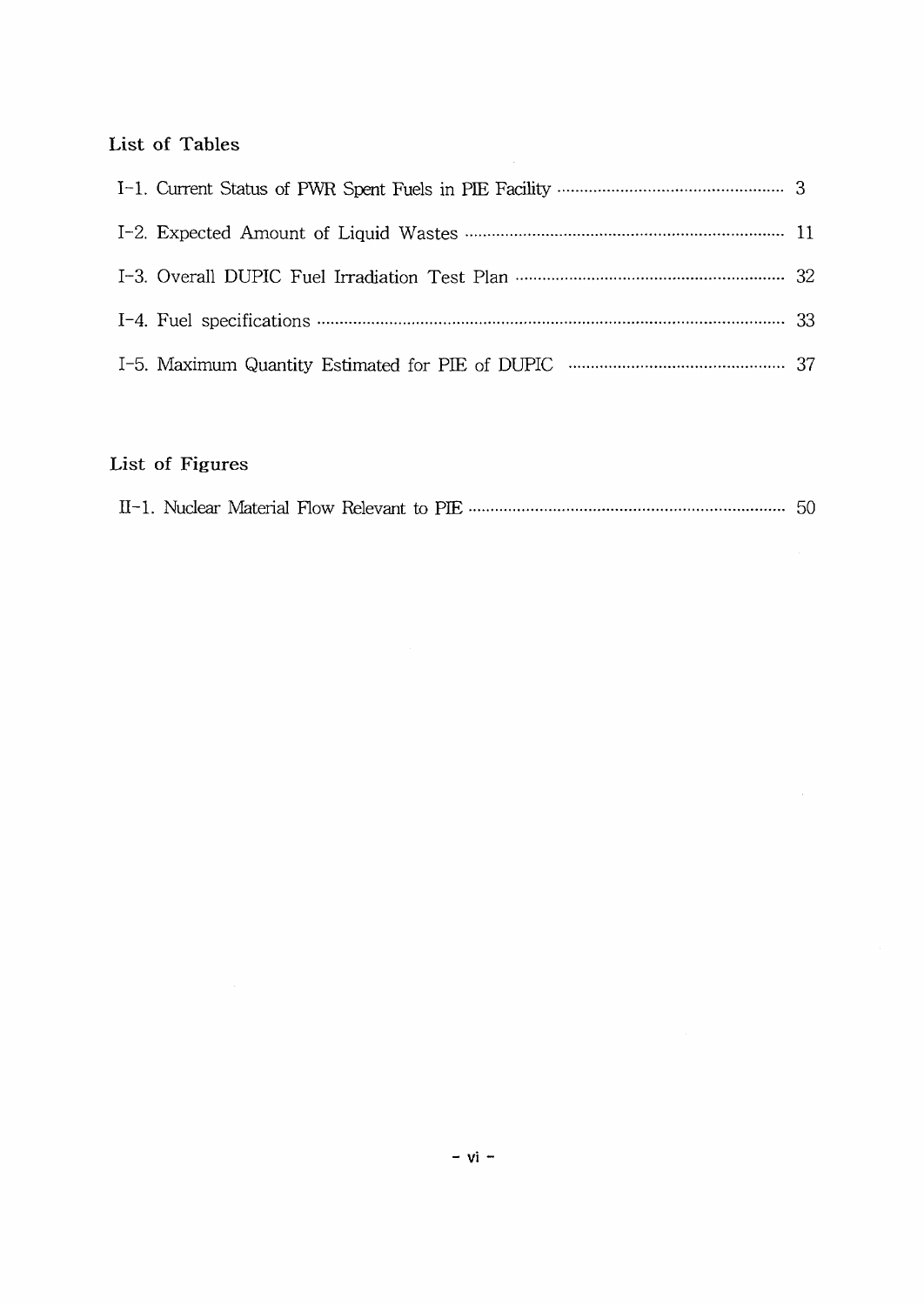## List of Tables

I-1. Current Status of PWR Spent Fuels in PIE Facility ........ 3

I-2. Expected Amount of Liquid Wastes ........ 11

I-3. Overall DUPIC Fuel Irradiation Test Plan ........ 32

I-4. Fuel specifications ........ 33

I-5. Maximum Quantity Estimated for PIE of DUPIC ........ 37

## List of Figures

II-1. Nuclear Material Flow Relevant to PIE ........ 50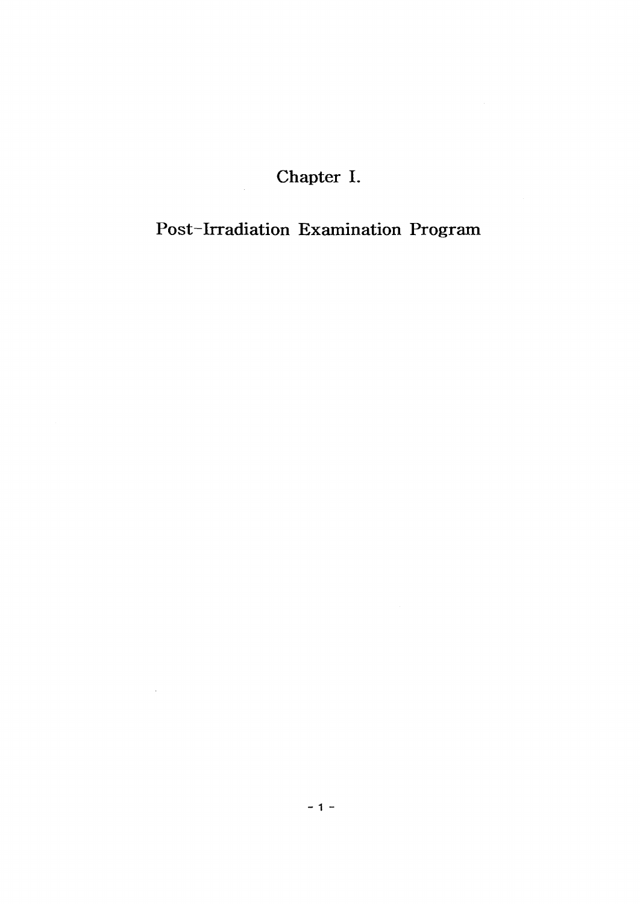# Chapter I.

# Post-Irradiation Examination Program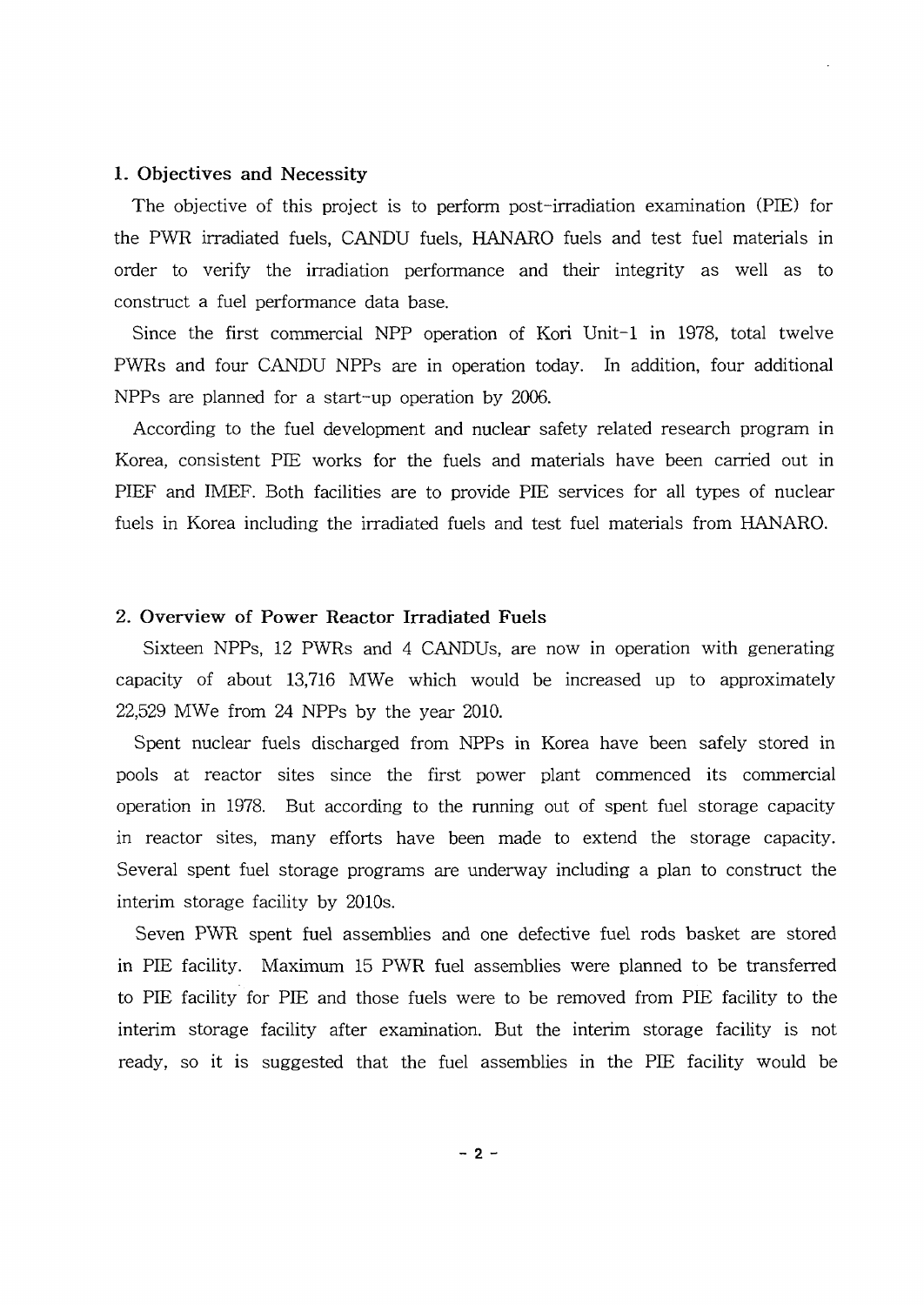## 1. Objectives and Necessity

The objective of this project is to perform post-irradiation examination (PIE) for the PWR irradiated fuels, CANDU fuels, HANARO fuels and test fuel materials in order to verify the irradiation performance and their integrity as well as to construct a fuel performance data base.

Since the first commercial NPP operation of Kori Unit-1 in 1978, total twelve PWRs and four CANDU NPPs are in operation today. In addition, four additional NPPs are planned for a start-up operation by 2006.

According to the fuel development and nuclear safety related research program in Korea, consistent PIE works for the fuels and materials have been carried out in PIEF and IMEF. Both facilities are to provide PIE services for all types of nuclear fuels in Korea including the irradiated fuels and test fuel materials from HANARO.

## 2. Overview of Power Reactor Irradiated Fuels

Sixteen NPPs, 12 PWRs and 4 CANDUs, are now in operation with generating capacity of about 13,716 MWe which would be increased up to approximately 22,529 MWe from 24 NPPs by the year 2010.

Spent nuclear fuels discharged from NPPs in Korea have been safely stored in pools at reactor sites since the first power plant commenced its commercial operation in 1978. But according to the running out of spent fuel storage capacity in reactor sites, many efforts have been made to extend the storage capacity. Several spent fuel storage programs are underway including a plan to construct the interim storage facility by 2010s.

Seven PWR spent fuel assemblies and one defective fuel rods basket are stored in PIE facility. Maximum 15 PWR fuel assemblies were planned to be transferred to PIE facility for PIE and those fuels were to be removed from PIE facility to the interim storage facility after examination. But the interim storage facility is not ready, so it is suggested that the fuel assemblies in the PIE facility would be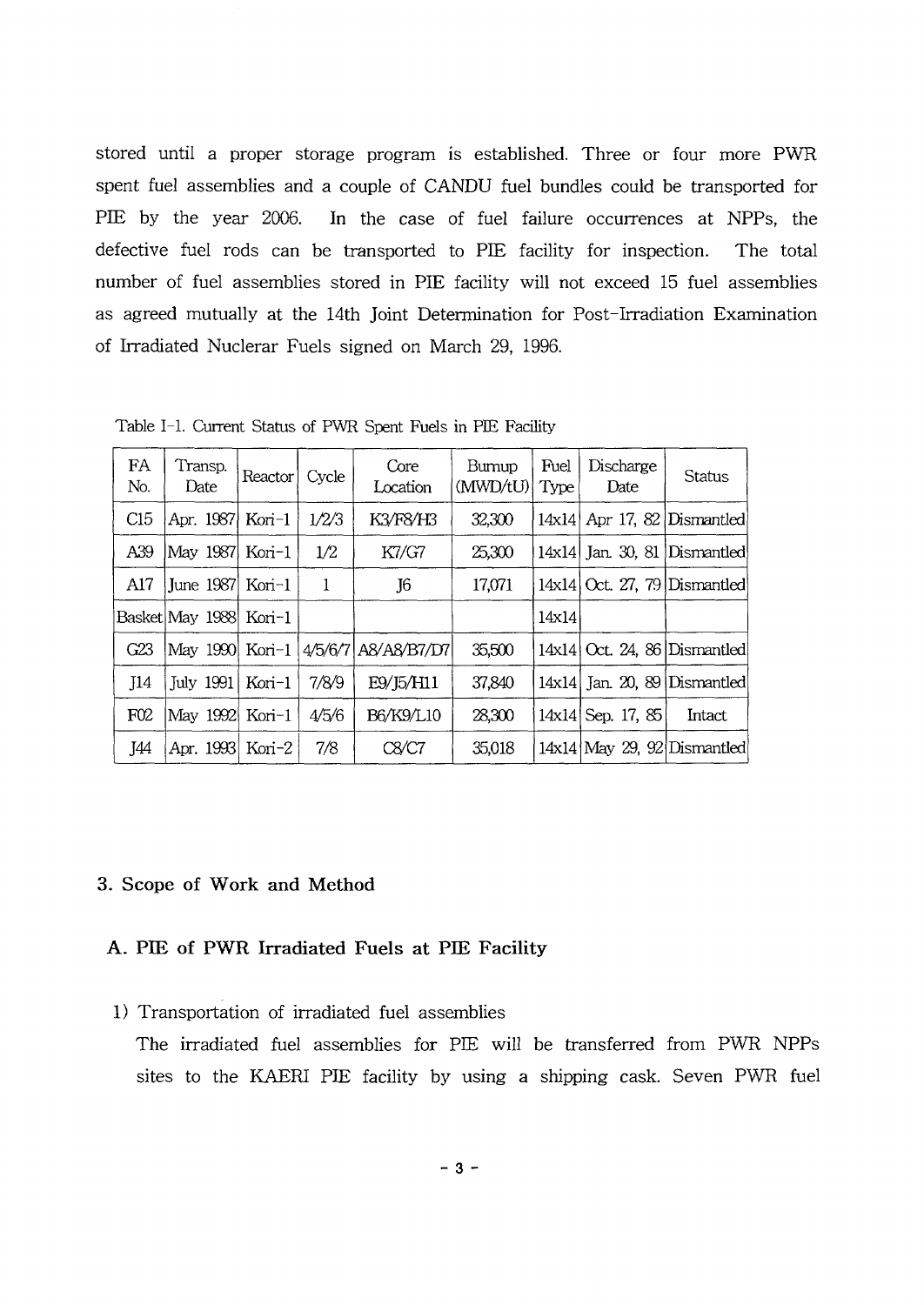stored until a proper storage program is established. Three or four more PWR spent fuel assemblies and a couple of CANDU fuel bundles could be transported for PIE by the year 2006. In the case of fuel failure occurrences at NPPs, the defective fuel rods can be transported to PIE facility for inspection. The total number of fuel assemblies stored in PIE facility will not exceed 15 fuel assemblies as agreed mutually at the 14th Joint Determination for Post-Irradiation Examination of Irradiated Nuclerar Fuels signed on March 29, 1996.

Table I-1. Current Status of PWR Spent Fuels in PIE Facility

| FA No. | Transp. Date | Reactor | Cycle | Core Location | Burnup (MWD/tU) | Fuel Type | Discharge Date | Status |
|---|---|---|---|---|---|---|---|---|
| C15 | Apr. 1987 | Kori-1 | 1/2/3 | K3/F8/H3 | 32,300 | 14x14 | Apr 17, 82 | Dismantled |
| A39 | May 1987 | Kori-1 | 1/2 | K7/G7 | 25,300 | 14x14 | Jan. 30, 81 | Dismantled |
| A17 | June 1987 | Kori-1 | 1 | J6 | 17,071 | 14x14 | Oct. 27, 79 | Dismantled |
| Basket | May 1988 | Kori-1 | | | | 14x14 | | |
| G23 | May 1990 | Kori-1 | 4/5/6/7 | A8/A8/B7/D7 | 35,500 | 14x14 | Oct. 24, 86 | Dismantled |
| J14 | July 1991 | Kori-1 | 7/8/9 | E9/J5/H11 | 37,840 | 14x14 | Jan. 20, 89 | Dismantled |
| F02 | May 1992 | Kori-1 | 4/5/6 | B6/K9/L10 | 28,300 | 14x14 | Sep. 17, 85 | Intact |
| J44 | Apr. 1993 | Kori-2 | 7/8 | C8/C7 | 35,018 | 14x14 | May 29, 92 | Dismantled |

## 3. Scope of Work and Method

### A. PIE of PWR Irradiated Fuels at PIE Facility

1) Transportation of irradiated fuel assemblies

The irradiated fuel assemblies for PIE will be transferred from PWR NPPs sites to the KAERI PIE facility by using a shipping cask. Seven PWR fuel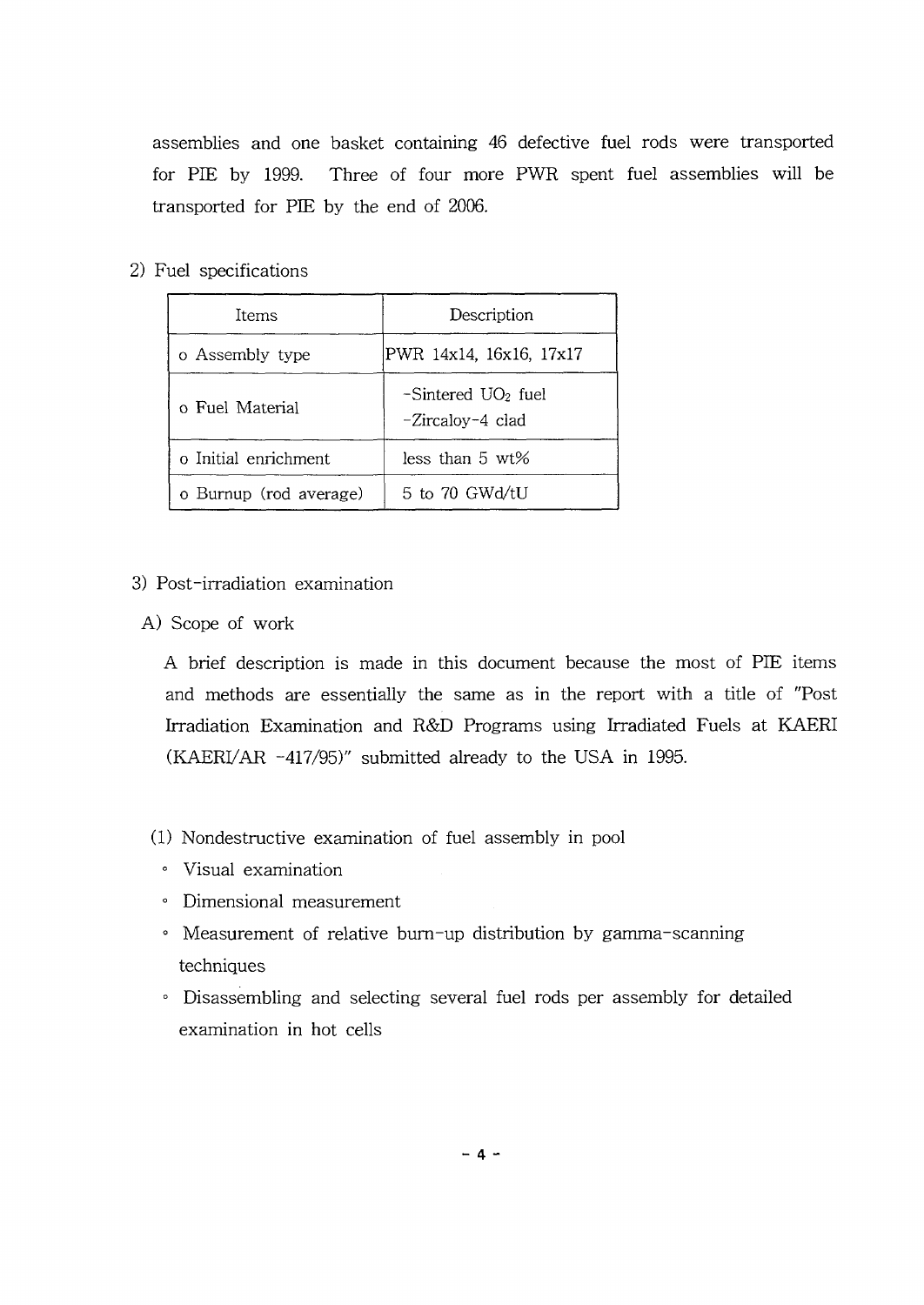assemblies and one basket containing 46 defective fuel rods were transported for PIE by 1999. Three of four more PWR spent fuel assemblies will be transported for PIE by the end of 2006.

2) Fuel specifications

| Items | Description |
|---|---|
| o Assembly type | PWR 14x14, 16x16, 17x17 |
| o Fuel Material | -Sintered $UO_2$ fuel<br>-Zircaloy-4 clad |
| o Initial enrichment | less than 5 wt% |
| o Burnup (rod average) | 5 to 70 GWd/tU |

3) Post-irradiation examination

A) Scope of work

A brief description is made in this document because the most of PIE items and methods are essentially the same as in the report with a title of "Post Irradiation Examination and R&D Programs using Irradiated Fuels at KAERI (KAERI/AR -417/95)" submitted already to the USA in 1995.

(1) Nondestructive examination of fuel assembly in pool

- Visual examination
- Dimensional measurement
- Measurement of relative burn-up distribution by gamma-scanning techniques
- Disassembling and selecting several fuel rods per assembly for detailed examination in hot cells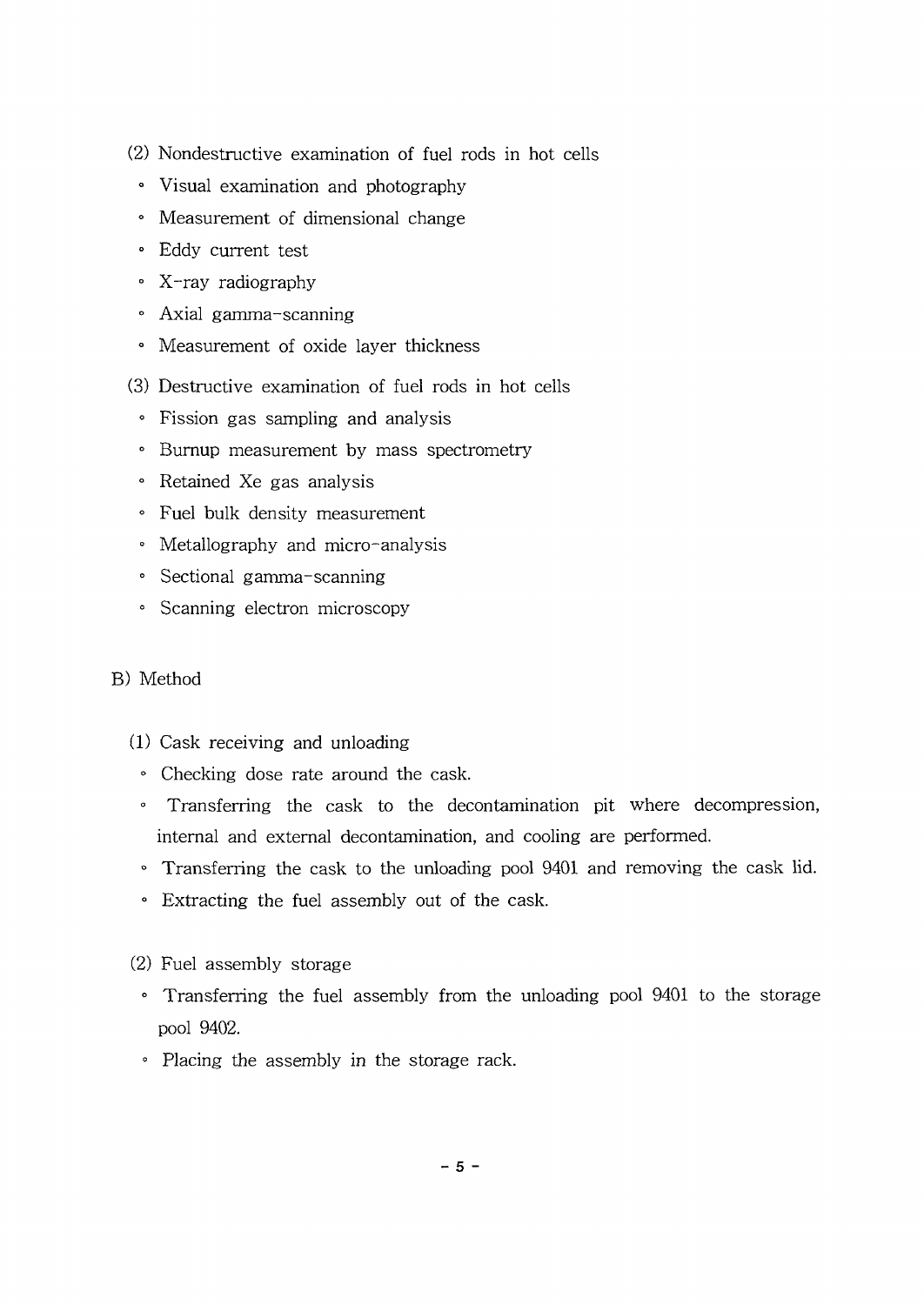(2) Nondestructive examination of fuel rods in hot cells

- Visual examination and photography
- Measurement of dimensional change
- Eddy current test
- X-ray radiography
- Axial gamma-scanning
- Measurement of oxide layer thickness

(3) Destructive examination of fuel rods in hot cells

- Fission gas sampling and analysis
- Burnup measurement by mass spectrometry
- Retained Xe gas analysis
- Fuel bulk density measurement
- Metallography and micro-analysis
- Sectional gamma-scanning
- Scanning electron microscopy

B) Method

(1) Cask receiving and unloading

- Checking dose rate around the cask.
- Transferring the cask to the decontamination pit where decompression, internal and external decontamination, and cooling are performed.
- Transferring the cask to the unloading pool 9401 and removing the cask lid.
- Extracting the fuel assembly out of the cask.

(2) Fuel assembly storage

- Transferring the fuel assembly from the unloading pool 9401 to the storage pool 9402.
- Placing the assembly in the storage rack.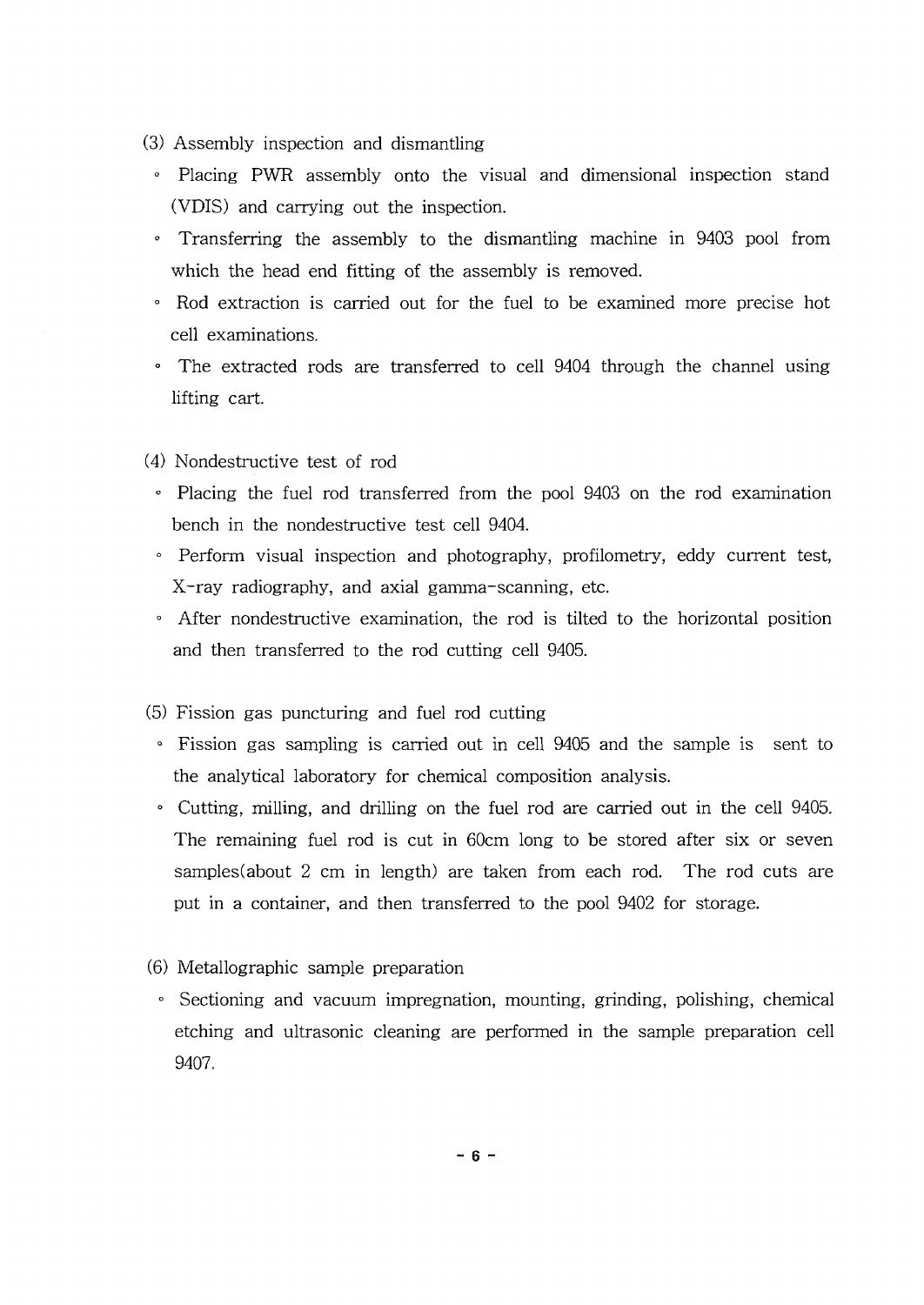(3) Assembly inspection and dismantling

- ◦ Placing PWR assembly onto the visual and dimensional inspection stand (VDIS) and carrying out the inspection.
- ◦ Transferring the assembly to the dismantling machine in 9403 pool from which the head end fitting of the assembly is removed.
- ◦ Rod extraction is carried out for the fuel to be examined more precise hot cell examinations.
- ◦ The extracted rods are transferred to cell 9404 through the channel using lifting cart.

(4) Nondestructive test of rod

- ◦ Placing the fuel rod transferred from the pool 9403 on the rod examination bench in the nondestructive test cell 9404.
- ◦ Perform visual inspection and photography, profilometry, eddy current test, X-ray radiography, and axial gamma-scanning, etc.
- ◦ After nondestructive examination, the rod is tilted to the horizontal position and then transferred to the rod cutting cell 9405.

(5) Fission gas puncturing and fuel rod cutting

- ◦ Fission gas sampling is carried out in cell 9405 and the sample is sent to the analytical laboratory for chemical composition analysis.
- ◦ Cutting, milling, and drilling on the fuel rod are carried out in the cell 9405. The remaining fuel rod is cut in 60cm long to be stored after six or seven samples(about 2 cm in length) are taken from each rod. The rod cuts are put in a container, and then transferred to the pool 9402 for storage.

(6) Metallographic sample preparation

- ◦ Sectioning and vacuum impregnation, mounting, grinding, polishing, chemical etching and ultrasonic cleaning are performed in the sample preparation cell 9407.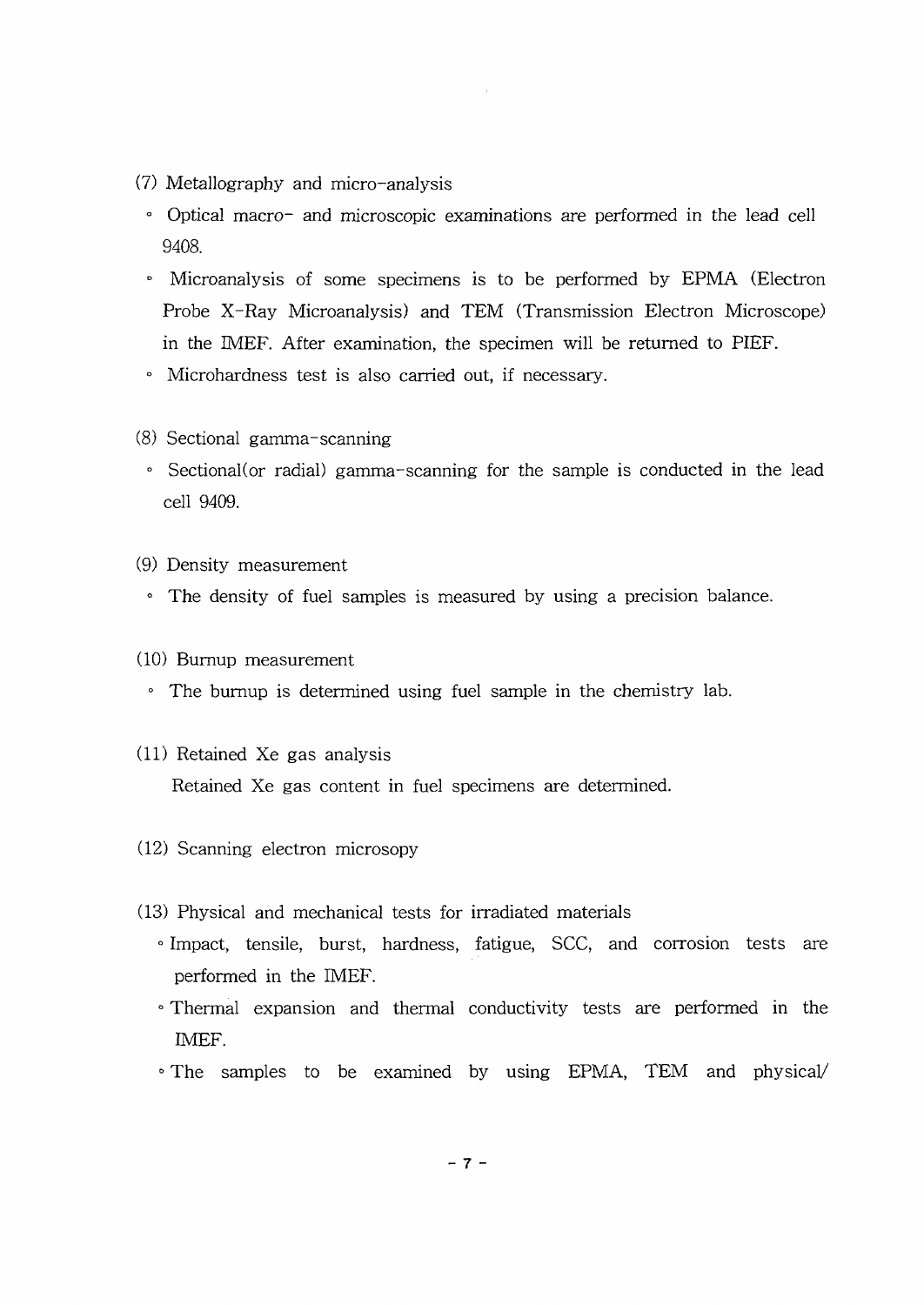(7) Metallography and micro-analysis

- Optical macro- and microscopic examinations are performed in the lead cell 9408.
- Microanalysis of some specimens is to be performed by EPMA (Electron Probe X-Ray Microanalysis) and TEM (Transmission Electron Microscope) in the IMEF. After examination, the specimen will be returned to PIEF.
- Microhardness test is also carried out, if necessary.

(8) Sectional gamma-scanning

- Sectional(or radial) gamma-scanning for the sample is conducted in the lead cell 9409.

(9) Density measurement

- The density of fuel samples is measured by using a precision balance.

(10) Burnup measurement

- The burnup is determined using fuel sample in the chemistry lab.

(11) Retained Xe gas analysis

Retained Xe gas content in fuel specimens are determined.

(12) Scanning electron microsopy

(13) Physical and mechanical tests for irradiated materials

- Impact, tensile, burst, hardness, fatigue, SCC, and corrosion tests are performed in the IMEF.
- Thermal expansion and thermal conductivity tests are performed in the IMEF.
- The samples to be examined by using EPMA, TEM and physical/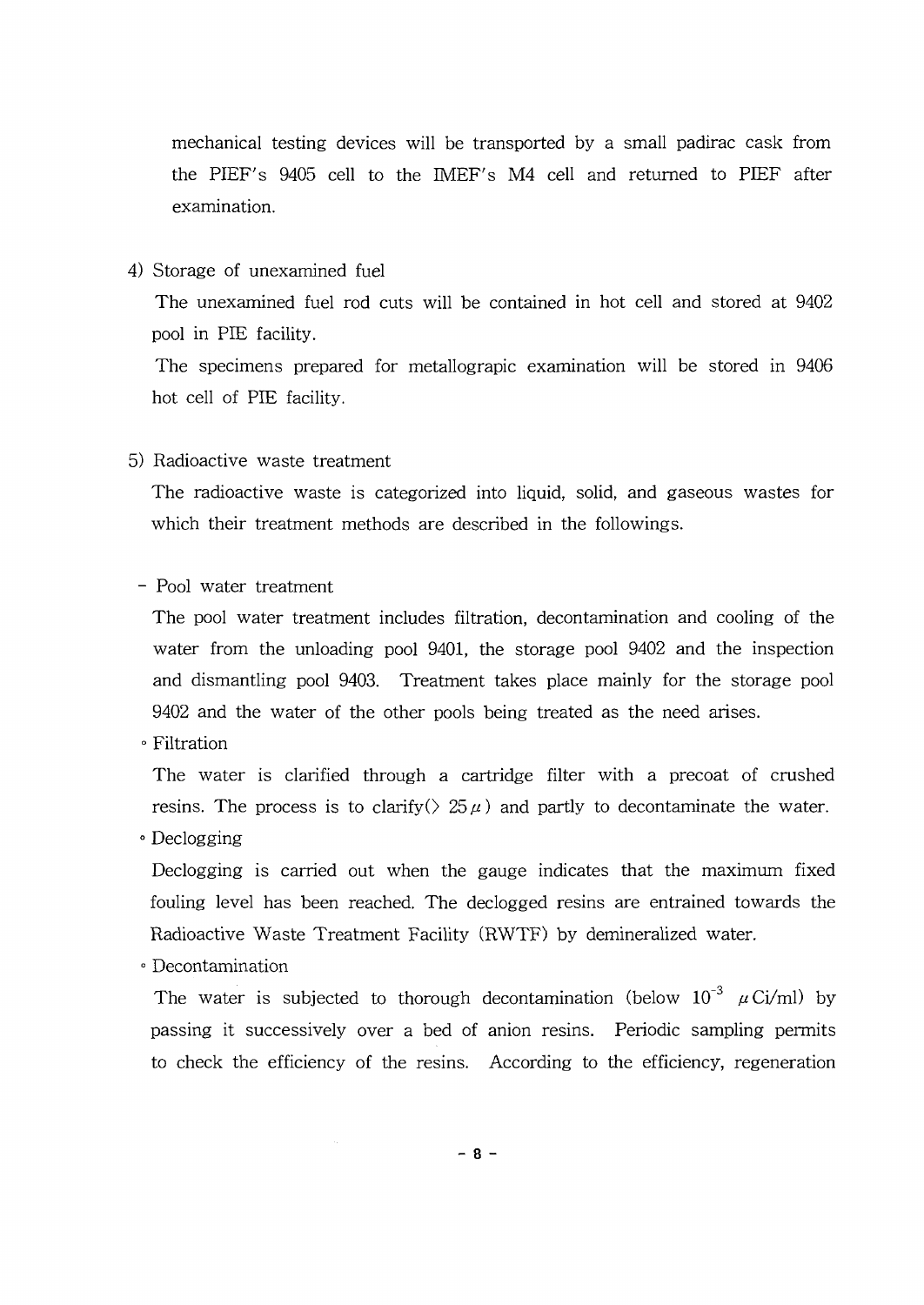mechanical testing devices will be transported by a small padirac cask from the PIEF's 9405 cell to the IMEF's M4 cell and returned to PIEF after examination.

4) Storage of unexamined fuel

The unexamined fuel rod cuts will be contained in hot cell and stored at 9402 pool in PIE facility.

The specimens prepared for metallograpic examination will be stored in 9406 hot cell of PIE facility.

5) Radioactive waste treatment

The radioactive waste is categorized into liquid, solid, and gaseous wastes for which their treatment methods are described in the followings.

- Pool water treatment

The pool water treatment includes filtration, decontamination and cooling of the water from the unloading pool 9401, the storage pool 9402 and the inspection and dismantling pool 9403. Treatment takes place mainly for the storage pool 9402 and the water of the other pools being treated as the need arises.

◦ Filtration

The water is clarified through a cartridge filter with a precoat of crushed resins. The process is to clarify(> $25\mu$) and partly to decontaminate the water.

◦ Declogging

Declogging is carried out when the gauge indicates that the maximum fixed fouling level has been reached. The declogged resins are entrained towards the Radioactive Waste Treatment Facility (RWTF) by demineralized water.

◦ Decontamination

The water is subjected to thorough decontamination (below $10^{-3}$ $\mu$Ci/ml) by passing it successively over a bed of anion resins. Periodic sampling permits to check the efficiency of the resins. According to the efficiency, regeneration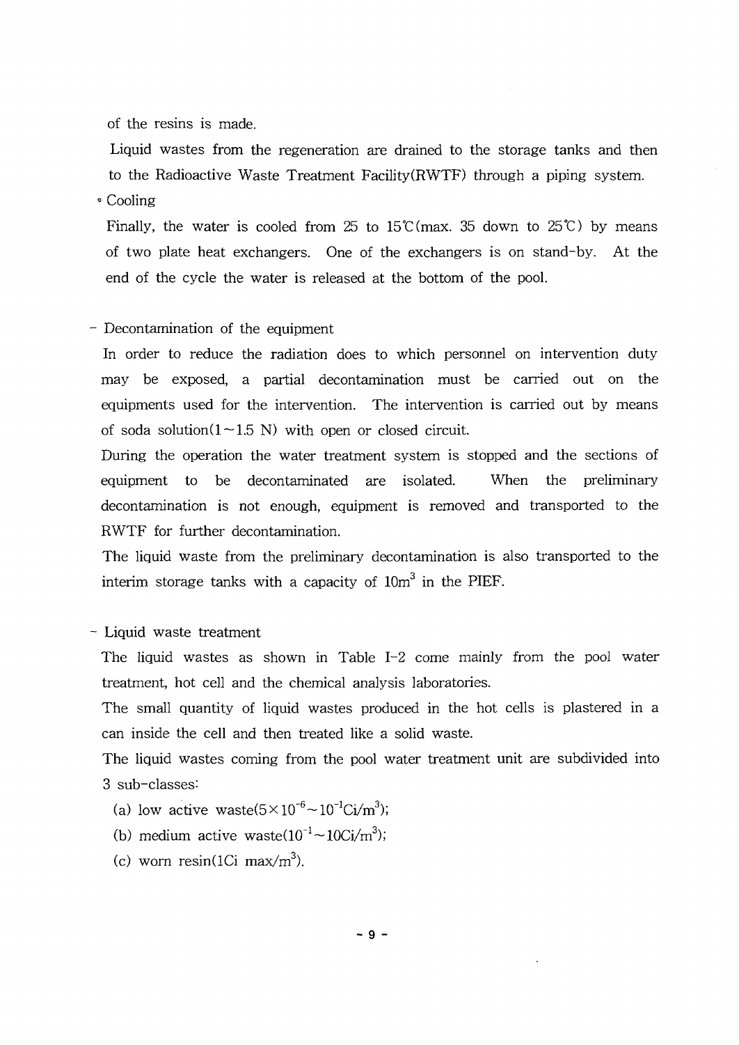of the resins is made.

Liquid wastes from the regeneration are drained to the storage tanks and then to the Radioactive Waste Treatment Facility(RWTF) through a piping system.

◦ Cooling

Finally, the water is cooled from 25 to 15℃(max. 35 down to 25℃) by means of two plate heat exchangers. One of the exchangers is on stand-by. At the end of the cycle the water is released at the bottom of the pool.

- Decontamination of the equipment

In order to reduce the radiation does to which personnel on intervention duty may be exposed, a partial decontamination must be carried out on the equipments used for the intervention. The intervention is carried out by means of soda solution(1~1.5 N) with open or closed circuit.

During the operation the water treatment system is stopped and the sections of equipment to be decontaminated are isolated. When the preliminary decontamination is not enough, equipment is removed and transported to the RWTF for further decontamination.

The liquid waste from the preliminary decontamination is also transported to the interim storage tanks with a capacity of $10m^3$ in the PIEF.

- Liquid waste treatment

The liquid wastes as shown in Table I-2 come mainly from the pool water treatment, hot cell and the chemical analysis laboratories.

The small quantity of liquid wastes produced in the hot cells is plastered in a can inside the cell and then treated like a solid waste.

The liquid wastes coming from the pool water treatment unit are subdivided into 3 sub-classes:

(a) low active waste($5\times10^{-6}\sim10^{-1}$Ci/$m^3$);

(b) medium active waste($10^{-1}\sim10$Ci/$m^3$);

(c) worn resin(1Ci max/$m^3$).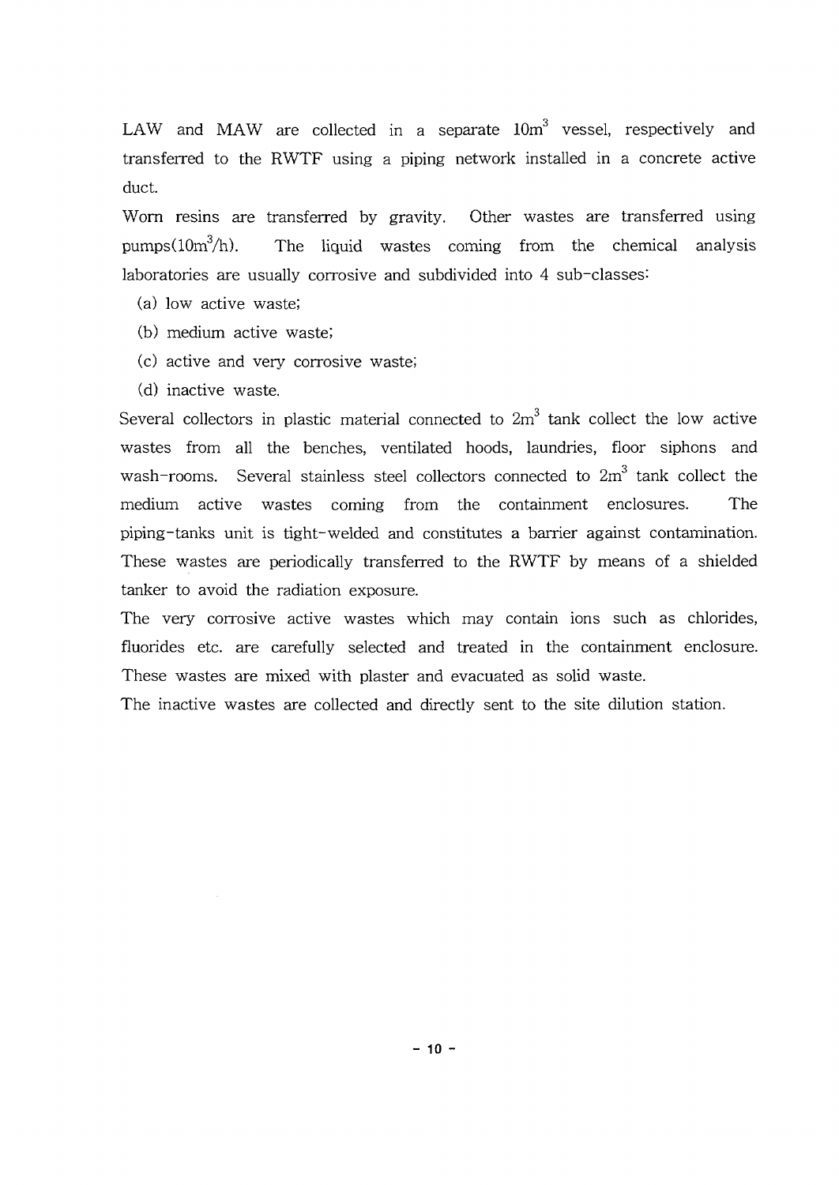LAW and MAW are collected in a separate $10m^3$ vessel, respectively and transferred to the RWTF using a piping network installed in a concrete active duct.

Worn resins are transferred by gravity. Other wastes are transferred using pumps($10m^3/h$). The liquid wastes coming from the chemical analysis laboratories are usually corrosive and subdivided into 4 sub-classes:

(a) low active waste;

(b) medium active waste;

(c) active and very corrosive waste;

(d) inactive waste.

Several collectors in plastic material connected to $2m^3$ tank collect the low active wastes from all the benches, ventilated hoods, laundries, floor siphons and wash-rooms. Several stainless steel collectors connected to $2m^3$ tank collect the medium active wastes coming from the containment enclosures. The piping-tanks unit is tight-welded and constitutes a barrier against contamination. These wastes are periodically transferred to the RWTF by means of a shielded tanker to avoid the radiation exposure.

The very corrosive active wastes which may contain ions such as chlorides, fluorides etc. are carefully selected and treated in the containment enclosure. These wastes are mixed with plaster and evacuated as solid waste.

The inactive wastes are collected and directly sent to the site dilution station.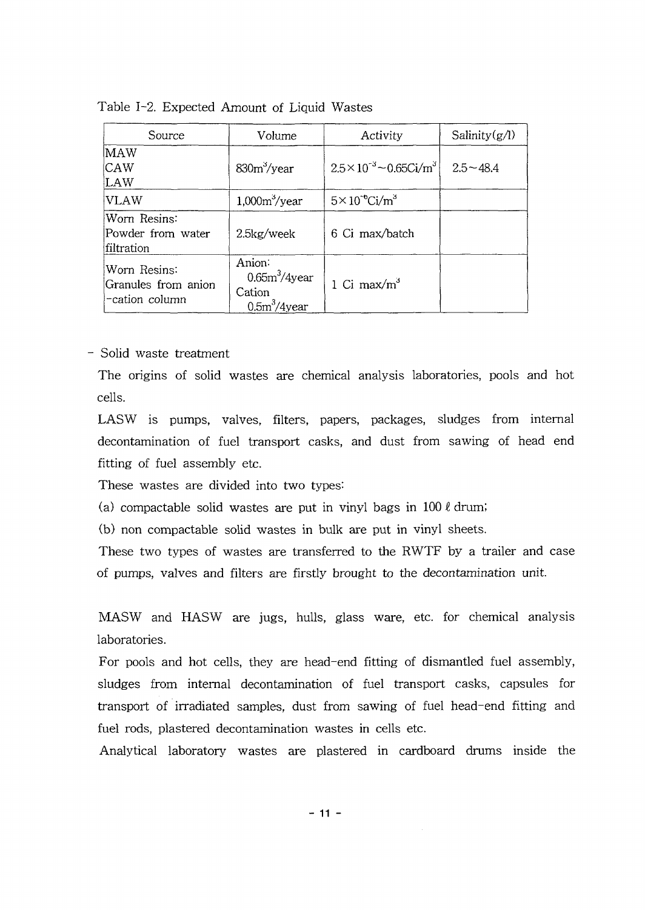Table I-2. Expected Amount of Liquid Wastes

| Source | Volume | Activity | Salinity(g/l) |
|---|---|---|---|
| MAW<br>CAW<br>LAW | 830$m^3$/year | $2.5\times10^{-3}\sim0.65Ci/m^3$ | 2.5~48.4 |
| VLAW | 1,000$m^3$/year | $5\times10^{-6}Ci/m^3$ | |
| Worn Resins:<br>Powder from water filtration | 2.5kg/week | 6 Ci max/batch | |
| Worn Resins:<br>Granules from anion -cation column | Anion:<br>0.65$m^3$/4year<br>Cation<br>0.5$m^3$/4year | 1 Ci max/$m^3$ | |

- Solid waste treatment

The origins of solid wastes are chemical analysis laboratories, pools and hot cells.

LASW is pumps, valves, filters, papers, packages, sludges from internal decontamination of fuel transport casks, and dust from sawing of head end fitting of fuel assembly etc.

These wastes are divided into two types:

(a) compactable solid wastes are put in vinyl bags in 100 ℓ drum;

(b) non compactable solid wastes in bulk are put in vinyl sheets.

These two types of wastes are transferred to the RWTF by a trailer and case of pumps, valves and filters are firstly brought to the decontamination unit.

MASW and HASW are jugs, hulls, glass ware, etc. for chemical analysis laboratories.

For pools and hot cells, they are head-end fitting of dismantled fuel assembly, sludges from internal decontamination of fuel transport casks, capsules for transport of irradiated samples, dust from sawing of fuel head-end fitting and fuel rods, plastered decontamination wastes in cells etc.

Analytical laboratory wastes are plastered in cardboard drums inside the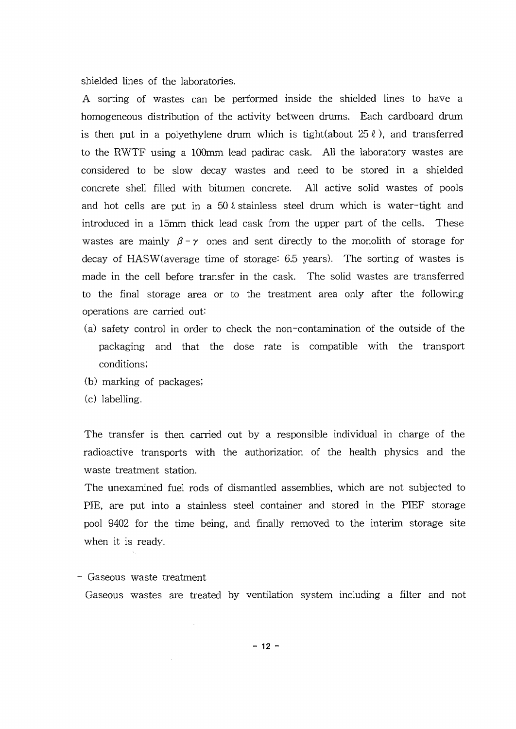shielded lines of the laboratories.

A sorting of wastes can be performed inside the shielded lines to have a homogeneous distribution of the activity between drums. Each cardboard drum is then put in a polyethylene drum which is tight(about 25 ℓ), and transferred to the RWTF using a 100mm lead padirac cask. All the laboratory wastes are considered to be slow decay wastes and need to be stored in a shielded concrete shell filled with bitumen concrete. All active solid wastes of pools and hot cells are put in a 50 ℓ stainless steel drum which is water-tight and introduced in a 15mm thick lead cask from the upper part of the cells. These wastes are mainly $\beta-\gamma$ ones and sent directly to the monolith of storage for decay of HASW(average time of storage: 6.5 years). The sorting of wastes is made in the cell before transfer in the cask. The solid wastes are transferred to the final storage area or to the treatment area only after the following operations are carried out:

(a) safety control in order to check the non-contamination of the outside of the packaging and that the dose rate is compatible with the transport conditions;
(b) marking of packages;
(c) labelling.

The transfer is then carried out by a responsible individual in charge of the radioactive transports with the authorization of the health physics and the waste treatment station.

The unexamined fuel rods of dismantled assemblies, which are not subjected to PIE, are put into a stainless steel container and stored in the PIEF storage pool 9402 for the time being, and finally removed to the interim storage site when it is ready.

- Gaseous waste treatment

Gaseous wastes are treated by ventilation system including a filter and not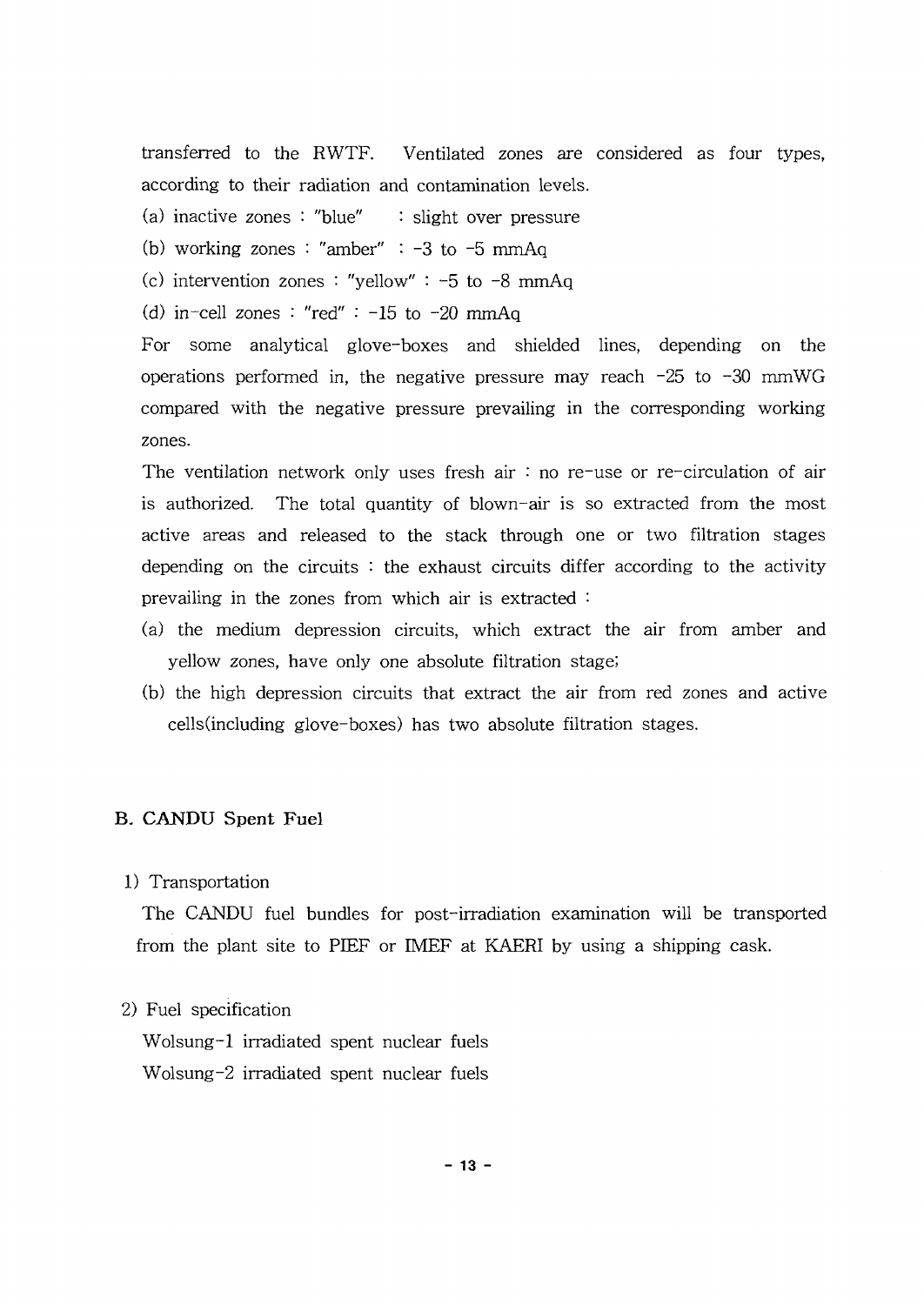transferred to the RWTF. Ventilated zones are considered as four types, according to their radiation and contamination levels.

(a) inactive zones : "blue" : slight over pressure

(b) working zones : "amber" : -3 to -5 mmAq

(c) intervention zones : "yellow" : -5 to -8 mmAq

(d) in-cell zones : "red" : -15 to -20 mmAq

For some analytical glove-boxes and shielded lines, depending on the operations performed in, the negative pressure may reach -25 to -30 mmWG compared with the negative pressure prevailing in the corresponding working zones.

The ventilation network only uses fresh air : no re-use or re-circulation of air is authorized. The total quantity of blown-air is so extracted from the most active areas and released to the stack through one or two filtration stages depending on the circuits : the exhaust circuits differ according to the activity prevailing in the zones from which air is extracted :

(a) the medium depression circuits, which extract the air from amber and yellow zones, have only one absolute filtration stage;

(b) the high depression circuits that extract the air from red zones and active cells(including glove-boxes) has two absolute filtration stages.

## B. CANDU Spent Fuel

1) Transportation

The CANDU fuel bundles for post-irradiation examination will be transported from the plant site to PIEF or IMEF at KAERI by using a shipping cask.

2) Fuel specification

Wolsung-1 irradiated spent nuclear fuels

Wolsung-2 irradiated spent nuclear fuels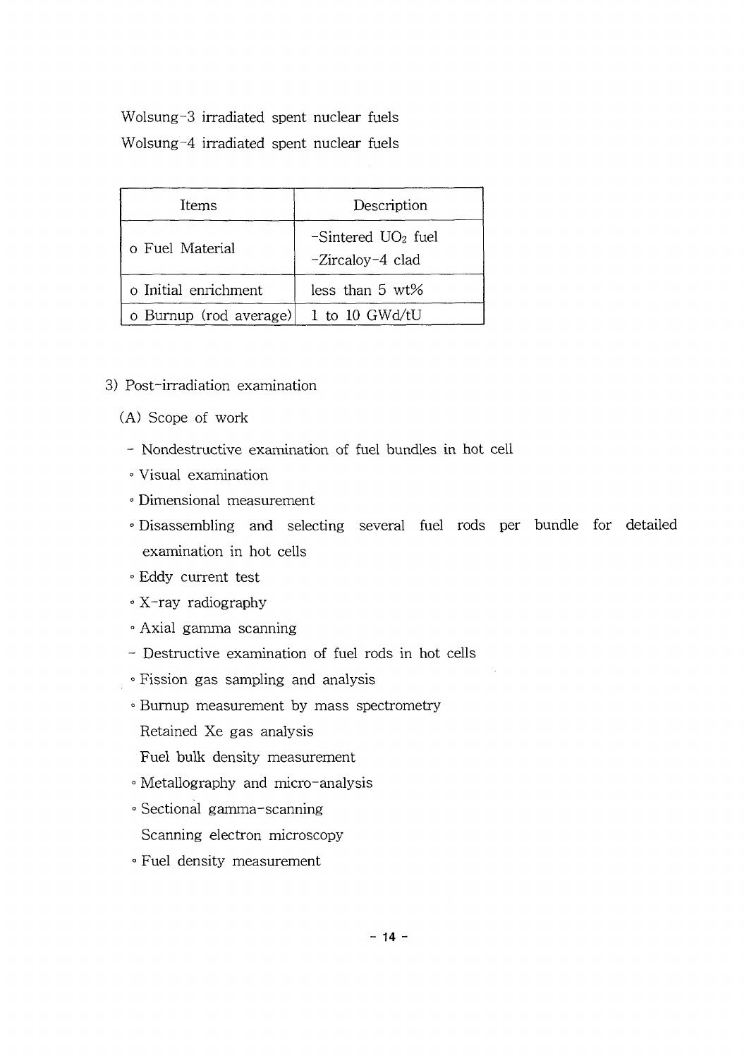Wolsung-3 irradiated spent nuclear fuels

Wolsung-4 irradiated spent nuclear fuels

| Items | Description |
| --- | --- |
| o Fuel Material | -Sintered $UO_2$ fuel<br>-Zircaloy-4 clad |
| o Initial enrichment | less than 5 wt% |
| o Burnup (rod average) | 1 to 10 GWd/tU |

3) Post-irradiation examination

(A) Scope of work

- Nondestructive examination of fuel bundles in hot cell
  - ◦ Visual examination
  - ◦ Dimensional measurement
  - ◦ Disassembling and selecting several fuel rods per bundle for detailed examination in hot cells
  - ◦ Eddy current test
  - ◦ X-ray radiography
  - ◦ Axial gamma scanning
- Destructive examination of fuel rods in hot cells
  - ◦ Fission gas sampling and analysis
  - ◦ Burnup measurement by mass spectrometry
    Retained Xe gas analysis
    Fuel bulk density measurement
  - ◦ Metallography and micro-analysis
  - ◦ Sectional gamma-scanning
    Scanning electron microscopy
  - ◦ Fuel density measurement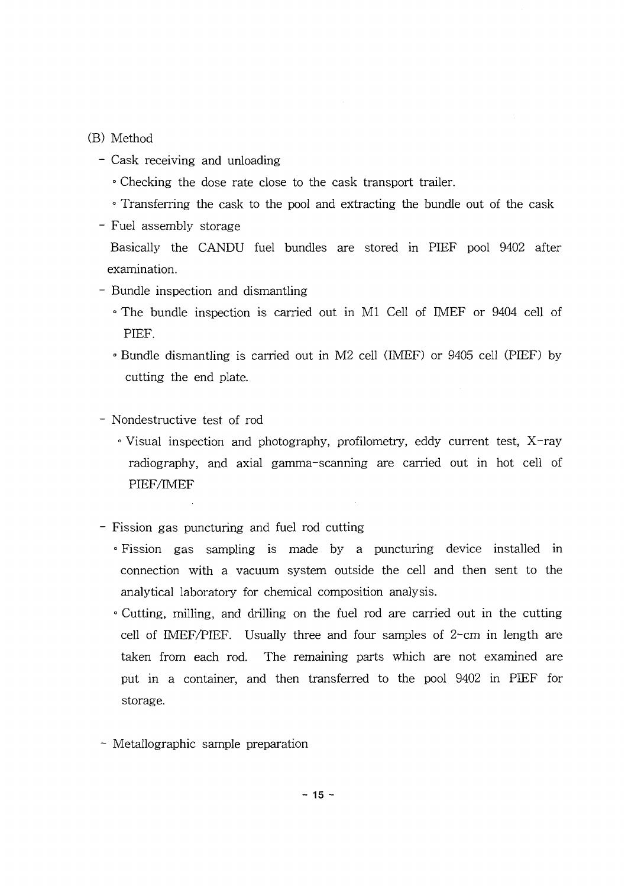(B) Method

- Cask receiving and unloading
  - ◦ Checking the dose rate close to the cask transport trailer.
  - ◦ Transferring the cask to the pool and extracting the bundle out of the cask
- Fuel assembly storage

  Basically the CANDU fuel bundles are stored in PIEF pool 9402 after examination.
- Bundle inspection and dismantling
  - ◦ The bundle inspection is carried out in M1 Cell of IMEF or 9404 cell of PIEF.
  - ◦ Bundle dismantling is carried out in M2 cell (IMEF) or 9405 cell (PIEF) by cutting the end plate.
- Nondestructive test of rod
  - ◦ Visual inspection and photography, profilometry, eddy current test, X-ray radiography, and axial gamma-scanning are carried out in hot cell of PIEF/IMEF
- Fission gas puncturing and fuel rod cutting
  - ◦ Fission gas sampling is made by a puncturing device installed in connection with a vacuum system outside the cell and then sent to the analytical laboratory for chemical composition analysis.
  - ◦ Cutting, milling, and drilling on the fuel rod are carried out in the cutting cell of IMEF/PIEF. Usually three and four samples of 2-cm in length are taken from each rod. The remaining parts which are not examined are put in a container, and then transferred to the pool 9402 in PIEF for storage.
- Metallographic sample preparation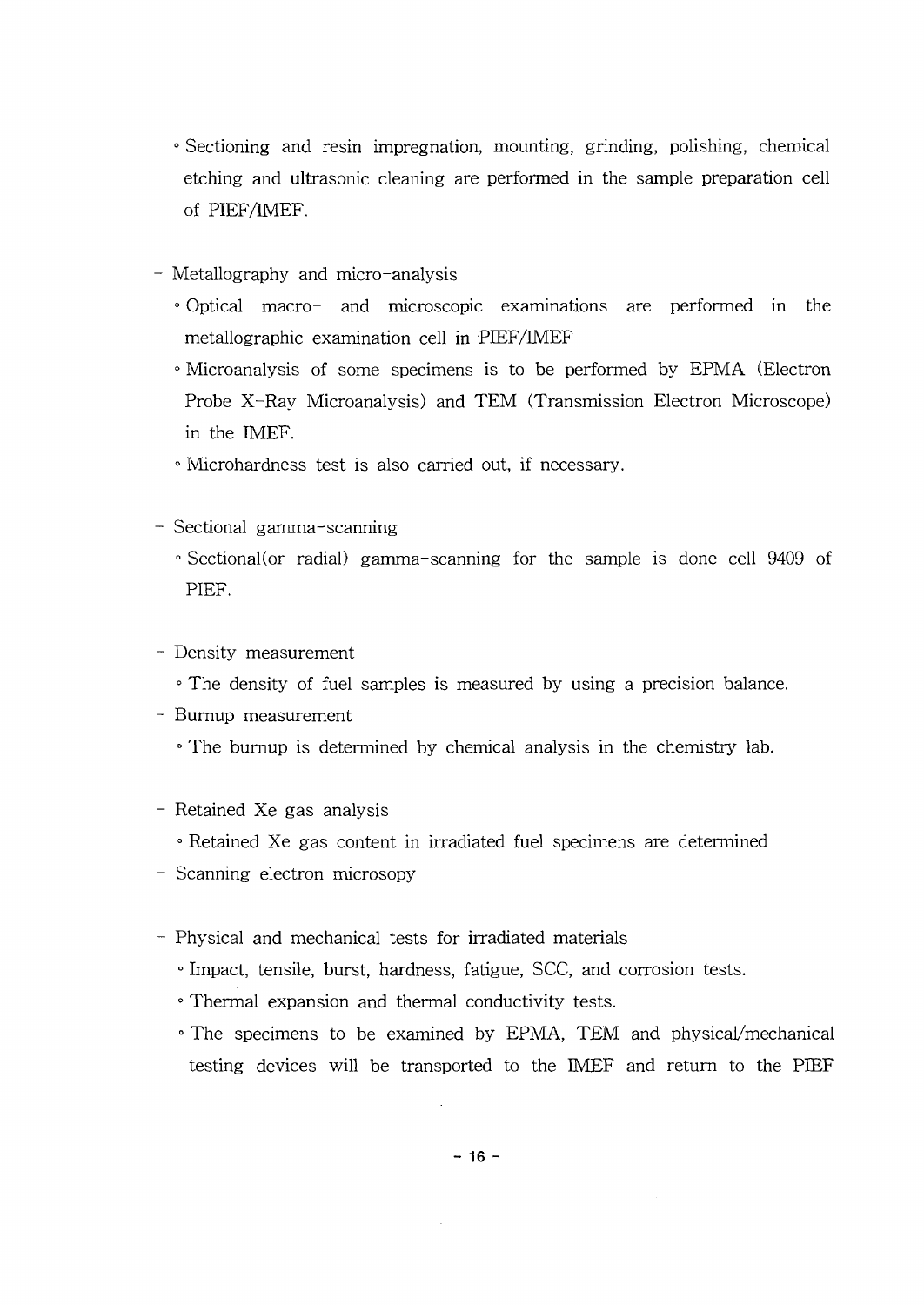- ◦ Sectioning and resin impregnation, mounting, grinding, polishing, chemical etching and ultrasonic cleaning are performed in the sample preparation cell of PIEF/IMEF.

- Metallography and micro-analysis
  - ◦ Optical macro- and microscopic examinations are performed in the metallographic examination cell in PIEF/IMEF
  - ◦ Microanalysis of some specimens is to be performed by EPMA (Electron Probe X-Ray Microanalysis) and TEM (Transmission Electron Microscope) in the IMEF.
  - ◦ Microhardness test is also carried out, if necessary.

- Sectional gamma-scanning
  - ◦ Sectional(or radial) gamma-scanning for the sample is done cell 9409 of PIEF.

- Density measurement
  - ◦ The density of fuel samples is measured by using a precision balance.
- Burnup measurement
  - ◦ The burnup is determined by chemical analysis in the chemistry lab.

- Retained Xe gas analysis
  - ◦ Retained Xe gas content in irradiated fuel specimens are determined
- Scanning electron microsopy

- Physical and mechanical tests for irradiated materials
  - ◦ Impact, tensile, burst, hardness, fatigue, SCC, and corrosion tests.
  - ◦ Thermal expansion and thermal conductivity tests.
  - ◦ The specimens to be examined by EPMA, TEM and physical/mechanical testing devices will be transported to the IMEF and return to the PIEF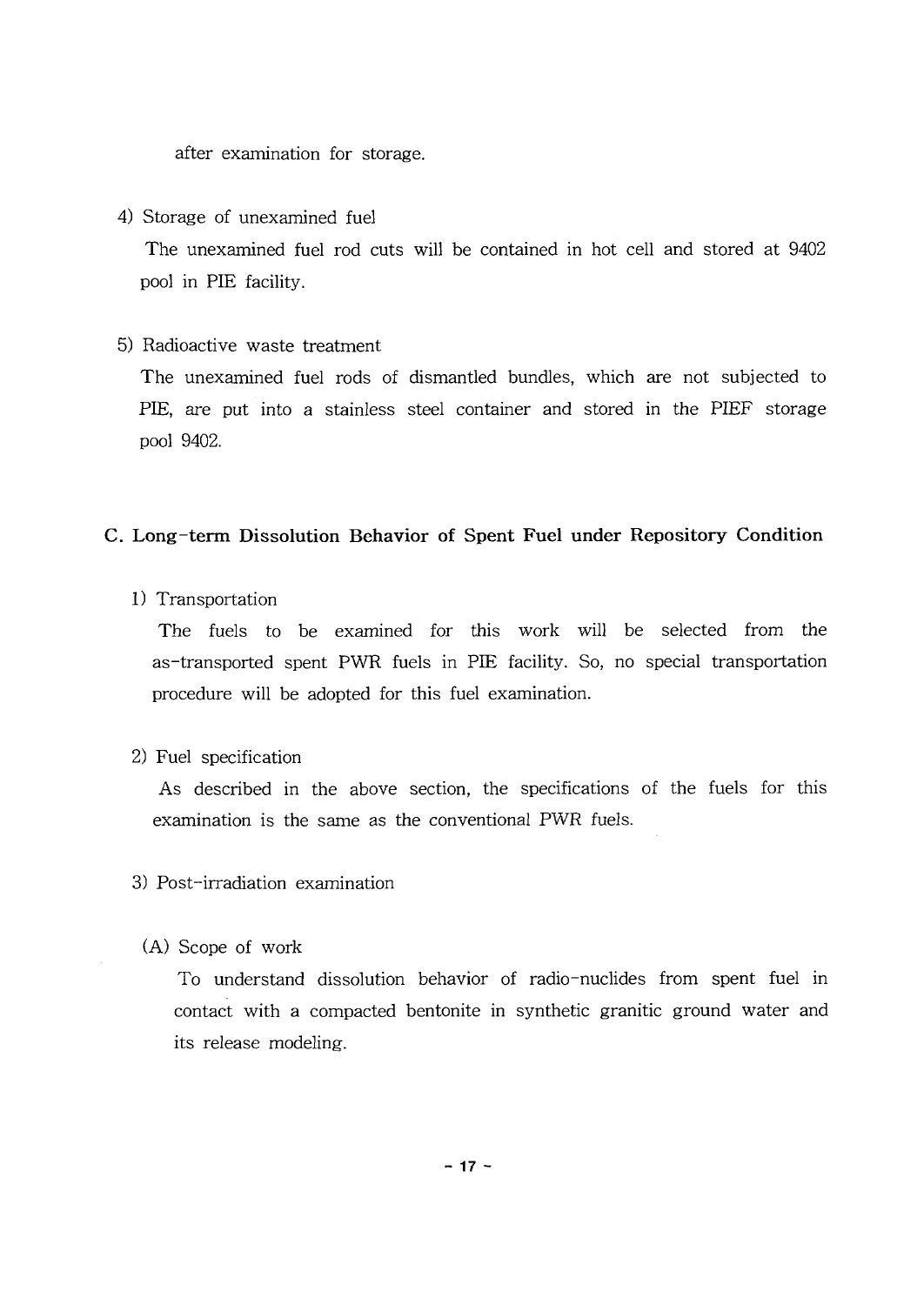after examination for storage.

4) Storage of unexamined fuel

The unexamined fuel rod cuts will be contained in hot cell and stored at 9402 pool in PIE facility.

5) Radioactive waste treatment

The unexamined fuel rods of dismantled bundles, which are not subjected to PIE, are put into a stainless steel container and stored in the PIEF storage pool 9402.

### C. Long-term Dissolution Behavior of Spent Fuel under Repository Condition

1) Transportation

The fuels to be examined for this work will be selected from the as-transported spent PWR fuels in PIE facility. So, no special transportation procedure will be adopted for this fuel examination.

2) Fuel specification

As described in the above section, the specifications of the fuels for this examination is the same as the conventional PWR fuels.

3) Post-irradiation examination

(A) Scope of work

To understand dissolution behavior of radio-nuclides from spent fuel in contact with a compacted bentonite in synthetic granitic ground water and its release modeling.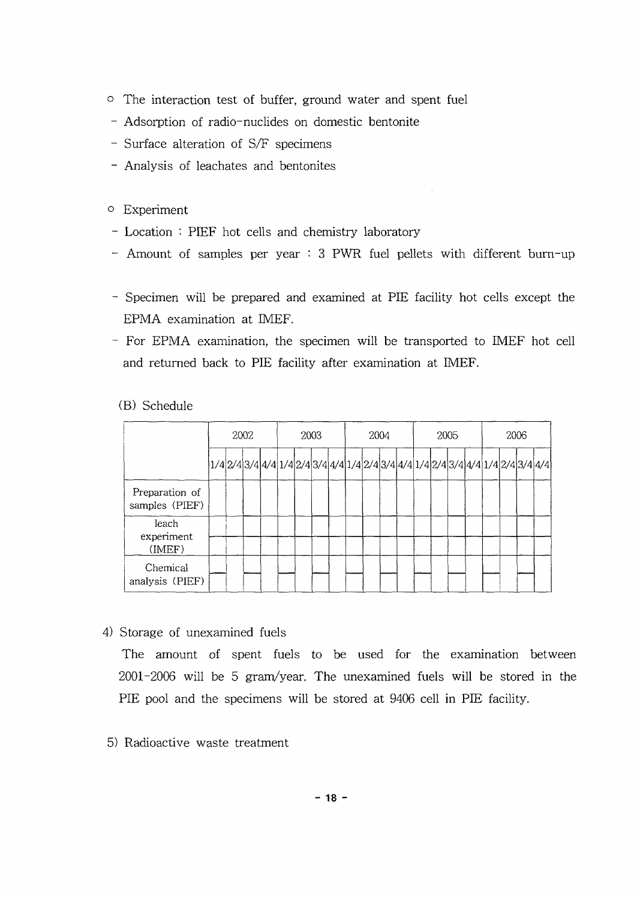○ The interaction test of buffer, ground water and spent fuel
- Adsorption of radio-nuclides on domestic bentonite
- Surface alteration of S/F specimens
- Analysis of leachates and bentonites

○ Experiment
- Location : PIEF hot cells and chemistry laboratory
- Amount of samples per year : 3 PWR fuel pellets with different burn-up
- Specimen will be prepared and examined at PIE facility hot cells except the EPMA examination at IMEF.
- For EPMA examination, the specimen will be transported to IMEF hot cell and returned back to PIE facility after examination at IMEF.

(B) Schedule

| | 2002 | | | | 2003 | | | | 2004 | | | | 2005 | | | | 2006 | | | |
|---|---|---|---|---|---|---|---|---|---|---|---|---|---|---|---|---|---|---|---|---|
| | 1/4 | 2/4 | 3/4 | 4/4 | 1/4 | 2/4 | 3/4 | 4/4 | 1/4 | 2/4 | 3/4 | 4/4 | 1/4 | 2/4 | 3/4 | 4/4 | 1/4 | 2/4 | 3/4 | 4/4 |
| Preparation of samples (PIEF) | | | | | | | | | | | | | | | | | | | | |
| leach experiment (IMEF) | | | | | | | | | | | | | | | | | | | | |
| Chemical analysis (PIEF) | | | | | | | | | | | | | | | | | | | | |

4) Storage of unexamined fuels

The amount of spent fuels to be used for the examination between 2001-2006 will be 5 gram/year. The unexamined fuels will be stored in the PIE pool and the specimens will be stored at 9406 cell in PIE facility.

5) Radioactive waste treatment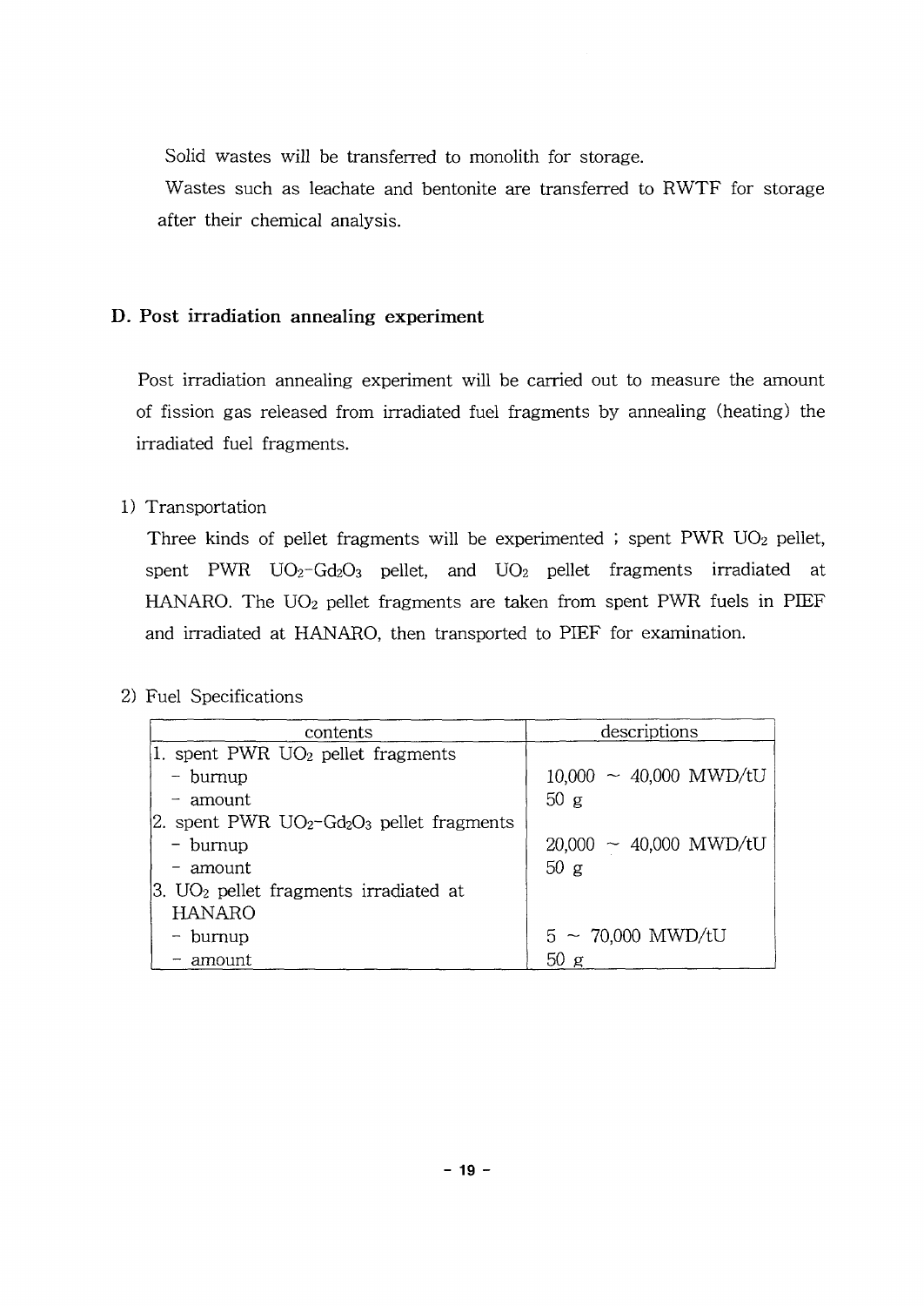Solid wastes will be transferred to monolith for storage.

Wastes such as leachate and bentonite are transferred to RWTF for storage after their chemical analysis.

### D. Post irradiation annealing experiment

Post irradiation annealing experiment will be carried out to measure the amount of fission gas released from irradiated fuel fragments by annealing (heating) the irradiated fuel fragments.

1) Transportation

Three kinds of pellet fragments will be experimented ; spent PWR $UO_2$ pellet, spent PWR $UO_2$-$Gd_2O_3$ pellet, and $UO_2$ pellet fragments irradiated at HANARO. The $UO_2$ pellet fragments are taken from spent PWR fuels in PIEF and irradiated at HANARO, then transported to PIEF for examination.

2) Fuel Specifications

| contents | descriptions |
|---|---|
| 1. spent PWR $UO_2$ pellet fragments | |
| - burnup | 10,000 ~ 40,000 MWD/tU |
| - amount | 50 g |
| 2. spent PWR $UO_2$-$Gd_2O_3$ pellet fragments | |
| - burnup | 20,000 ~ 40,000 MWD/tU |
| - amount | 50 g |
| 3. $UO_2$ pellet fragments irradiated at HANARO | |
| - burnup | 5 ~ 70,000 MWD/tU |
| - amount | 50 g |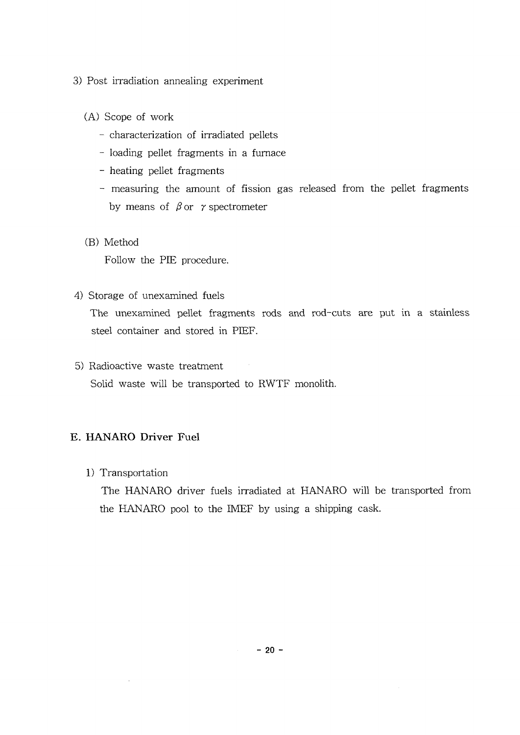3) Post irradiation annealing experiment

(A) Scope of work

- characterization of irradiated pellets
- loading pellet fragments in a furnace
- heating pellet fragments
- measuring the amount of fission gas released from the pellet fragments by means of $\beta$ or $\gamma$ spectrometer

(B) Method

Follow the PIE procedure.

4) Storage of unexamined fuels

The unexamined pellet fragments rods and rod-cuts are put in a stainless steel container and stored in PIEF.

5) Radioactive waste treatment

Solid waste will be transported to RWTF monolith.

## E. HANARO Driver Fuel

1) Transportation

The HANARO driver fuels irradiated at HANARO will be transported from the HANARO pool to the IMEF by using a shipping cask.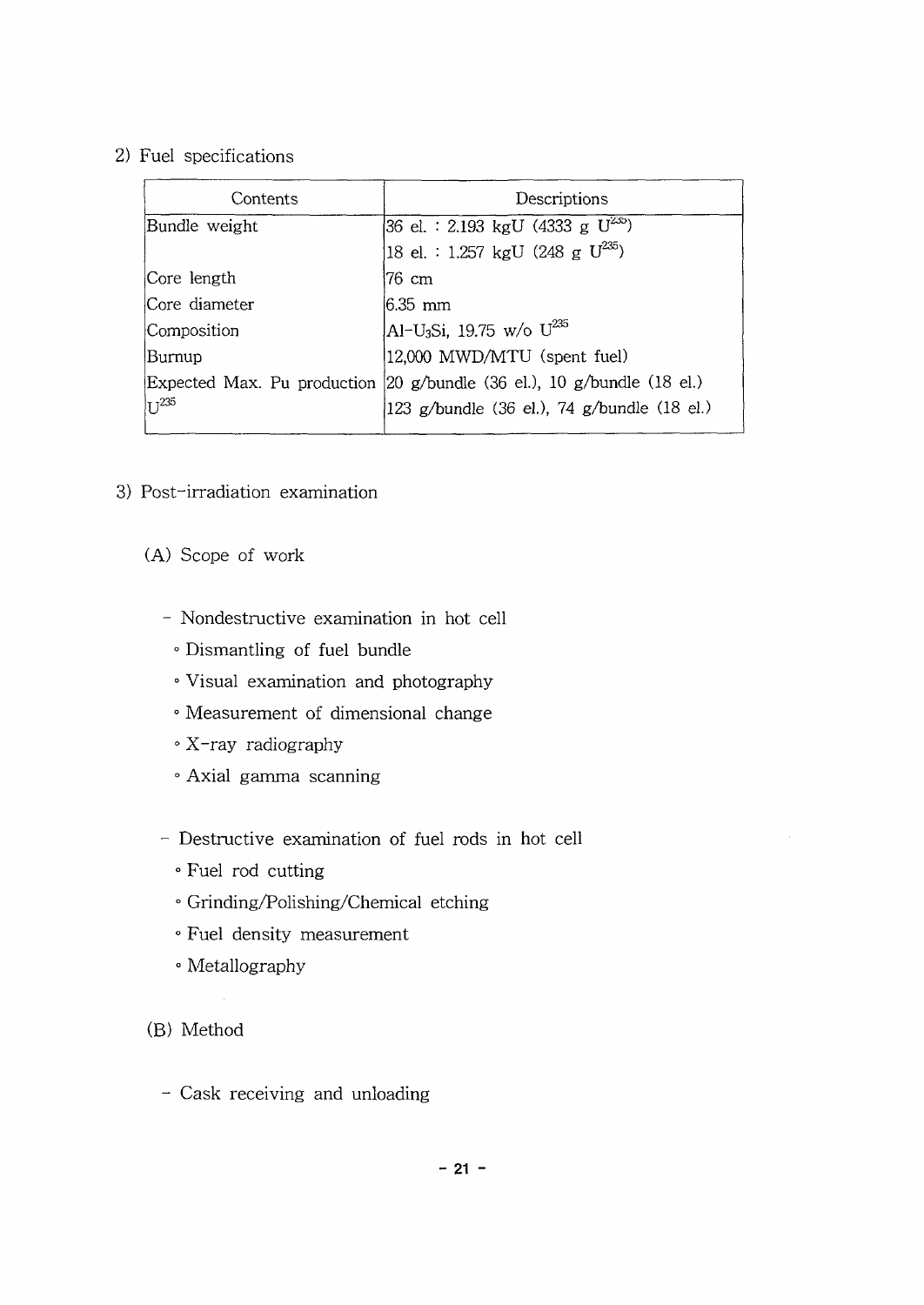2) Fuel specifications

| Contents | Descriptions |
|---|---|
| Bundle weight | 36 el. : 2.193 kgU (4333 g $U^{235}$) |
| | 18 el. : 1.257 kgU (248 g $U^{235}$) |
| Core length | 76 cm |
| Core diameter | 6.35 mm |
| Composition | Al-$U_3$Si, 19.75 w/o $U^{235}$ |
| Burnup | 12,000 MWD/MTU (spent fuel) |
| Expected Max. Pu production | 20 g/bundle (36 el.), 10 g/bundle (18 el.) |
| $U^{235}$ | 123 g/bundle (36 el.), 74 g/bundle (18 el.) |

3) Post-irradiation examination

(A) Scope of work

- Nondestructive examination in hot cell
  - Dismantling of fuel bundle
  - Visual examination and photography
  - Measurement of dimensional change
  - X-ray radiography
  - Axial gamma scanning

- Destructive examination of fuel rods in hot cell
  - Fuel rod cutting
  - Grinding/Polishing/Chemical etching
  - Fuel density measurement
  - Metallography

(B) Method

- Cask receiving and unloading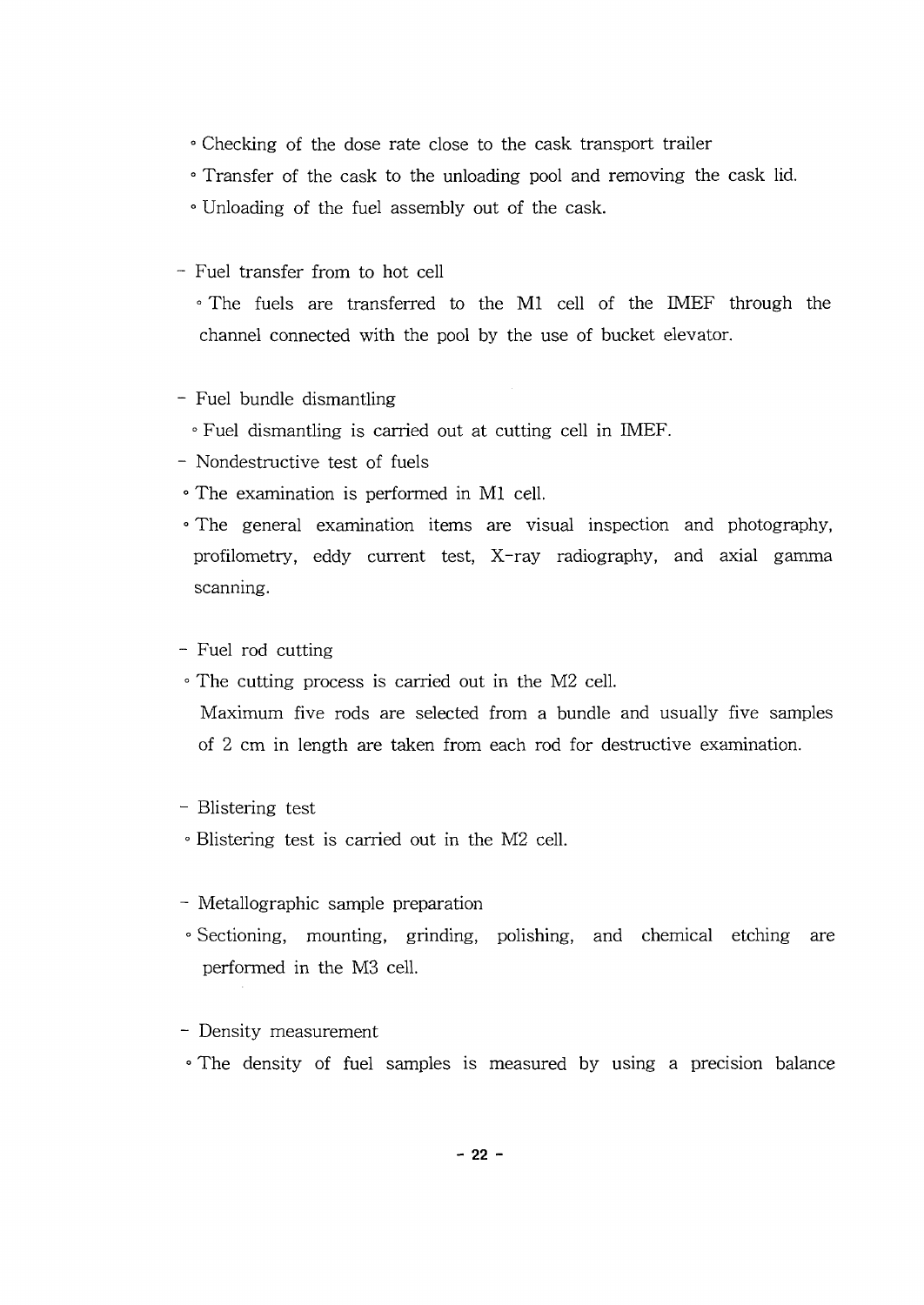◦ Checking of the dose rate close to the cask transport trailer

◦ Transfer of the cask to the unloading pool and removing the cask lid.

◦ Unloading of the fuel assembly out of the cask.

- Fuel transfer from to hot cell

  ◦ The fuels are transferred to the M1 cell of the IMEF through the channel connected with the pool by the use of bucket elevator.

- Fuel bundle dismantling

  ◦ Fuel dismantling is carried out at cutting cell in IMEF.

- Nondestructive test of fuels

  ◦ The examination is performed in M1 cell.

  ◦ The general examination items are visual inspection and photography, profilometry, eddy current test, X-ray radiography, and axial gamma scanning.

- Fuel rod cutting

  ◦ The cutting process is carried out in the M2 cell.
  Maximum five rods are selected from a bundle and usually five samples of 2 cm in length are taken from each rod for destructive examination.

- Blistering test

  ◦ Blistering test is carried out in the M2 cell.

- Metallographic sample preparation

  ◦ Sectioning, mounting, grinding, polishing, and chemical etching are performed in the M3 cell.

- Density measurement

  ◦ The density of fuel samples is measured by using a precision balance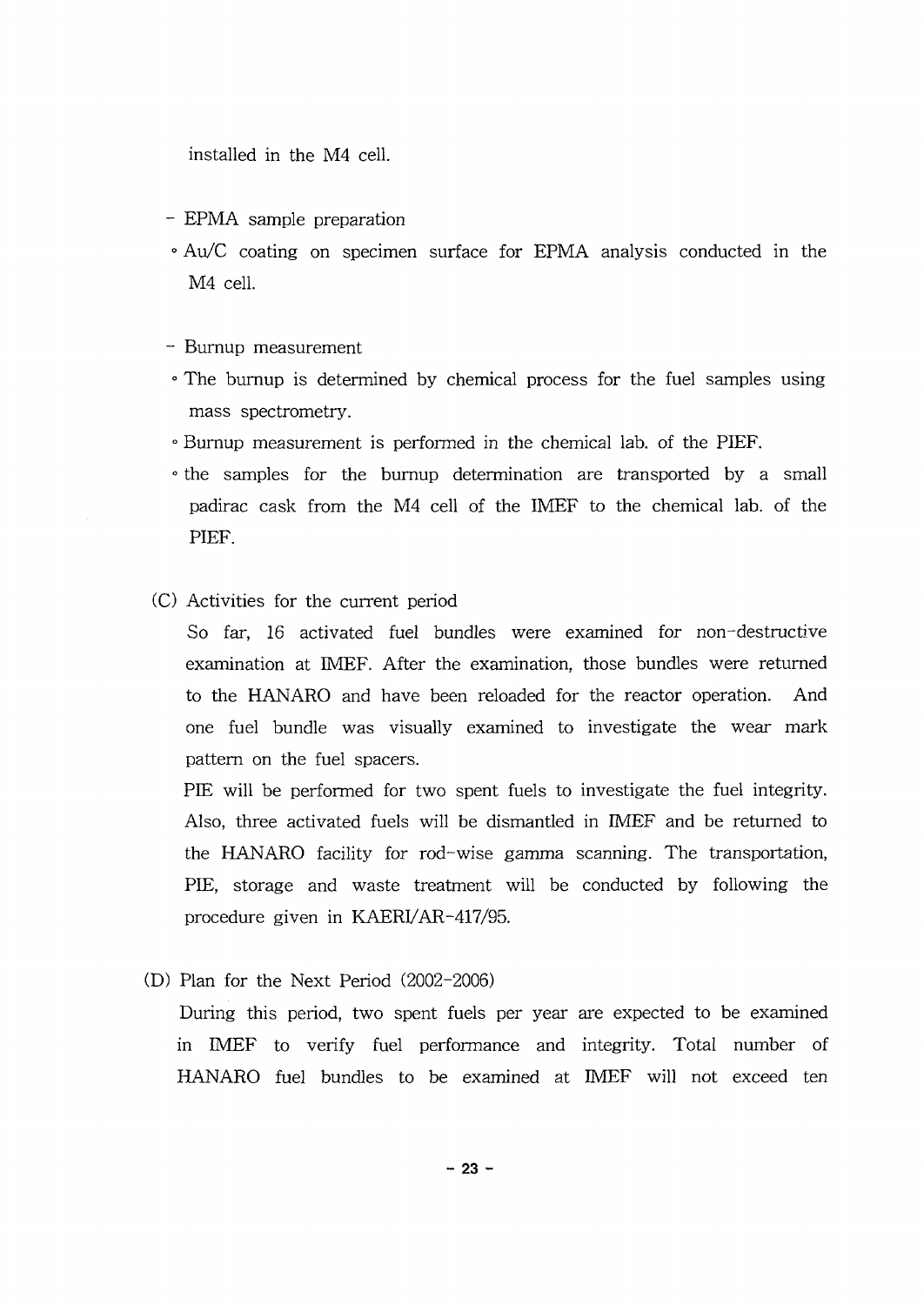installed in the M4 cell.

- EPMA sample preparation
  - Au/C coating on specimen surface for EPMA analysis conducted in the M4 cell.

- Burnup measurement
  - The burnup is determined by chemical process for the fuel samples using mass spectrometry.
  - Burnup measurement is performed in the chemical lab. of the PIEF.
  - the samples for the burnup determination are transported by a small padirac cask from the M4 cell of the IMEF to the chemical lab. of the PIEF.

(C) Activities for the current period

So far, 16 activated fuel bundles were examined for non-destructive examination at IMEF. After the examination, those bundles were returned to the HANARO and have been reloaded for the reactor operation. And one fuel bundle was visually examined to investigate the wear mark pattern on the fuel spacers.

PIE will be performed for two spent fuels to investigate the fuel integrity. Also, three activated fuels will be dismantled in IMEF and be returned to the HANARO facility for rod-wise gamma scanning. The transportation, PIE, storage and waste treatment will be conducted by following the procedure given in KAERI/AR-417/95.

(D) Plan for the Next Period (2002-2006)

During this period, two spent fuels per year are expected to be examined in IMEF to verify fuel performance and integrity. Total number of HANARO fuel bundles to be examined at IMEF will not exceed ten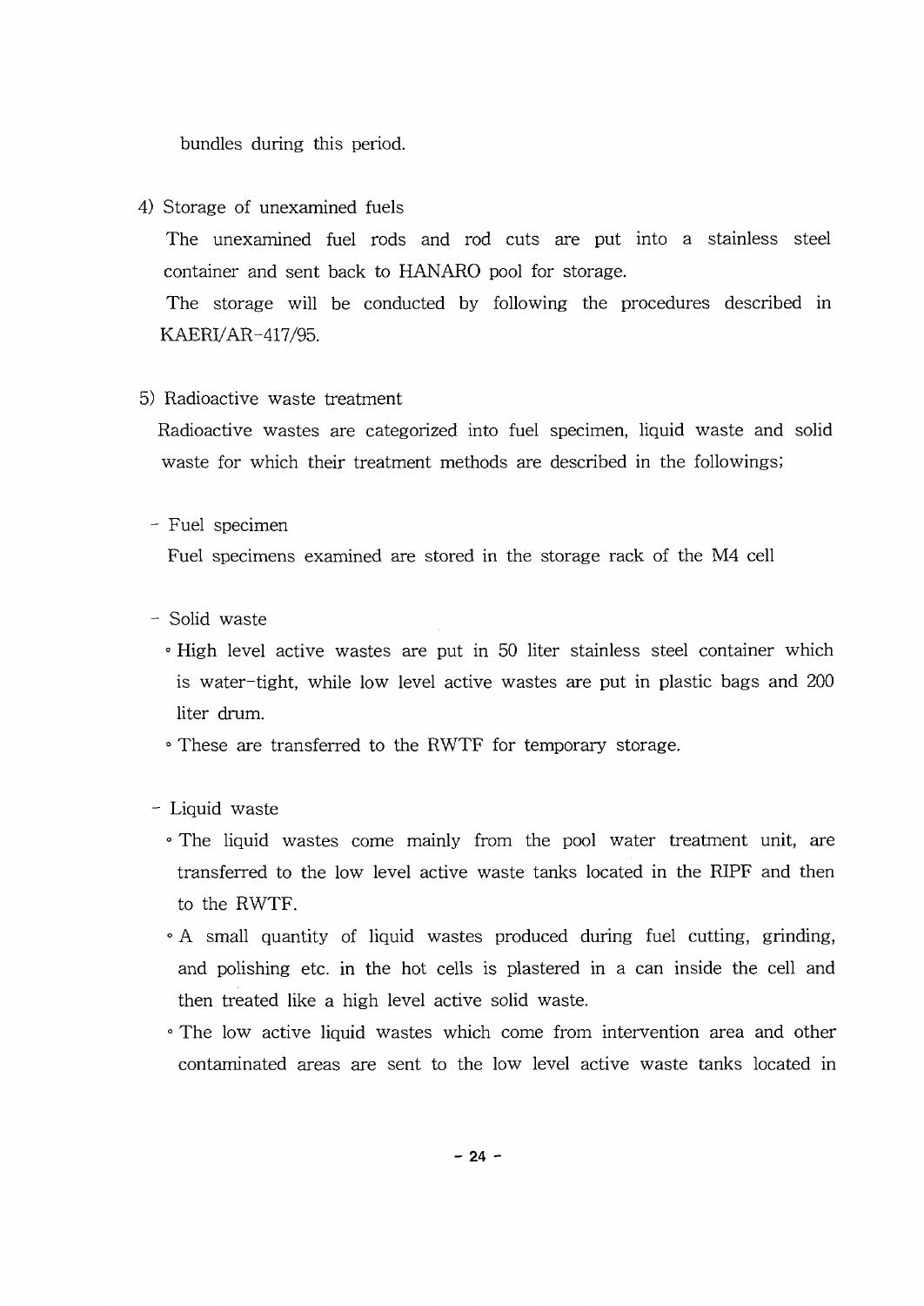bundles during this period.

4) Storage of unexamined fuels

The unexamined fuel rods and rod cuts are put into a stainless steel container and sent back to HANARO pool for storage.

The storage will be conducted by following the procedures described in KAERI/AR-417/95.

5) Radioactive waste treatment

Radioactive wastes are categorized into fuel specimen, liquid waste and solid waste for which their treatment methods are described in the followings;

- Fuel specimen

  Fuel specimens examined are stored in the storage rack of the M4 cell

- Solid waste
  - High level active wastes are put in 50 liter stainless steel container which is water-tight, while low level active wastes are put in plastic bags and 200 liter drum.
  - These are transferred to the RWTF for temporary storage.

- Liquid waste
  - The liquid wastes come mainly from the pool water treatment unit, are transferred to the low level active waste tanks located in the RIPF and then to the RWTF.
  - A small quantity of liquid wastes produced during fuel cutting, grinding, and polishing etc. in the hot cells is plastered in a can inside the cell and then treated like a high level active solid waste.
  - The low active liquid wastes which come from intervention area and other contaminated areas are sent to the low level active waste tanks located in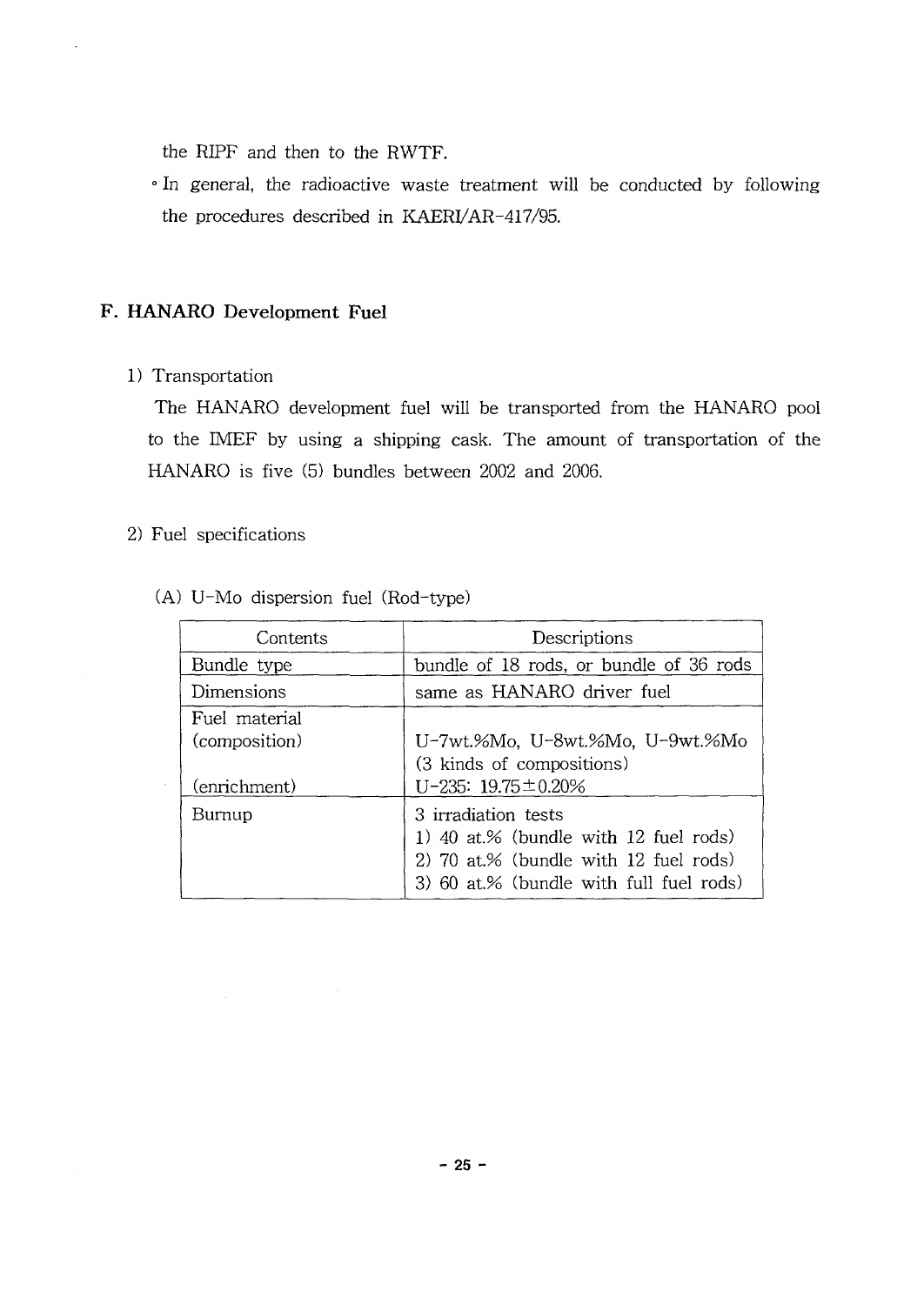the RIPF and then to the RWTF.

◦ In general, the radioactive waste treatment will be conducted by following the procedures described in KAERI/AR-417/95.

## F. HANARO Development Fuel

1) Transportation

The HANARO development fuel will be transported from the HANARO pool to the IMEF by using a shipping cask. The amount of transportation of the HANARO is five (5) bundles between 2002 and 2006.

2) Fuel specifications

(A) U-Mo dispersion fuel (Rod-type)

| Contents | Descriptions |
|---|---|
| Bundle type | bundle of 18 rods, or bundle of 36 rods |
| Dimensions | same as HANARO driver fuel |
| Fuel material<br>(composition)<br><br>(enrichment) | <br>U-7wt.%Mo, U-8wt.%Mo, U-9wt.%Mo<br>(3 kinds of compositions)<br>U-235: 19.75±0.20% |
| Burnup | 3 irradiation tests<br>1) 40 at.% (bundle with 12 fuel rods)<br>2) 70 at.% (bundle with 12 fuel rods)<br>3) 60 at.% (bundle with full fuel rods) |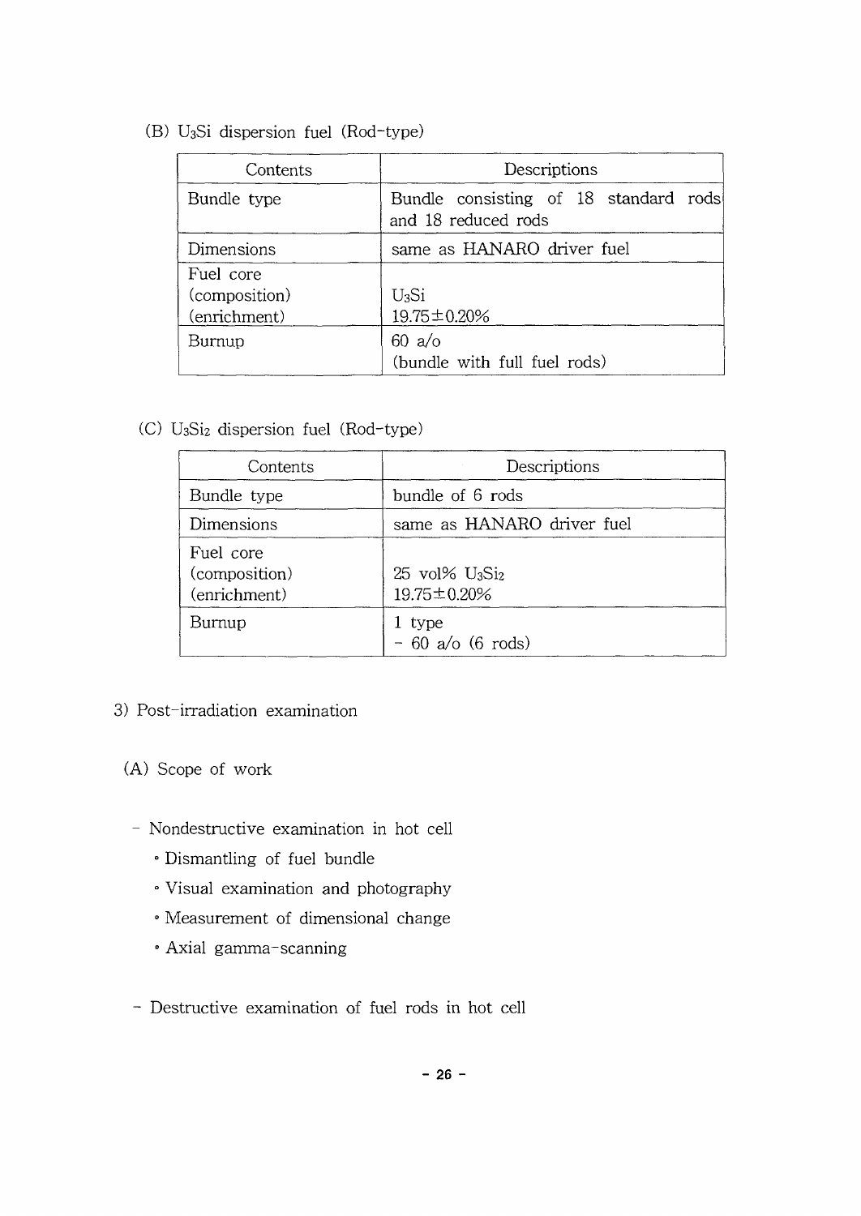(B) $U_3Si$ dispersion fuel (Rod-type)

| Contents | Descriptions |
|---|---|
| Bundle type | Bundle consisting of 18 standard rods and 18 reduced rods |
| Dimensions | same as HANARO driver fuel |
| Fuel core<br>(composition)<br>(enrichment) | <br>$U_3Si$<br>19.75±0.20% |
| Burnup | 60 a/o<br>(bundle with full fuel rods) |

(C) $U_3Si_2$ dispersion fuel (Rod-type)

| Contents | Descriptions |
|---|---|
| Bundle type | bundle of 6 rods |
| Dimensions | same as HANARO driver fuel |
| Fuel core<br>(composition)<br>(enrichment) | <br>25 vol% $U_3Si_2$<br>19.75±0.20% |
| Burnup | 1 type<br>- 60 a/o (6 rods) |

3) Post-irradiation examination

(A) Scope of work

- Nondestructive examination in hot cell
  - Dismantling of fuel bundle
  - Visual examination and photography
  - Measurement of dimensional change
  - Axial gamma-scanning

- Destructive examination of fuel rods in hot cell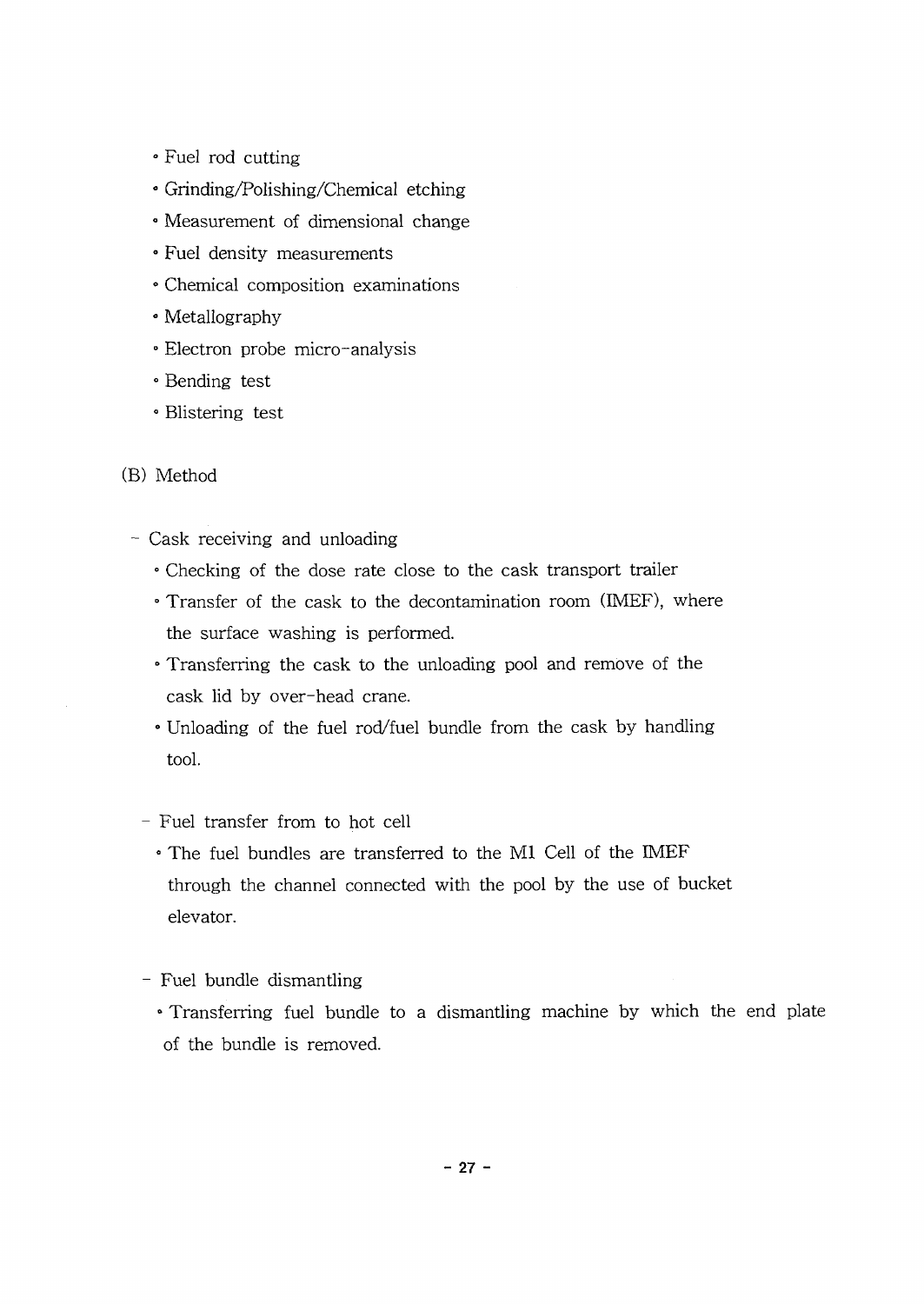- Fuel rod cutting
- Grinding/Polishing/Chemical etching
- Measurement of dimensional change
- Fuel density measurements
- Chemical composition examinations
- Metallography
- Electron probe micro-analysis
- Bending test
- Blistering test

(B) Method

- Cask receiving and unloading
  - Checking of the dose rate close to the cask transport trailer
  - Transfer of the cask to the decontamination room (IMEF), where the surface washing is performed.
  - Transferring the cask to the unloading pool and remove of the cask lid by over-head crane.
  - Unloading of the fuel rod/fuel bundle from the cask by handling tool.

- Fuel transfer from to hot cell
  - The fuel bundles are transferred to the M1 Cell of the IMEF through the channel connected with the pool by the use of bucket elevator.

- Fuel bundle dismantling
  - Transferring fuel bundle to a dismantling machine by which the end plate of the bundle is removed.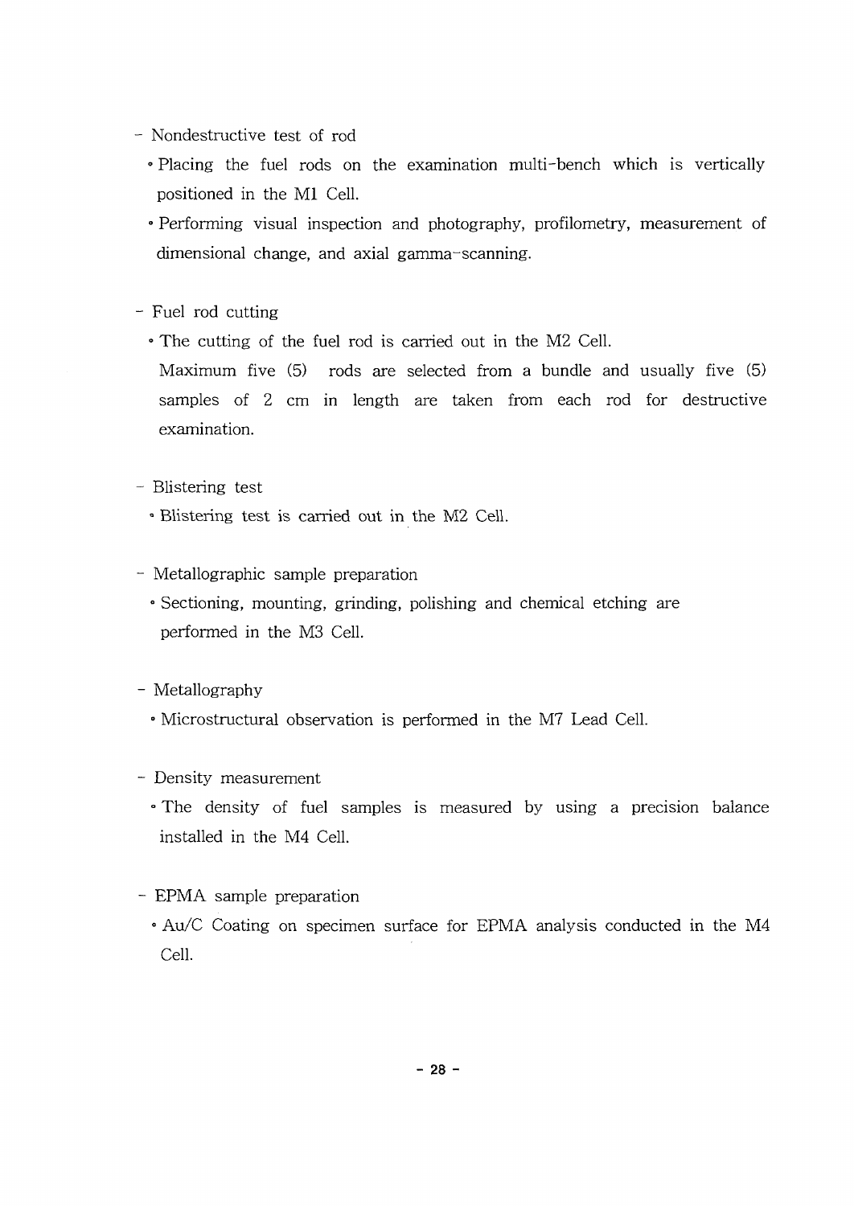- Nondestructive test of rod
  - Placing the fuel rods on the examination multi-bench which is vertically positioned in the M1 Cell.
  - Performing visual inspection and photography, profilometry, measurement of dimensional change, and axial gamma-scanning.

- Fuel rod cutting
  - The cutting of the fuel rod is carried out in the M2 Cell.
    Maximum five (5) rods are selected from a bundle and usually five (5) samples of 2 cm in length are taken from each rod for destructive examination.

- Blistering test
  - Blistering test is carried out in the M2 Cell.

- Metallographic sample preparation
  - Sectioning, mounting, grinding, polishing and chemical etching are performed in the M3 Cell.

- Metallography
  - Microstructural observation is performed in the M7 Lead Cell.

- Density measurement
  - The density of fuel samples is measured by using a precision balance installed in the M4 Cell.

- EPMA sample preparation
  - Au/C Coating on specimen surface for EPMA analysis conducted in the M4 Cell.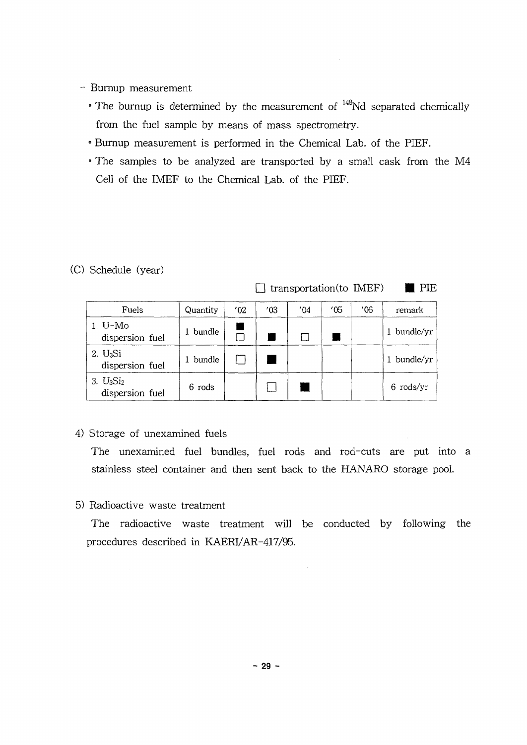- Burnup measurement
  - The burnup is determined by the measurement of $^{148}Nd$ separated chemically from the fuel sample by means of mass spectrometry.
  - Burnup measurement is performed in the Chemical Lab. of the PIEF.
  - The samples to be analyzed are transported by a small cask from the M4 Cell of the IMEF to the Chemical Lab. of the PIEF.

(C) Schedule (year)

□ transportation(to IMEF)  ■ PIE

| Fuels | Quantity | '02 | '03 | '04 | '05 | '06 | remark |
|---|---|---|---|---|---|---|---|
| 1. U-Mo dispersion fuel | 1 bundle | ■ □ | ■ | □ | ■ | | 1 bundle/yr |
| 2. $U_3Si$ dispersion fuel | 1 bundle | □ | ■ | | | | 1 bundle/yr |
| 3. $U_3Si_2$ dispersion fuel | 6 rods | | □ | ■ | | | 6 rods/yr |

4) Storage of unexamined fuels

The unexamined fuel bundles, fuel rods and rod-cuts are put into a stainless steel container and then sent back to the HANARO storage pool.

5) Radioactive waste treatment

The radioactive waste treatment will be conducted by following the procedures described in KAERI/AR-417/95.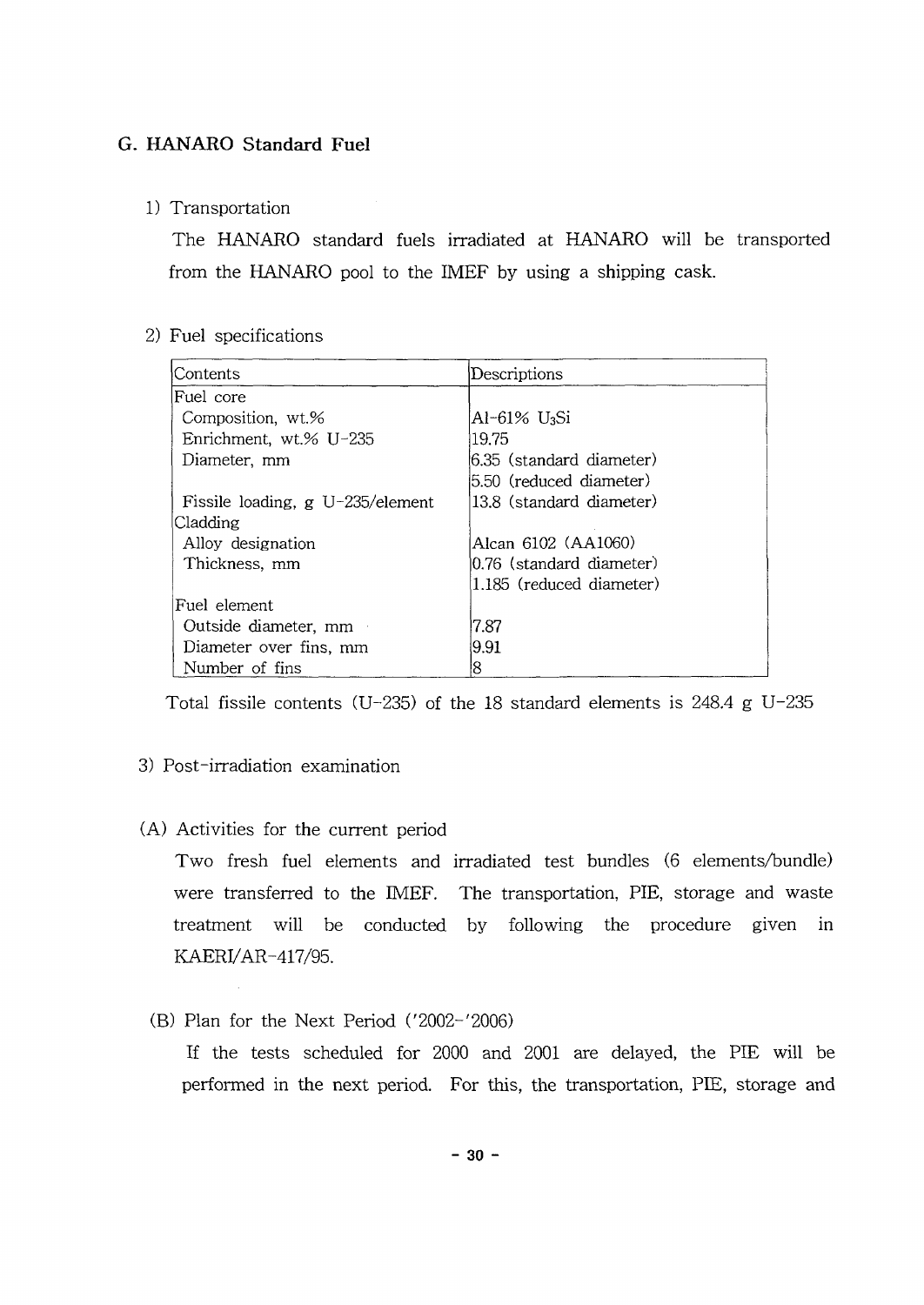## G. HANARO Standard Fuel

1) Transportation

The HANARO standard fuels irradiated at HANARO will be transported from the HANARO pool to the IMEF by using a shipping cask.

2) Fuel specifications

| Contents | Descriptions |
|---|---|
| Fuel core | |
| Composition, wt.% | Al-61% $U_3Si$ |
| Enrichment, wt.% U-235 | 19.75 |
| Diameter, mm | 6.35 (standard diameter) |
| | 5.50 (reduced diameter) |
| Fissile loading, g U-235/element | 13.8 (standard diameter) |
| Cladding | |
| Alloy designation | Alcan 6102 (AA1060) |
| Thickness, mm | 0.76 (standard diameter) |
| | 1.185 (reduced diameter) |
| Fuel element | |
| Outside diameter, mm | 7.87 |
| Diameter over fins, mm | 9.91 |
| Number of fins | 8 |

Total fissile contents (U-235) of the 18 standard elements is 248.4 g U-235

3) Post-irradiation examination

(A) Activities for the current period

Two fresh fuel elements and irradiated test bundles (6 elements/bundle) were transferred to the IMEF. The transportation, PIE, storage and waste treatment will be conducted by following the procedure given in KAERI/AR-417/95.

(B) Plan for the Next Period ('2002-'2006)

If the tests scheduled for 2000 and 2001 are delayed, the PIE will be performed in the next period. For this, the transportation, PIE, storage and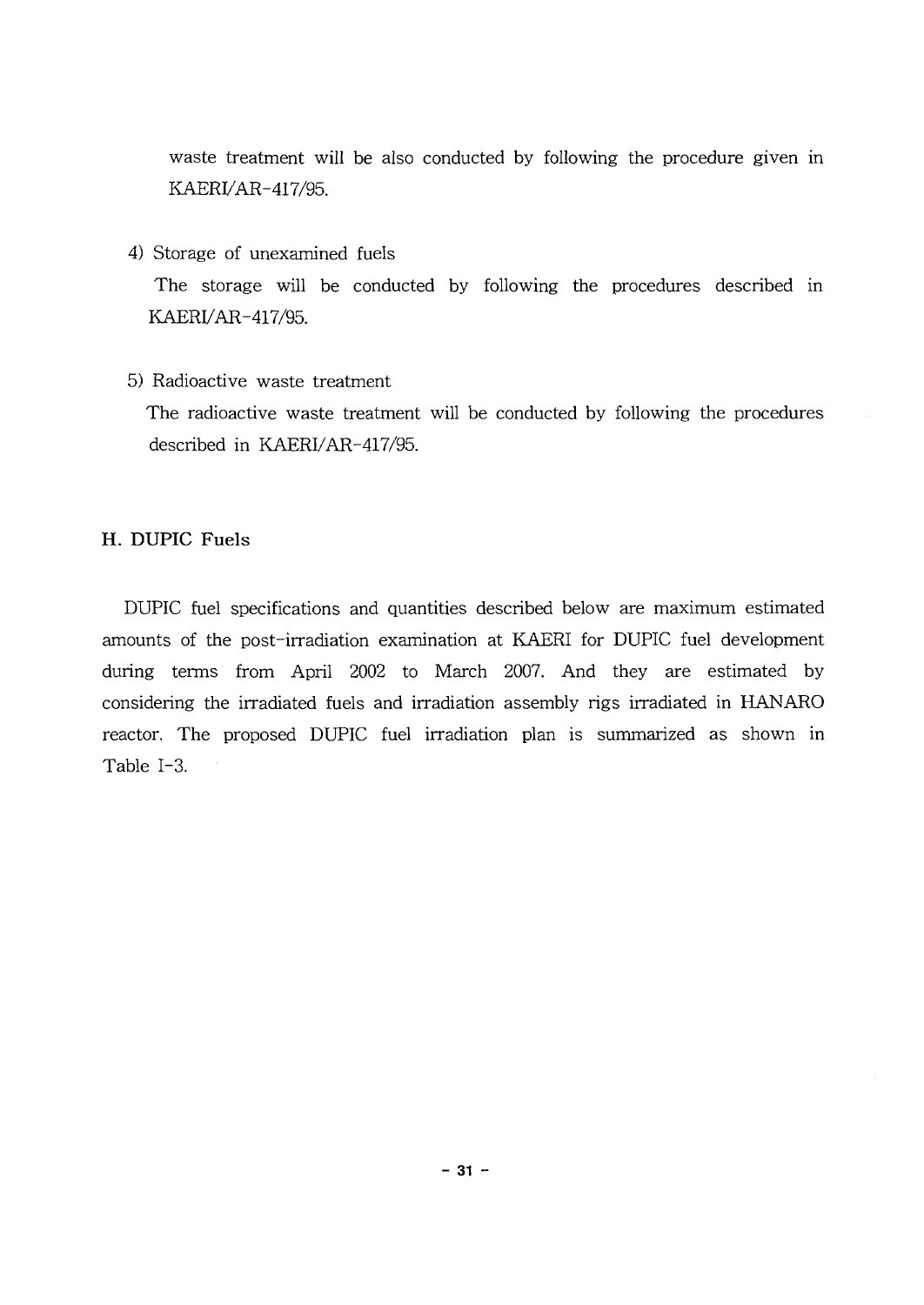waste treatment will be also conducted by following the procedure given in KAERI/AR-417/95.

4) Storage of unexamined fuels

The storage will be conducted by following the procedures described in KAERI/AR-417/95.

5) Radioactive waste treatment

The radioactive waste treatment will be conducted by following the procedures described in KAERI/AR-417/95.

### H. DUPIC Fuels

DUPIC fuel specifications and quantities described below are maximum estimated amounts of the post-irradiation examination at KAERI for DUPIC fuel development during terms from April 2002 to March 2007. And they are estimated by considering the irradiated fuels and irradiation assembly rigs irradiated in HANARO reactor. The proposed DUPIC fuel irradiation plan is summarized as shown in Table I-3.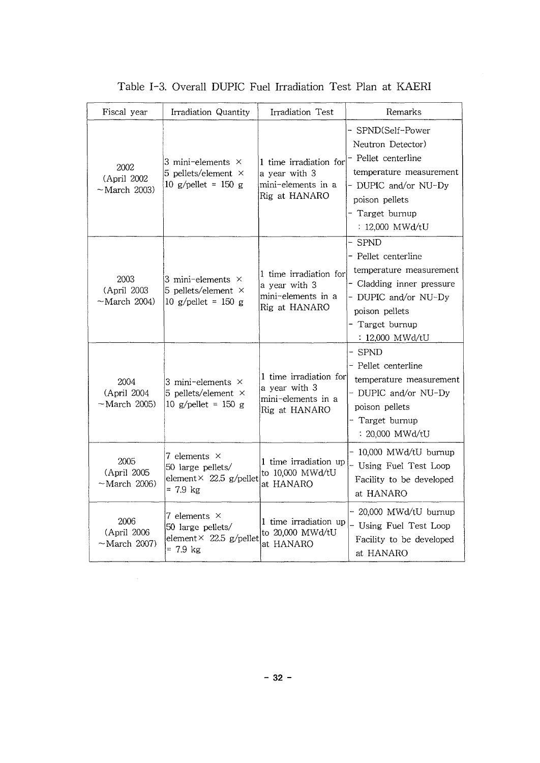Table I-3. Overall DUPIC Fuel Irradiation Test Plan at KAERI

| Fiscal year | Irradiation Quantity | Irradiation Test | Remarks |
|---|---|---|---|
| 2002 (April 2002 ~March 2003) | 3 mini-elements × 5 pellets/element × 10 g/pellet = 150 g | 1 time irradiation for a year with 3 mini-elements in a Rig at HANARO | - SPND(Self-Power Neutron Detector)<br>- Pellet centerline temperature measurement<br>- DUPIC and/or NU-Dy poison pellets<br>- Target burnup : 12,000 MWd/tU |
| 2003 (April 2003 ~March 2004) | 3 mini-elements × 5 pellets/element × 10 g/pellet = 150 g | 1 time irradiation for a year with 3 mini-elements in a Rig at HANARO | - SPND<br>- Pellet centerline temperature measurement<br>- Cladding inner pressure<br>- DUPIC and/or NU-Dy poison pellets<br>- Target burnup : 12,000 MWd/tU |
| 2004 (April 2004 ~March 2005) | 3 mini-elements × 5 pellets/element × 10 g/pellet = 150 g | 1 time irradiation for a year with 3 mini-elements in a Rig at HANARO | - SPND<br>- Pellet centerline temperature measurement<br>- DUPIC and/or NU-Dy poison pellets<br>- Target burnup : 20,000 MWd/tU |
| 2005 (April 2005 ~March 2006) | 7 elements × 50 large pellets/ element× 22.5 g/pellet = 7.9 kg | 1 time irradiation up to 10,000 MWd/tU at HANARO | - 10,000 MWd/tU burnup<br>- Using Fuel Test Loop Facility to be developed at HANARO |
| 2006 (April 2006 ~March 2007) | 7 elements × 50 large pellets/ element× 22.5 g/pellet = 7.9 kg | 1 time irradiation up to 20,000 MWd/tU at HANARO | - 20,000 MWd/tU burnup<br>- Using Fuel Test Loop Facility to be developed at HANARO |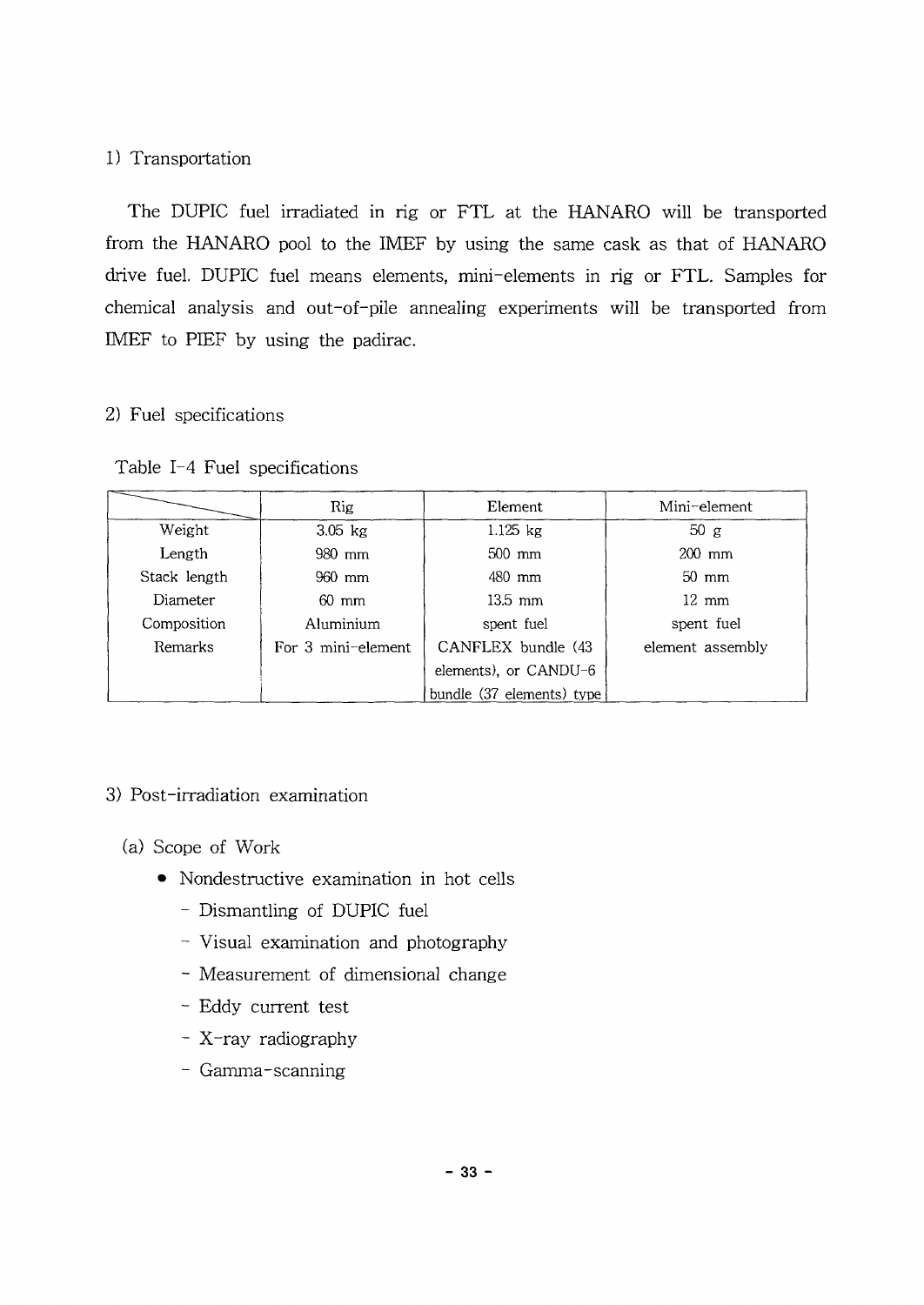1) Transportation

The DUPIC fuel irradiated in rig or FTL at the HANARO will be transported from the HANARO pool to the IMEF by using the same cask as that of HANARO drive fuel. DUPIC fuel means elements, mini-elements in rig or FTL. Samples for chemical analysis and out-of-pile annealing experiments will be transported from IMEF to PIEF by using the padirac.

2) Fuel specifications

Table I-4 Fuel specifications

| | Rig | Element | Mini-element |
|---|---|---|---|
| Weight | 3.05 kg | 1.125 kg | 50 g |
| Length | 980 mm | 500 mm | 200 mm |
| Stack length | 960 mm | 480 mm | 50 mm |
| Diameter | 60 mm | 13.5 mm | 12 mm |
| Composition | Aluminium | spent fuel | spent fuel |
| Remarks | For 3 mini-element | CANFLEX bundle (43 elements), or CANDU-6 bundle (37 elements) type | element assembly |

3) Post-irradiation examination

(a) Scope of Work

- Nondestructive examination in hot cells
  - Dismantling of DUPIC fuel
  - Visual examination and photography
  - Measurement of dimensional change
  - Eddy current test
  - X-ray radiography
  - Gamma-scanning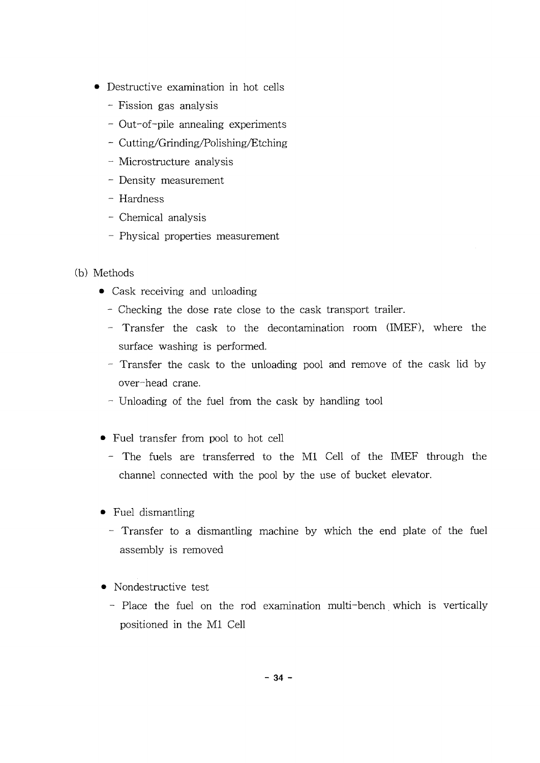- Destructive examination in hot cells
  - Fission gas analysis
  - Out-of-pile annealing experiments
  - Cutting/Grinding/Polishing/Etching
  - Microstructure analysis
  - Density measurement
  - Hardness
  - Chemical analysis
  - Physical properties measurement

(b) Methods

- Cask receiving and unloading
  - Checking the dose rate close to the cask transport trailer.
  - Transfer the cask to the decontamination room (IMEF), where the surface washing is performed.
  - Transfer the cask to the unloading pool and remove of the cask lid by over-head crane.
  - Unloading of the fuel from the cask by handling tool

- Fuel transfer from pool to hot cell
  - The fuels are transferred to the M1 Cell of the IMEF through the channel connected with the pool by the use of bucket elevator.

- Fuel dismantling
  - Transfer to a dismantling machine by which the end plate of the fuel assembly is removed

- Nondestructive test
  - Place the fuel on the rod examination multi-bench which is vertically positioned in the M1 Cell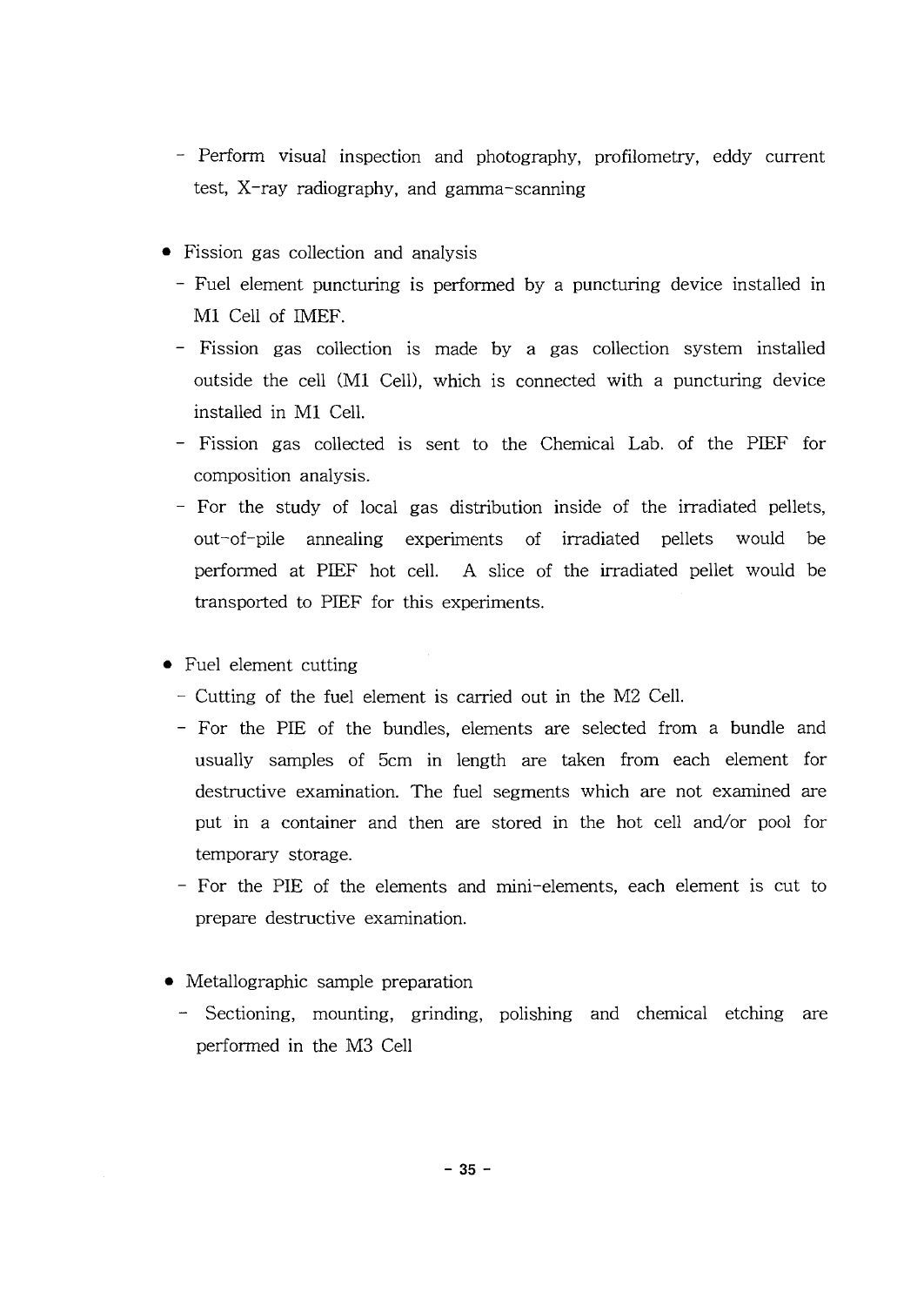- Perform visual inspection and photography, profilometry, eddy current test, X-ray radiography, and gamma-scanning

- Fission gas collection and analysis
  - Fuel element puncturing is performed by a puncturing device installed in M1 Cell of IMEF.
  - Fission gas collection is made by a gas collection system installed outside the cell (M1 Cell), which is connected with a puncturing device installed in M1 Cell.
  - Fission gas collected is sent to the Chemical Lab. of the PIEF for composition analysis.
  - For the study of local gas distribution inside of the irradiated pellets, out-of-pile annealing experiments of irradiated pellets would be performed at PIEF hot cell. A slice of the irradiated pellet would be transported to PIEF for this experiments.

- Fuel element cutting
  - Cutting of the fuel element is carried out in the M2 Cell.
  - For the PIE of the bundles, elements are selected from a bundle and usually samples of 5cm in length are taken from each element for destructive examination. The fuel segments which are not examined are put in a container and then are stored in the hot cell and/or pool for temporary storage.
  - For the PIE of the elements and mini-elements, each element is cut to prepare destructive examination.

- Metallographic sample preparation
  - Sectioning, mounting, grinding, polishing and chemical etching are performed in the M3 Cell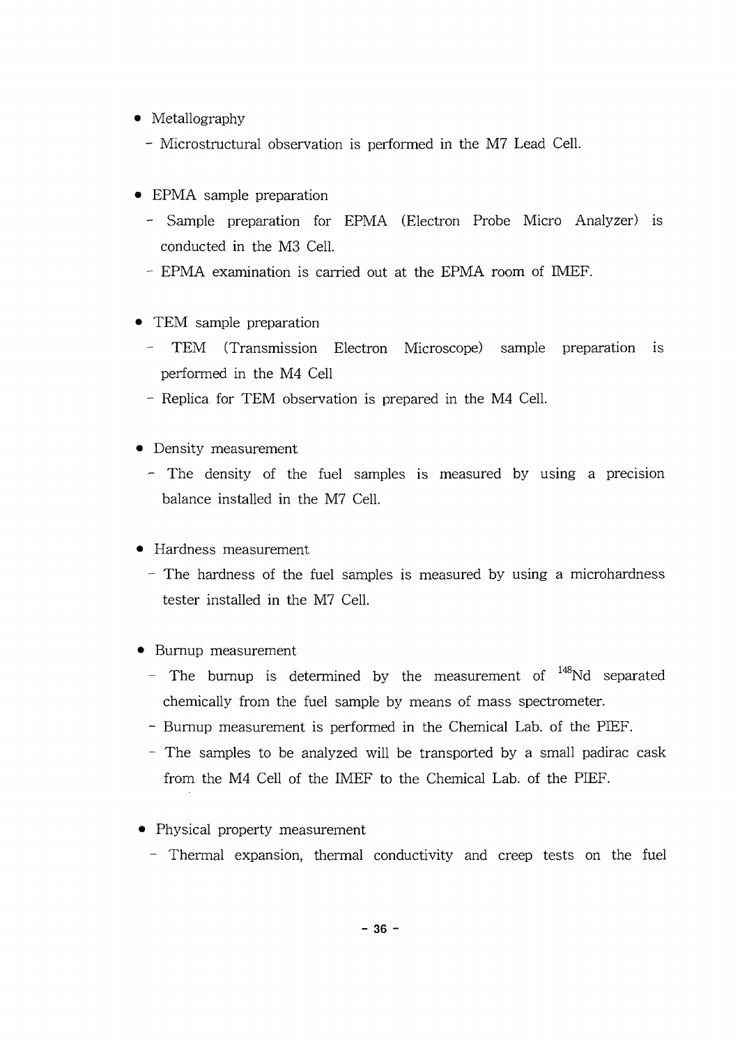- Metallography
  - Microstructural observation is performed in the M7 Lead Cell.

- EPMA sample preparation
  - Sample preparation for EPMA (Electron Probe Micro Analyzer) is conducted in the M3 Cell.
  - EPMA examination is carried out at the EPMA room of IMEF.

- TEM sample preparation
  - TEM (Transmission Electron Microscope) sample preparation is performed in the M4 Cell
  - Replica for TEM observation is prepared in the M4 Cell.

- Density measurement
  - The density of the fuel samples is measured by using a precision balance installed in the M7 Cell.

- Hardness measurement
  - The hardness of the fuel samples is measured by using a microhardness tester installed in the M7 Cell.

- Burnup measurement
  - The burnup is determined by the measurement of $^{148}Nd$ separated chemically from the fuel sample by means of mass spectrometer.
  - Burnup measurement is performed in the Chemical Lab. of the PIEF.
  - The samples to be analyzed will be transported by a small padirac cask from the M4 Cell of the IMEF to the Chemical Lab. of the PIEF.

- Physical property measurement
  - Thermal expansion, thermal conductivity and creep tests on the fuel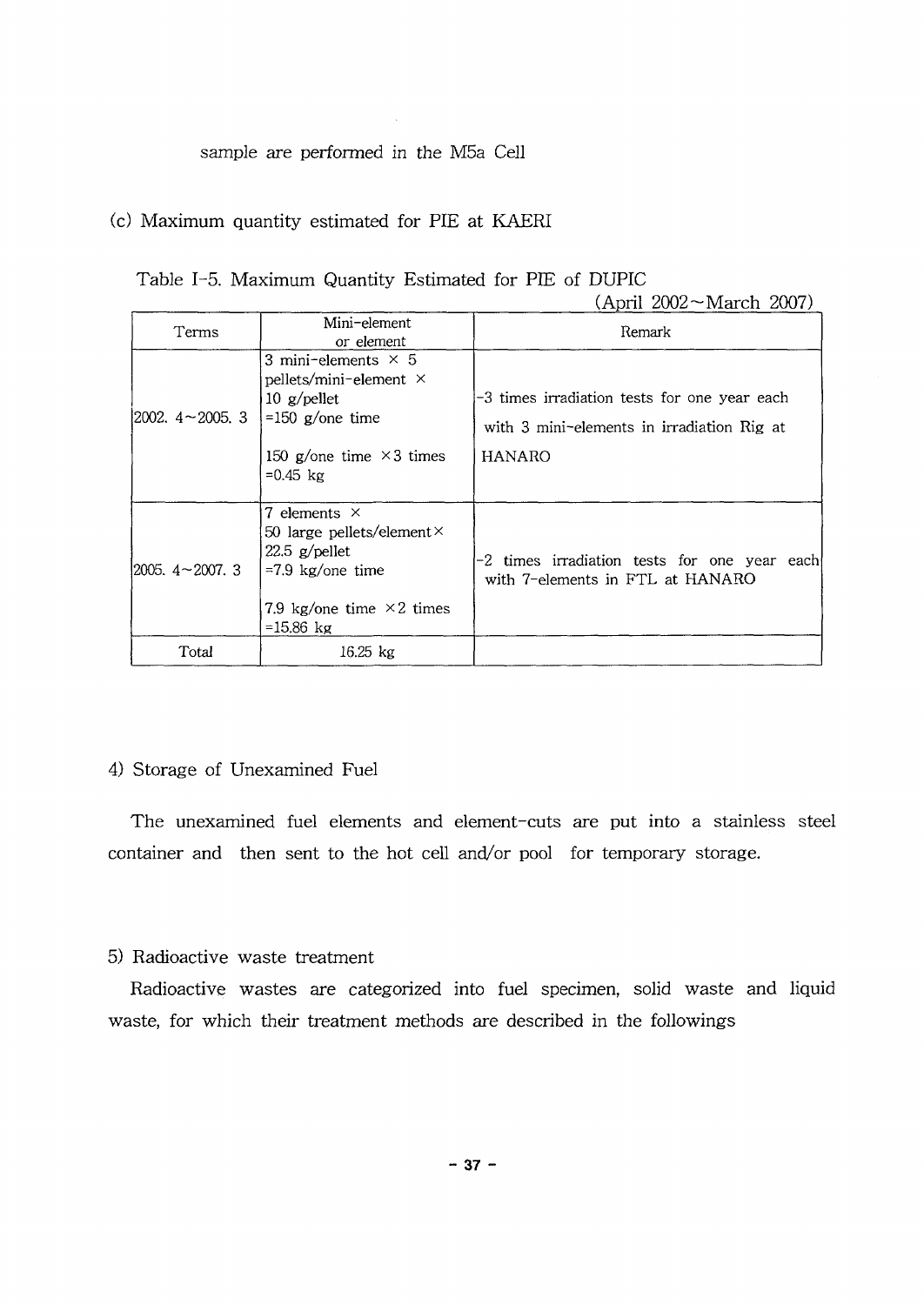sample are performed in the M5a Cell

(c) Maximum quantity estimated for PIE at KAERI

Table I-5. Maximum Quantity Estimated for PIE of DUPIC

(April 2002～March 2007)

| Terms | Mini-element or element | Remark |
|---|---|---|
| 2002. 4～2005. 3 | 3 mini-elements × 5 pellets/mini-element × 10 g/pellet =150 g/one time<br><br>150 g/one time ×3 times =0.45 kg | -3 times irradiation tests for one year each with 3 mini-elements in irradiation Rig at HANARO |
| 2005. 4～2007. 3 | 7 elements × 50 large pellets/element× 22.5 g/pellet =7.9 kg/one time<br><br>7.9 kg/one time ×2 times =15.86 kg | -2 times irradiation tests for one year each with 7-elements in FTL at HANARO |
| Total | 16.25 kg | |

4) Storage of Unexamined Fuel

The unexamined fuel elements and element-cuts are put into a stainless steel container and then sent to the hot cell and/or pool for temporary storage.

5) Radioactive waste treatment

Radioactive wastes are categorized into fuel specimen, solid waste and liquid waste, for which their treatment methods are described in the followings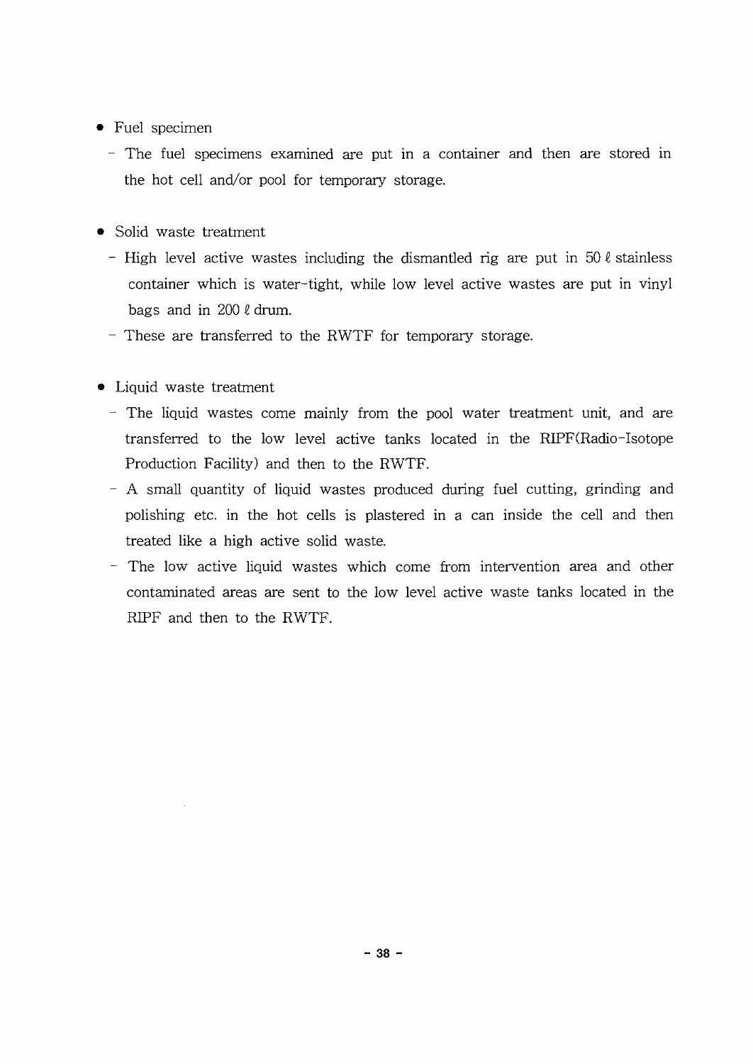- Fuel specimen
  - The fuel specimens examined are put in a container and then are stored in the hot cell and/or pool for temporary storage.

- Solid waste treatment
  - High level active wastes including the dismantled rig are put in 50 ℓ stainless container which is water-tight, while low level active wastes are put in vinyl bags and in 200 ℓ drum.
  - These are transferred to the RWTF for temporary storage.

- Liquid waste treatment
  - The liquid wastes come mainly from the pool water treatment unit, and are transferred to the low level active tanks located in the RIPF(Radio-Isotope Production Facility) and then to the RWTF.
  - A small quantity of liquid wastes produced during fuel cutting, grinding and polishing etc. in the hot cells is plastered in a can inside the cell and then treated like a high active solid waste.
  - The low active liquid wastes which come from intervention area and other contaminated areas are sent to the low level active waste tanks located in the RIPF and then to the RWTF.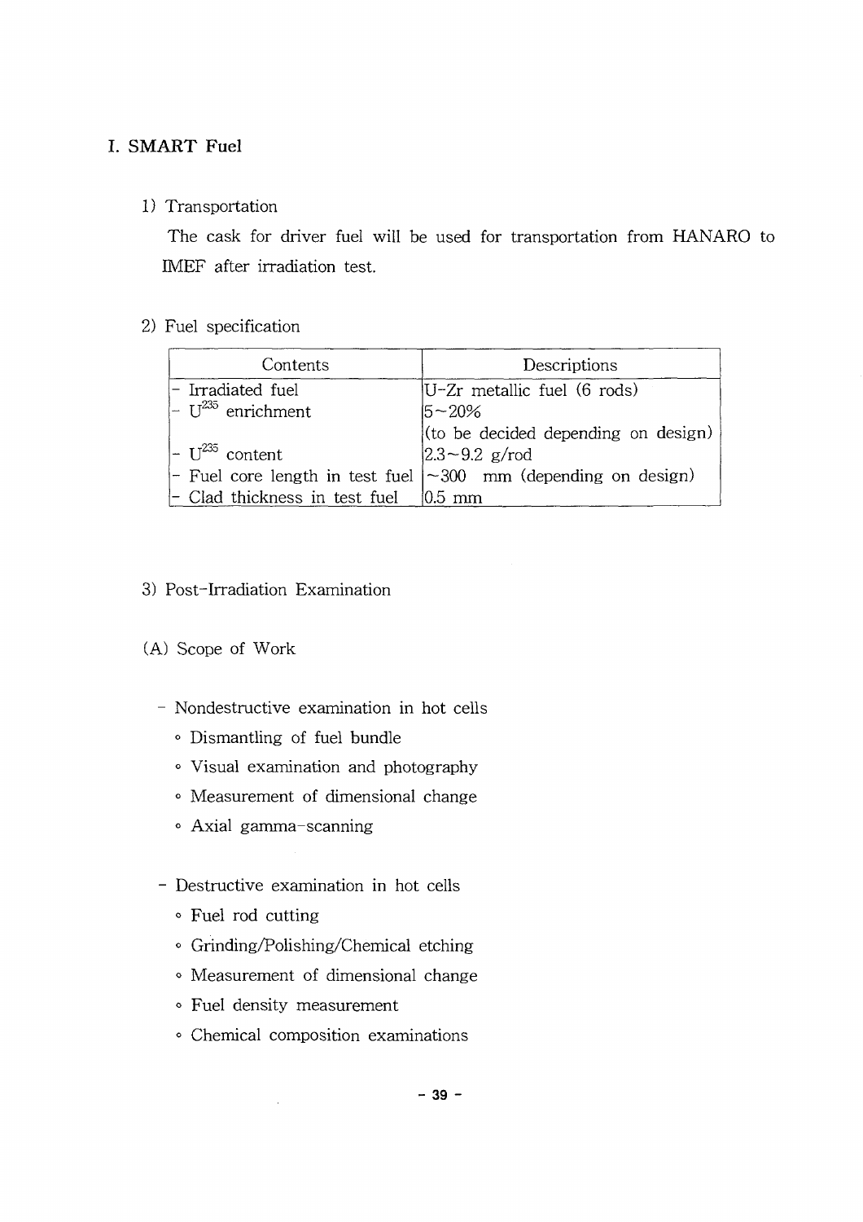## I. SMART Fuel

1) Transportation

The cask for driver fuel will be used for transportation from HANARO to IMEF after irradiation test.

2) Fuel specification

| Contents | Descriptions |
|---|---|
| - Irradiated fuel | U-Zr metallic fuel (6 rods) |
| - $U^{235}$ enrichment | 5~20% (to be decided depending on design) |
| - $U^{235}$ content | 2.3~9.2 g/rod |
| - Fuel core length in test fuel | ~300 mm (depending on design) |
| - Clad thickness in test fuel | 0.5 mm |

3) Post-Irradiation Examination

(A) Scope of Work

- Nondestructive examination in hot cells
  - Dismantling of fuel bundle
  - Visual examination and photography
  - Measurement of dimensional change
  - Axial gamma-scanning

- Destructive examination in hot cells
  - Fuel rod cutting
  - Grinding/Polishing/Chemical etching
  - Measurement of dimensional change
  - Fuel density measurement
  - Chemical composition examinations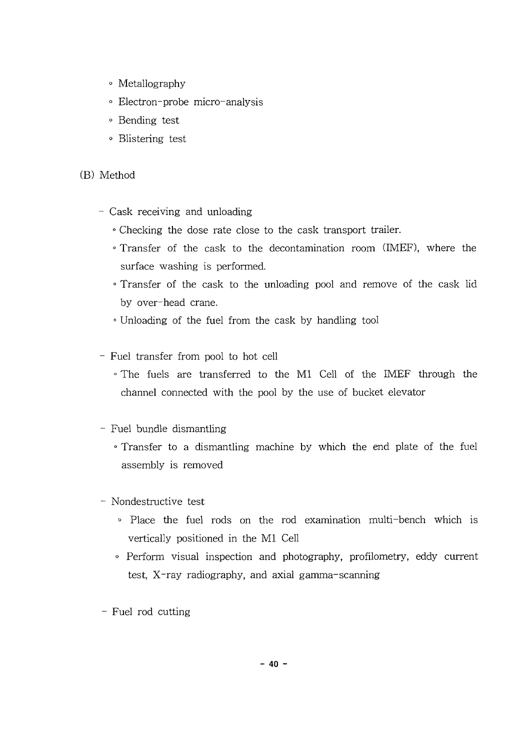- ◦ Metallography
- ◦ Electron-probe micro-analysis
- ◦ Bending test
- ◦ Blistering test

(B) Method

- Cask receiving and unloading
  - ◦ Checking the dose rate close to the cask transport trailer.
  - ◦ Transfer of the cask to the decontamination room (IMEF), where the surface washing is performed.
  - ◦ Transfer of the cask to the unloading pool and remove of the cask lid by over-head crane.
  - ◦ Unloading of the fuel from the cask by handling tool

- Fuel transfer from pool to hot cell
  - ◦ The fuels are transferred to the M1 Cell of the IMEF through the channel connected with the pool by the use of bucket elevator

- Fuel bundle dismantling
  - ◦ Transfer to a dismantling machine by which the end plate of the fuel assembly is removed

- Nondestructive test
  - ◦ Place the fuel rods on the rod examination multi-bench which is vertically positioned in the M1 Cell
  - ◦ Perform visual inspection and photography, profilometry, eddy current test, X-ray radiography, and axial gamma-scanning

- Fuel rod cutting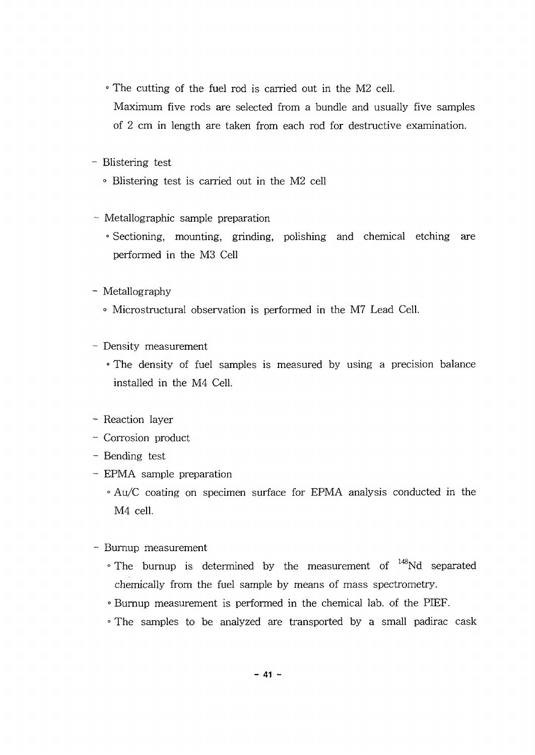- ◦ The cutting of the fuel rod is carried out in the M2 cell.
    Maximum five rods are selected from a bundle and usually five samples of 2 cm in length are taken from each rod for destructive examination.

- Blistering test
  - ◦ Blistering test is carried out in the M2 cell

- Metallographic sample preparation
  - ◦ Sectioning, mounting, grinding, polishing and chemical etching are performed in the M3 Cell

- Metallography
  - ◦ Microstructural observation is performed in the M7 Lead Cell.

- Density measurement
  - ◦ The density of fuel samples is measured by using a precision balance installed in the M4 Cell.

- Reaction layer
- Corrosion product
- Bending test
- EPMA sample preparation
  - ◦ Au/C coating on specimen surface for EPMA analysis conducted in the M4 cell.

- Burnup measurement
  - ◦ The burnup is determined by the measurement of $^{148}Nd$ separated chemically from the fuel sample by means of mass spectrometry.
  - ◦ Burnup measurement is performed in the chemical lab. of the PIEF.
  - ◦ The samples to be analyzed are transported by a small padirac cask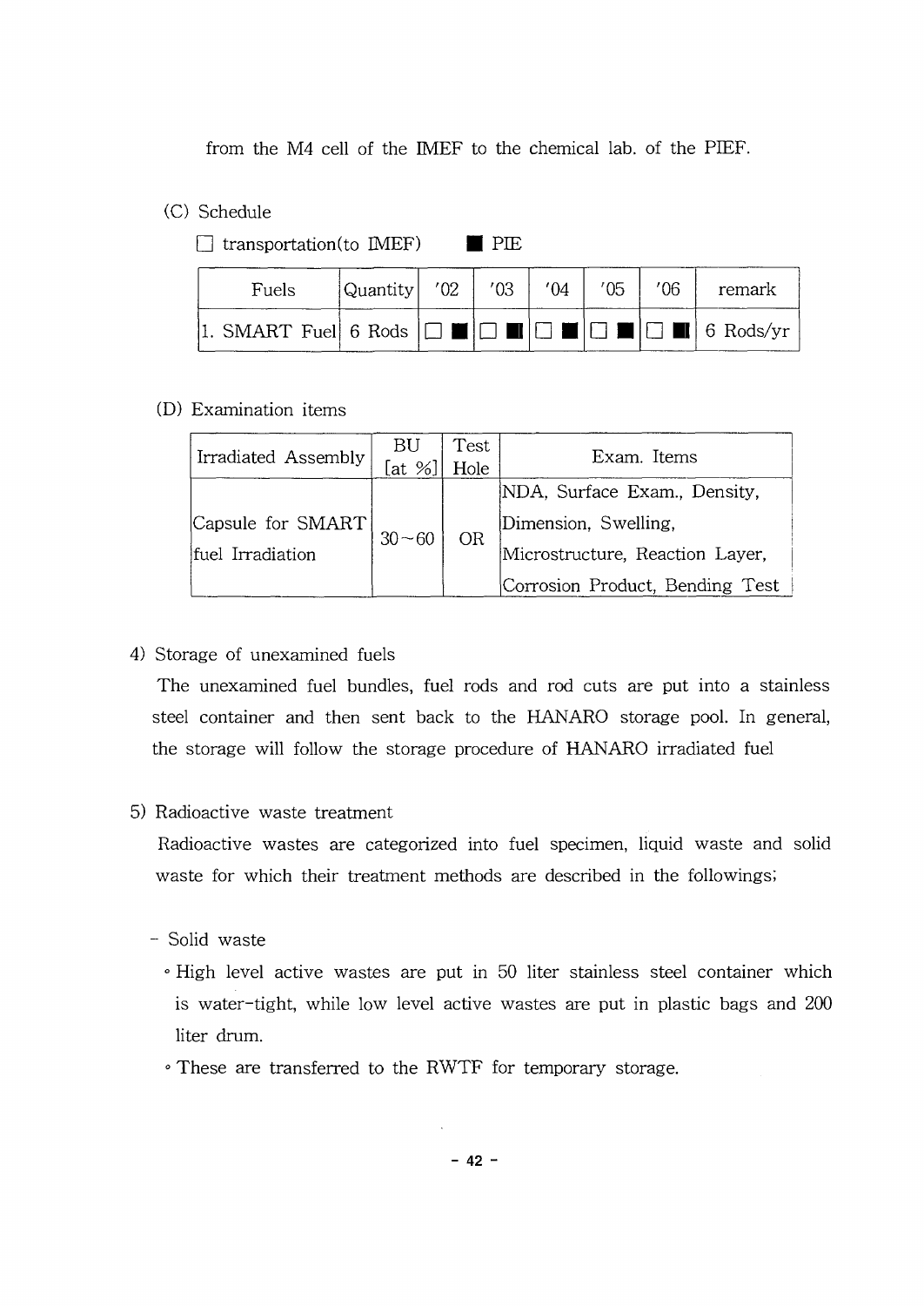from the M4 cell of the IMEF to the chemical lab. of the PIEF.

(C) Schedule

□ transportation(to IMEF)   ■ PIE

| Fuels | Quantity | '02 | '03 | '04 | '05 | '06 | remark |
|---|---|---|---|---|---|---|---|
| 1. SMART Fuel | 6 Rods | □ ■ | □ ■ | □ ■ | □ ■ | □ ■ | 6 Rods/yr |

(D) Examination items

| Irradiated Assembly | BU [at %] | Test Hole | Exam. Items |
|---|---|---|---|
| Capsule for SMART fuel Irradiation | 30~60 | OR | NDA, Surface Exam., Density, Dimension, Swelling, Microstructure, Reaction Layer, Corrosion Product, Bending Test |

4) Storage of unexamined fuels

The unexamined fuel bundles, fuel rods and rod cuts are put into a stainless steel container and then sent back to the HANARO storage pool. In general, the storage will follow the storage procedure of HANARO irradiated fuel

5) Radioactive waste treatment

Radioactive wastes are categorized into fuel specimen, liquid waste and solid waste for which their treatment methods are described in the followings;

- Solid waste
  - ◦ High level active wastes are put in 50 liter stainless steel container which is water-tight, while low level active wastes are put in plastic bags and 200 liter drum.
  - ◦ These are transferred to the RWTF for temporary storage.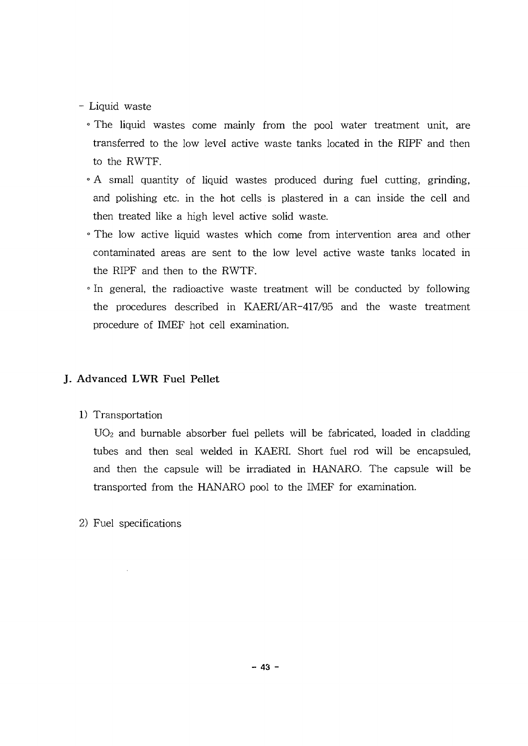- Liquid waste

  - The liquid wastes come mainly from the pool water treatment unit, are transferred to the low level active waste tanks located in the RIPF and then to the RWTF.
  - A small quantity of liquid wastes produced during fuel cutting, grinding, and polishing etc. in the hot cells is plastered in a can inside the cell and then treated like a high level active solid waste.
  - The low active liquid wastes which come from intervention area and other contaminated areas are sent to the low level active waste tanks located in the RIPF and then to the RWTF.
  - In general, the radioactive waste treatment will be conducted by following the procedures described in KAERI/AR-417/95 and the waste treatment procedure of IMEF hot cell examination.

## J. Advanced LWR Fuel Pellet

1) Transportation

   $UO_2$ and burnable absorber fuel pellets will be fabricated, loaded in cladding tubes and then seal welded in KAERI. Short fuel rod will be encapsuled, and then the capsule will be irradiated in HANARO. The capsule will be transported from the HANARO pool to the IMEF for examination.

2) Fuel specifications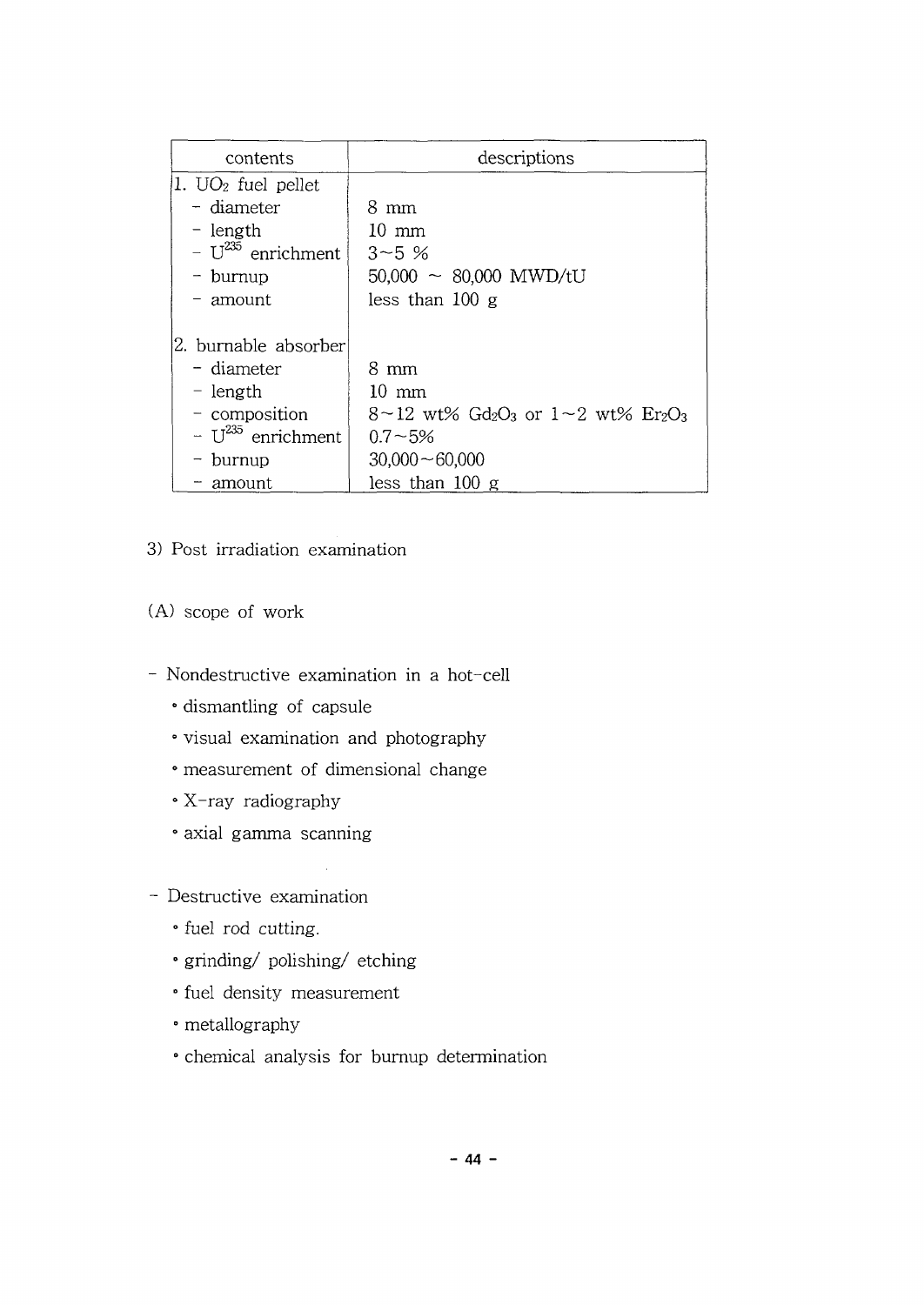| contents | descriptions |
|---|---|
| 1. $UO_2$ fuel pellet | |
| - diameter | 8 mm |
| - length | 10 mm |
| - $U^{235}$ enrichment | 3~5 % |
| - burnup | 50,000 ~ 80,000 MWD/tU |
| - amount | less than 100 g |
| | |
| 2. burnable absorber | |
| - diameter | 8 mm |
| - length | 10 mm |
| - composition | 8~12 wt% $Gd_2O_3$ or 1~2 wt% $Er_2O_3$ |
| - $U^{235}$ enrichment | 0.7~5% |
| - burnup | 30,000~60,000 |
| - amount | less than 100 g |

3) Post irradiation examination

(A) scope of work

- Nondestructive examination in a hot-cell
  - dismantling of capsule
  - visual examination and photography
  - measurement of dimensional change
  - X-ray radiography
  - axial gamma scanning

- Destructive examination
  - fuel rod cutting.
  - grinding/ polishing/ etching
  - fuel density measurement
  - metallography
  - chemical analysis for burnup determination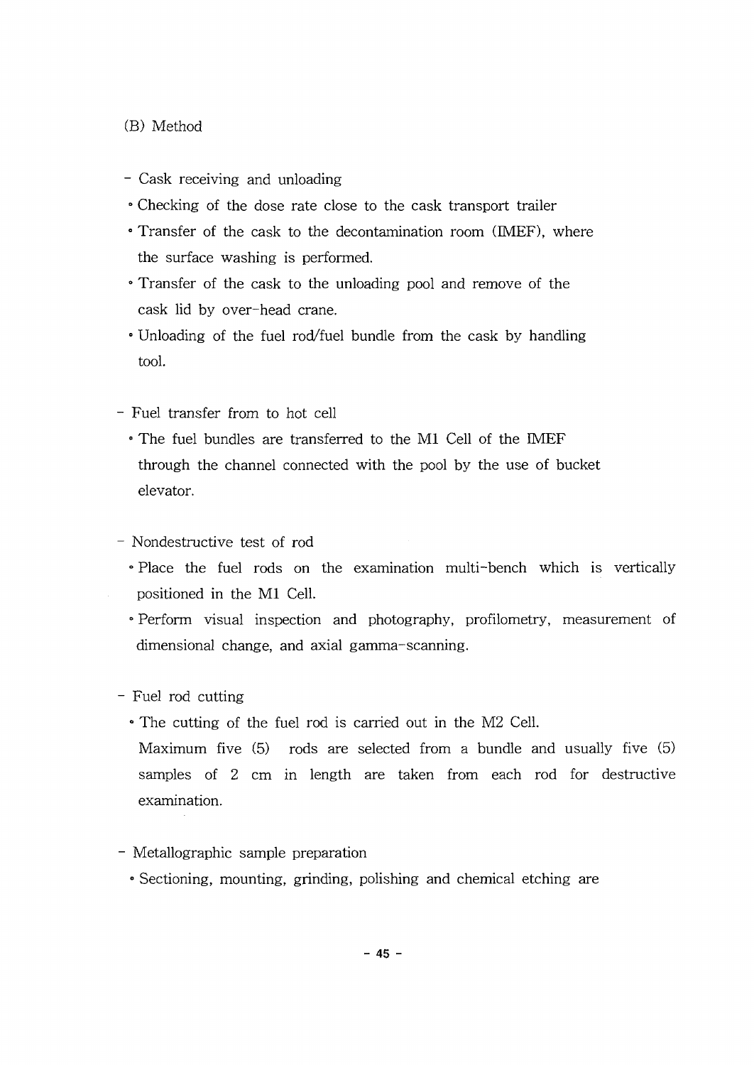(B) Method

- Cask receiving and unloading
  - ◦ Checking of the dose rate close to the cask transport trailer
  - ◦ Transfer of the cask to the decontamination room (IMEF), where the surface washing is performed.
  - ◦ Transfer of the cask to the unloading pool and remove of the cask lid by over-head crane.
  - ◦ Unloading of the fuel rod/fuel bundle from the cask by handling tool.

- Fuel transfer from to hot cell
  - ◦ The fuel bundles are transferred to the M1 Cell of the IMEF through the channel connected with the pool by the use of bucket elevator.

- Nondestructive test of rod
  - ◦ Place the fuel rods on the examination multi-bench which is vertically positioned in the M1 Cell.
  - ◦ Perform visual inspection and photography, profilometry, measurement of dimensional change, and axial gamma-scanning.

- Fuel rod cutting
  - ◦ The cutting of the fuel rod is carried out in the M2 Cell. Maximum five (5) rods are selected from a bundle and usually five (5) samples of 2 cm in length are taken from each rod for destructive examination.

- Metallographic sample preparation
  - ◦ Sectioning, mounting, grinding, polishing and chemical etching are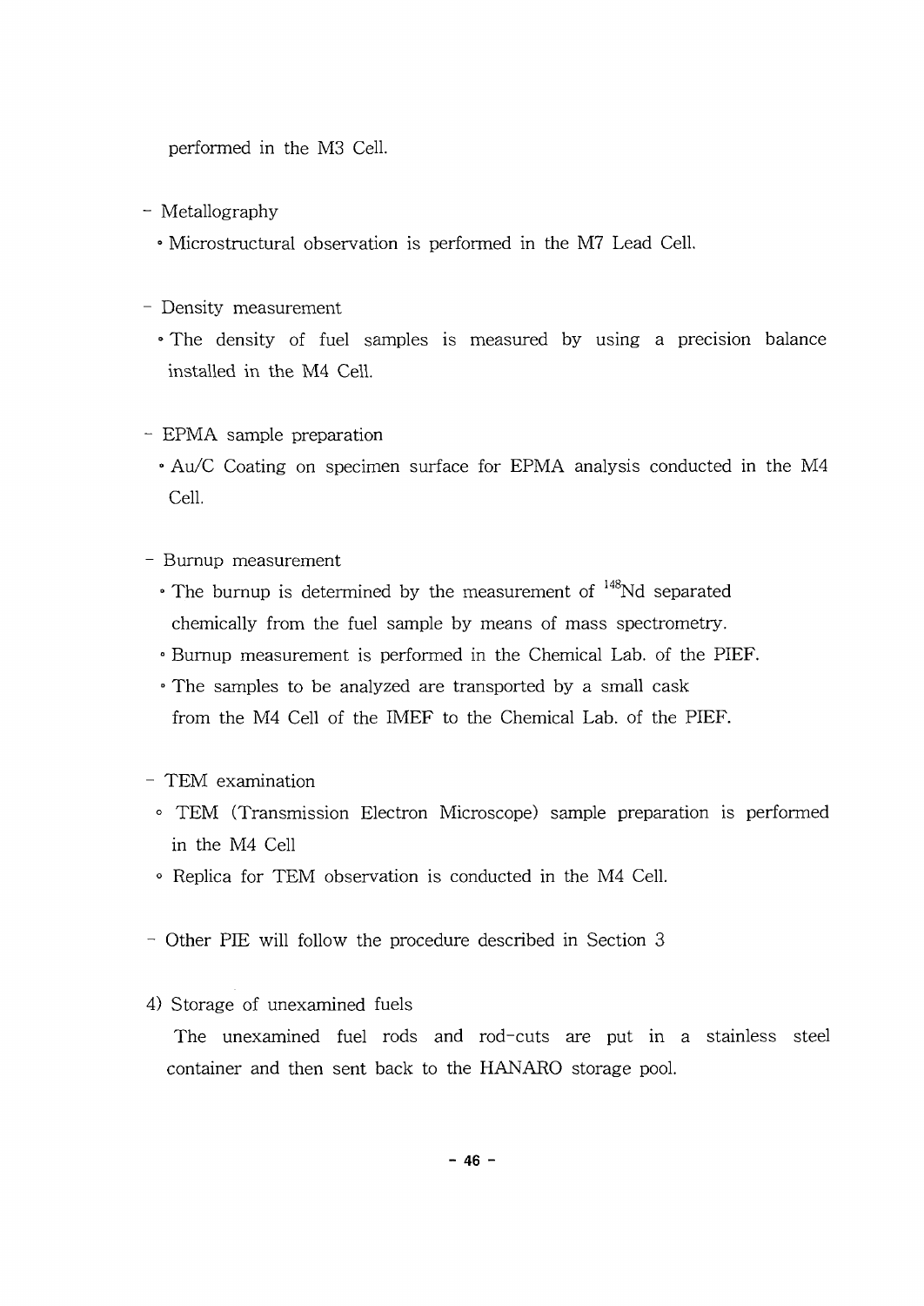performed in the M3 Cell.

- Metallography
  - Microstructural observation is performed in the M7 Lead Cell.

- Density measurement
  - The density of fuel samples is measured by using a precision balance installed in the M4 Cell.

- EPMA sample preparation
  - Au/C Coating on specimen surface for EPMA analysis conducted in the M4 Cell.

- Burnup measurement
  - The burnup is determined by the measurement of $^{148}$Nd separated chemically from the fuel sample by means of mass spectrometry.
  - Burnup measurement is performed in the Chemical Lab. of the PIEF.
  - The samples to be analyzed are transported by a small cask from the M4 Cell of the IMEF to the Chemical Lab. of the PIEF.

- TEM examination
  - TEM (Transmission Electron Microscope) sample preparation is performed in the M4 Cell
  - Replica for TEM observation is conducted in the M4 Cell.

- Other PIE will follow the procedure described in Section 3

4) Storage of unexamined fuels

The unexamined fuel rods and rod-cuts are put in a stainless steel container and then sent back to the HANARO storage pool.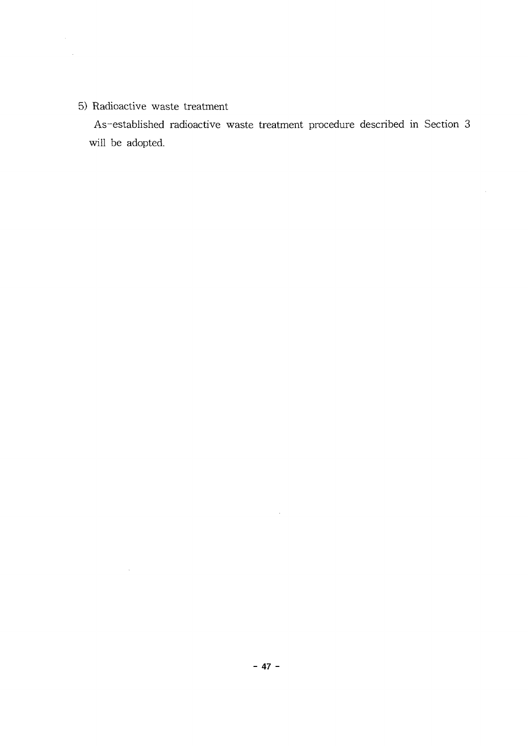5) Radioactive waste treatment

As-established radioactive waste treatment procedure described in Section 3 will be adopted.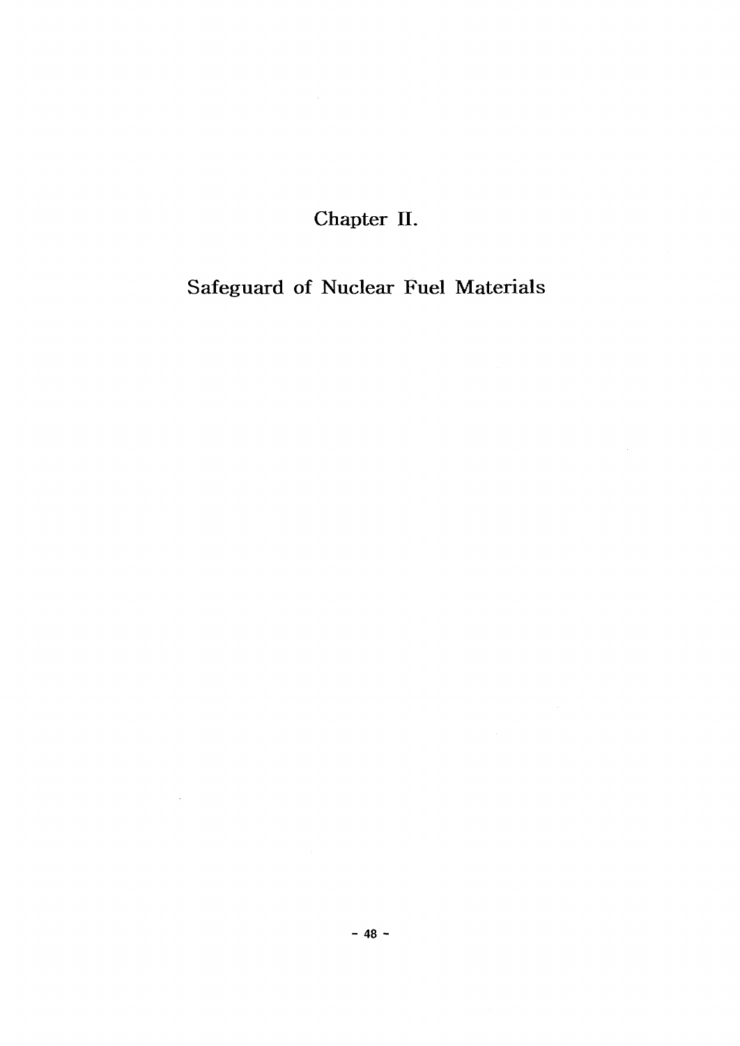# Chapter II.

# Safeguard of Nuclear Fuel Materials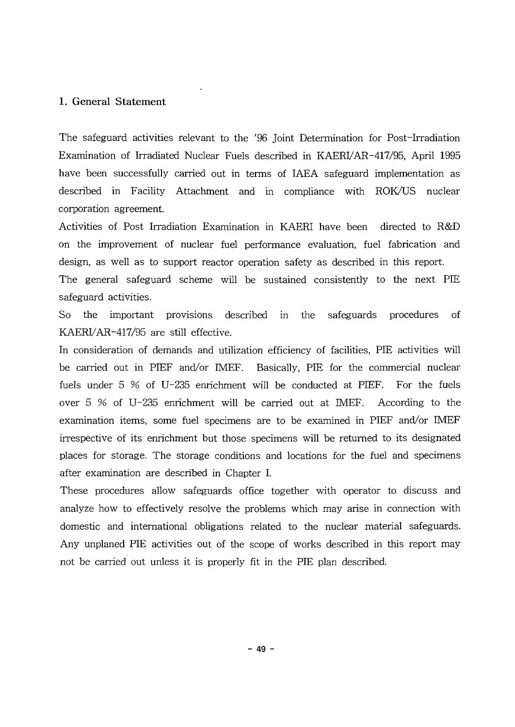## 1. General Statement

The safeguard activities relevant to the '96 Joint Determination for Post-Irradiation Examination of Irradiated Nuclear Fuels described in KAERI/AR-417/95, April 1995 have been successfully carried out in terms of IAEA safeguard implementation as described in Facility Attachment and in compliance with ROK/US nuclear corporation agreement.

Activities of Post Irradiation Examination in KAERI have been directed to R&D on the improvement of nuclear fuel performance evaluation, fuel fabrication and design, as well as to support reactor operation safety as described in this report.

The general safeguard scheme will be sustained consistently to the next PIE safeguard activities.

So the important provisions described in the safeguards procedures of KAERI/AR-417/95 are still effective.

In consideration of demands and utilization efficiency of facilities, PIE activities will be carried out in PIEF and/or IMEF. Basically, PIE for the commercial nuclear fuels under 5 % of U-235 enrichment will be conducted at PIEF. For the fuels over 5 % of U-235 enrichment will be carried out at IMEF. According to the examination items, some fuel specimens are to be examined in PIEF and/or IMEF irrespective of its enrichment but those specimens will be returned to its designated places for storage. The storage conditions and locations for the fuel and specimens after examination are described in Chapter I.

These procedures allow safeguards office together with operator to discuss and analyze how to effectively resolve the problems which may arise in connection with domestic and international obligations related to the nuclear material safeguards. Any unplaned PIE activities out of the scope of works described in this report may not be carried out unless it is properly fit in the PIE plan described.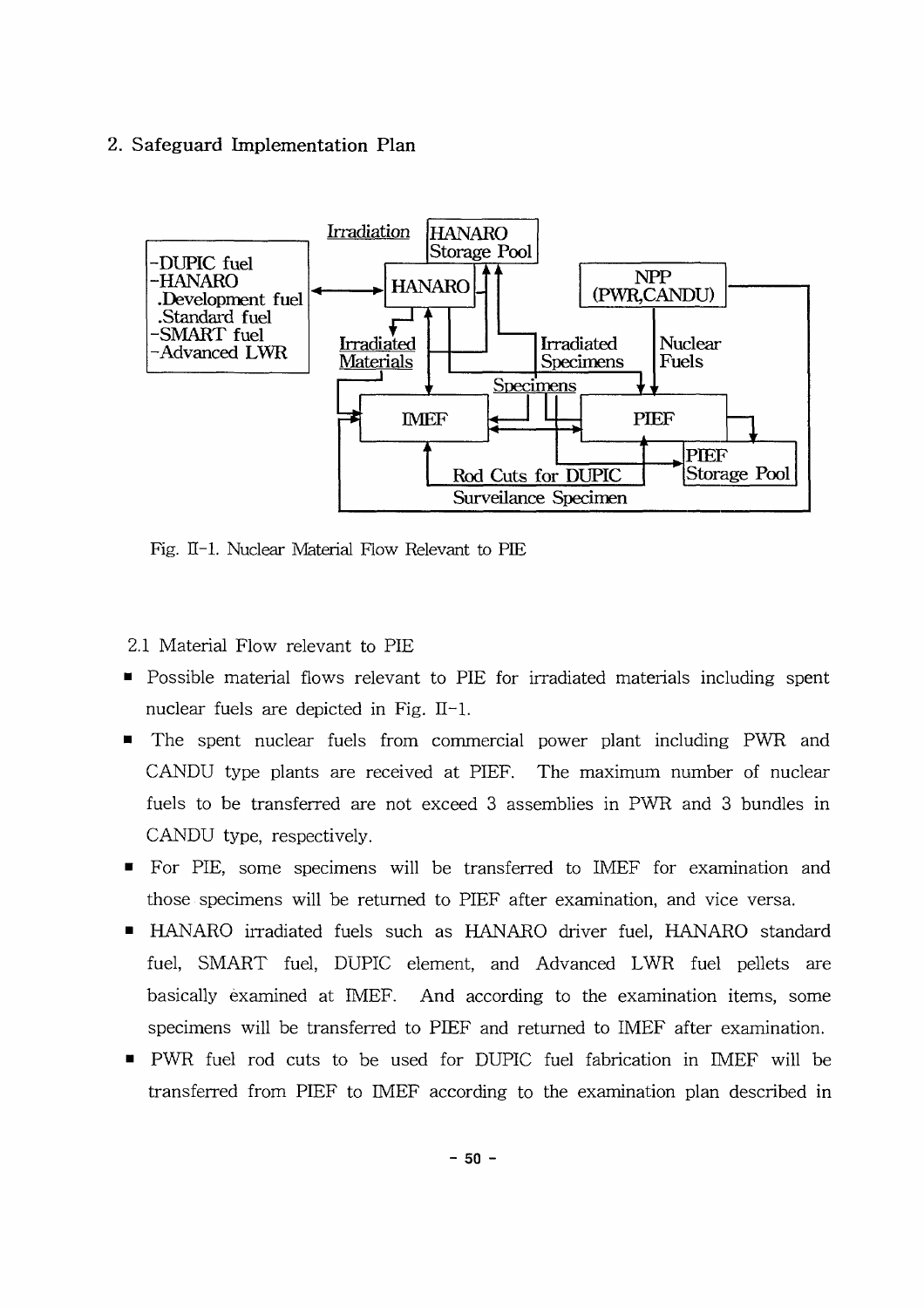## 2. Safeguard Implementation Plan

Irradiation

HANARO Storage Pool

-DUPIC fuel
-HANARO
.Development fuel
.Standard fuel
-SMART fuel
-Advanced LWR

HANARO

NPP (PWR,CANDU)

Irradiated Materials

Irradiated Specimens

Nuclear Fuels

Specimens

IMEF

PIEF

PIEF Storage Pool

Rod Cuts for DUPIC

Surveilance Specimen

Fig. II-1. Nuclear Material Flow Relevant to PIE

### 2.1 Material Flow relevant to PIE

- Possible material flows relevant to PIE for irradiated materials including spent nuclear fuels are depicted in Fig. II-1.
- The spent nuclear fuels from commercial power plant including PWR and CANDU type plants are received at PIEF. The maximum number of nuclear fuels to be transferred are not exceed 3 assemblies in PWR and 3 bundles in CANDU type, respectively.
- For PIE, some specimens will be transferred to IMEF for examination and those specimens will be returned to PIEF after examination, and vice versa.
- HANARO irradiated fuels such as HANARO driver fuel, HANARO standard fuel, SMART fuel, DUPIC element, and Advanced LWR fuel pellets are basically examined at IMEF. And according to the examination items, some specimens will be transferred to PIEF and returned to IMEF after examination.
- PWR fuel rod cuts to be used for DUPIC fuel fabrication in IMEF will be transferred from PIEF to IMEF according to the examination plan described in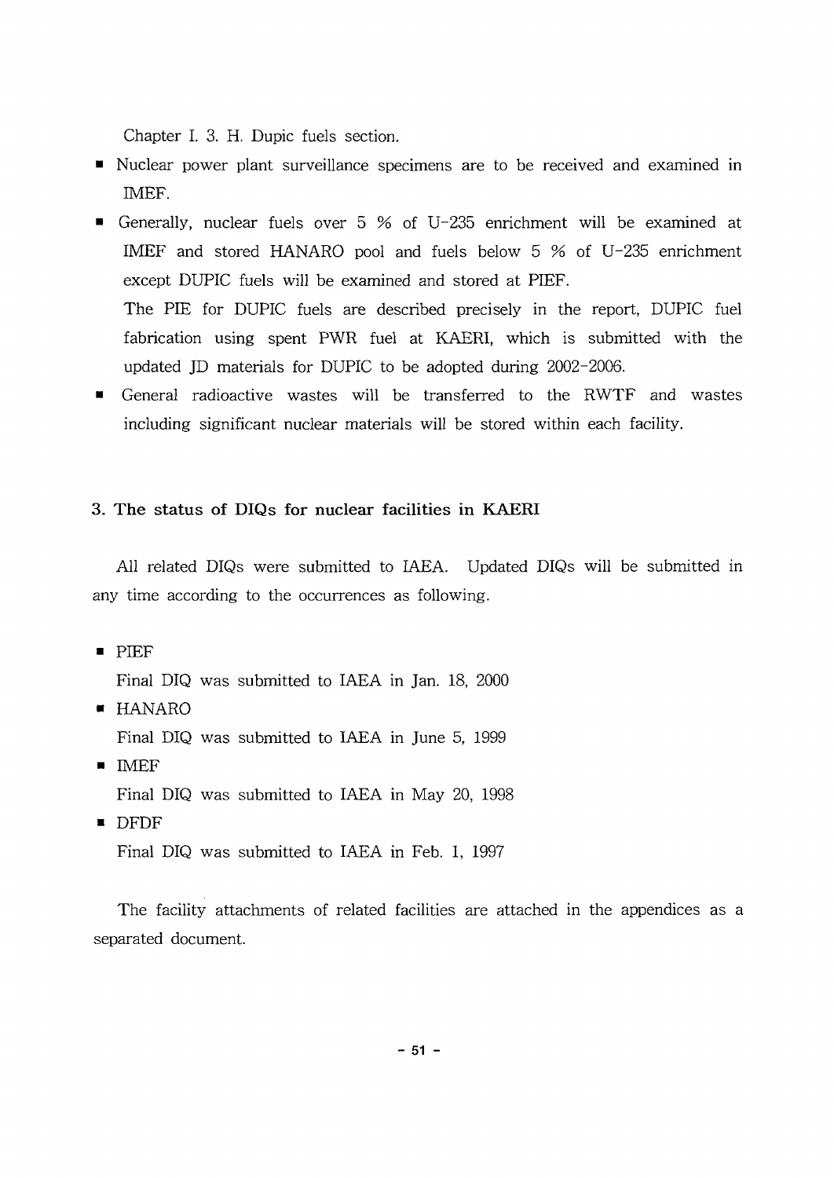Chapter I. 3. H. Dupic fuels section.

- Nuclear power plant surveillance specimens are to be received and examined in IMEF.
- Generally, nuclear fuels over 5 % of U-235 enrichment will be examined at IMEF and stored HANARO pool and fuels below 5 % of U-235 enrichment except DUPIC fuels will be examined and stored at PIEF.

  The PIE for DUPIC fuels are described precisely in the report, DUPIC fuel fabrication using spent PWR fuel at KAERI, which is submitted with the updated JD materials for DUPIC to be adopted during 2002-2006.
- General radioactive wastes will be transferred to the RWTF and wastes including significant nuclear materials will be stored within each facility.

### 3. The status of DIQs for nuclear facilities in KAERI

All related DIQs were submitted to IAEA. Updated DIQs will be submitted in any time according to the occurrences as following.

- PIEF

  Final DIQ was submitted to IAEA in Jan. 18, 2000
- HANARO

  Final DIQ was submitted to IAEA in June 5, 1999
- IMEF

  Final DIQ was submitted to IAEA in May 20, 1998
- DFDF

  Final DIQ was submitted to IAEA in Feb. 1, 1997

The facility attachments of related facilities are attached in the appendices as a separated document.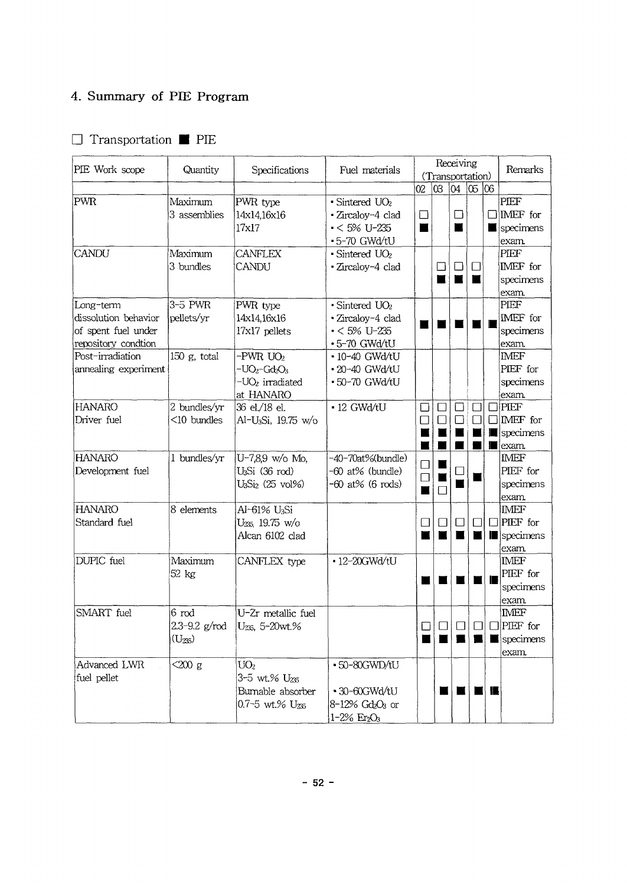## 4. Summary of PIE Program

□ Transportation ■ PIE

| PIE Work scope | Quantity | Specifications | Fuel materials | Receiving (Transportation) | | | | | Remarks |
|---|---|---|---|---|---|---|---|---|---|
| | | | | 02 | 03 | 04 | 05 | 06 | |
| PWR | Maximum 3 assemblies | PWR type 14x14,16x16 17x17 | · Sintered $UO_2$ · Zircaloy-4 clad · < 5% U-235 · 5-70 GWd/tU | □ ■ | | □ ■ | | □ ■ | PIEF IMEF for specimens exam. |
| CANDU | Maximum 3 bundles | CANFLEX CANDU | · Sintered $UO_2$ · Zircaloy-4 clad | | □ ■ | □ ■ | □ ■ | | PIEF IMEF for specimens exam. |
| Long-term dissolution behavior of spent fuel under repository condtion | 3-5 PWR pellets/yr | PWR type 14x14,16x16 17x17 pellets | · Sintered $UO_2$ · Zircaloy-4 clad · < 5% U-235 · 5-70 GWd/tU | ■ | ■ | ■ | ■ | ■ | PIEF IMEF for specimens exam. |
| Post-irradiation annealing experiment | 150 g, total | -PWR $UO_2$ -$UO_2$-$Gd_2O_3$ -$UO_2$ irradiated at HANARO | · 10-40 GWd/tU · 20-40 GWd/tU · 50-70 GWd/tU | | | | | | IMEF PIEF for specimens exam. |
| HANARO Driver fuel | 2 bundles/yr <10 bundles | 36 el./18 el. Al-$U_3Si$, 19.75 w/o | · 12 GWd/tU | □ □ ■ ■ | □ □ ■ ■ | □ □ ■ ■ | □ □ ■ ■ | □ □ ■ ■ | PIEF IMEF for specimens exam. |
| HANARO Development fuel | 1 bundles/yr | U-7,8,9 w/o Mo, $U_3Si$ (36 rod) $U_3Si_2$ (25 vol%) | -40-70at%(bundle) -60 at% (bundle) -60 at% (6 rods) | □ □ ■ | ■ ■ □ | □ ■ | ■ | | IMEF PIEF for specimens exam. |
| HANARO Standard fuel | 8 elements | Al-61% $U_3Si$ $U_{235}$ 19.75 w/o Alcan 6102 clad | | □ ■ | □ ■ | □ ■ | □ ■ | □ ■ | IMEF PIEF for specimens exam. |
| DUPIC fuel | Maximum 52 kg | CANFLEX type | · 12-20GWd/tU | ■ | ■ | ■ | ■ | ■ | IMEF PIEF for specimens exam. |
| SMART fuel | 6 rod 2.3-9.2 g/rod ($U_{235}$) | U-Zr metallic fuel $U_{235}$ 5-20wt.% | | □ ■ | □ ■ | □ ■ | □ ■ | □ ■ | IMEF PIEF for specimens exam. |
| Advanced LWR fuel pellet | <200 g | $UO_2$ 3-5 wt.% $U_{235}$ Burnable absorber 0.7-5 wt.% $U_{235}$ | · 50-80GWD/tU · 30-60GWd/tU 8-12% $Gd_2O_3$ or 1-2% $Er_2O_3$ | | ■ | ■ | ■ | ■ | |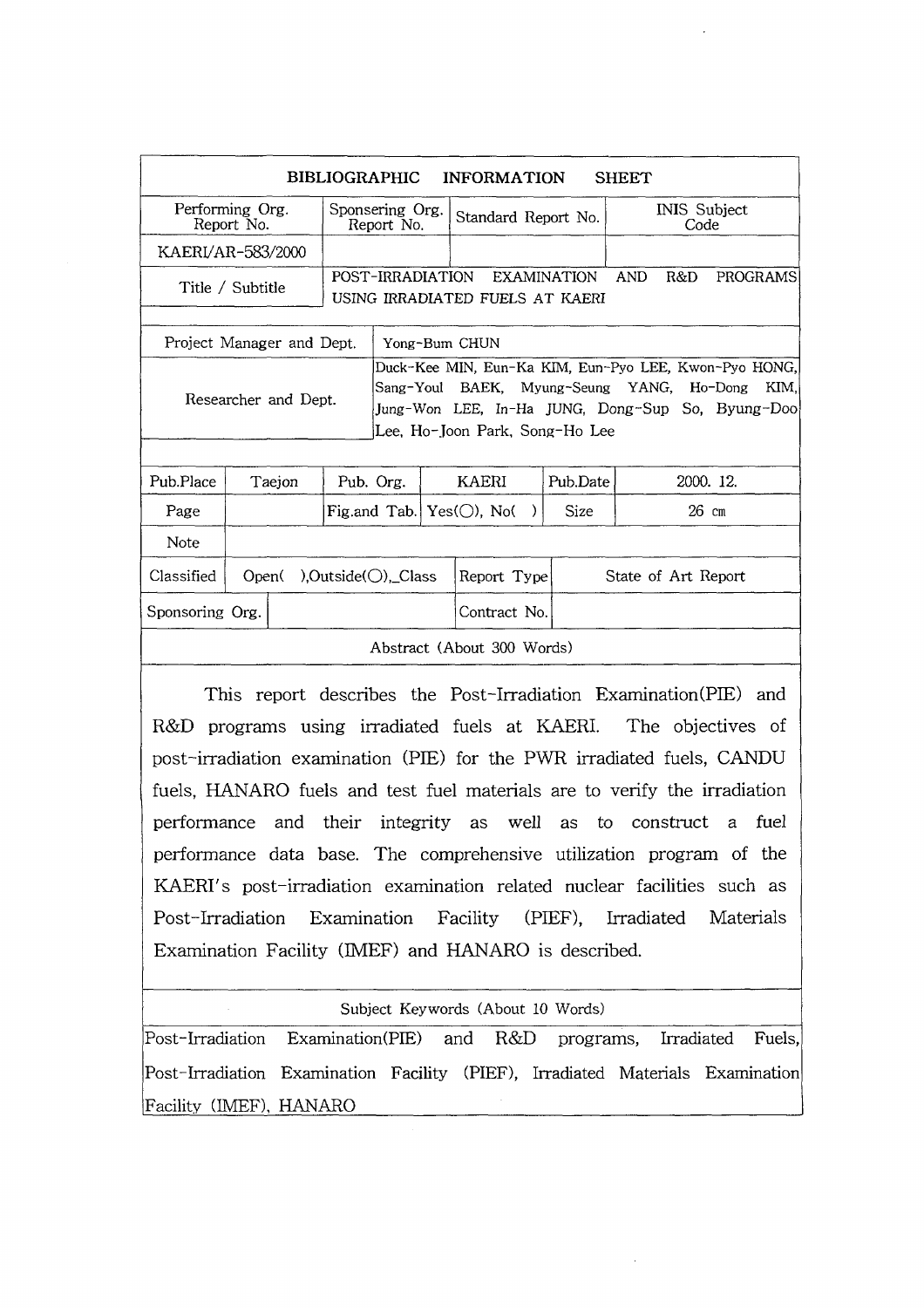# BIBLIOGRAPHIC INFORMATION SHEET

| Performing Org. Report No. | Sponsering Org. Report No. | Standard Report No. | INIS Subject Code |
|---|---|---|---|
| KAERI/AR-583/2000 | | | |

| Title / Subtitle | POST-IRRADIATION EXAMINATION AND R&D PROGRAMS USING IRRADIATED FUELS AT KAERI |
|---|---|

| Project Manager and Dept. | Yong-Bum CHUN |
|---|---|
| Researcher and Dept. | Duck-Kee MIN, Eun-Ka KIM, Eun-Pyo LEE, Kwon-Pyo HONG, Sang-Youl BAEK, Myung-Seung YANG, Ho-Dong KIM, Jung-Won LEE, In-Ha JUNG, Dong-Sup So, Byung-Doo Lee, Ho-Joon Park, Song-Ho Lee |

| Pub.Place | Taejon | Pub. Org. | KAERI | Pub.Date | 2000. 12. |
|---|---|---|---|---|---|
| Page | | Fig.and Tab. | Yes(○), No( ) | Size | 26 cm |
| Note | | | | | |
| Classified | Open( ),Outside(○),_Class | | Report Type | State of Art Report | |
| Sponsoring Org. | | | Contract No. | | |

Abstract (About 300 Words)

This report describes the Post-Irradiation Examination(PIE) and R&D programs using irradiated fuels at KAERI. The objectives of post-irradiation examination (PIE) for the PWR irradiated fuels, CANDU fuels, HANARO fuels and test fuel materials are to verify the irradiation performance and their integrity as well as to construct a fuel performance data base. The comprehensive utilization program of the KAERI's post-irradiation examination related nuclear facilities such as Post-Irradiation Examination Facility (PIEF), Irradiated Materials Examination Facility (IMEF) and HANARO is described.

Subject Keywords (About 10 Words)

Post-Irradiation Examination(PIE) and R&D programs, Irradiated Fuels, Post-Irradiation Examination Facility (PIEF), Irradiated Materials Examination Facility (IMEF), HANARO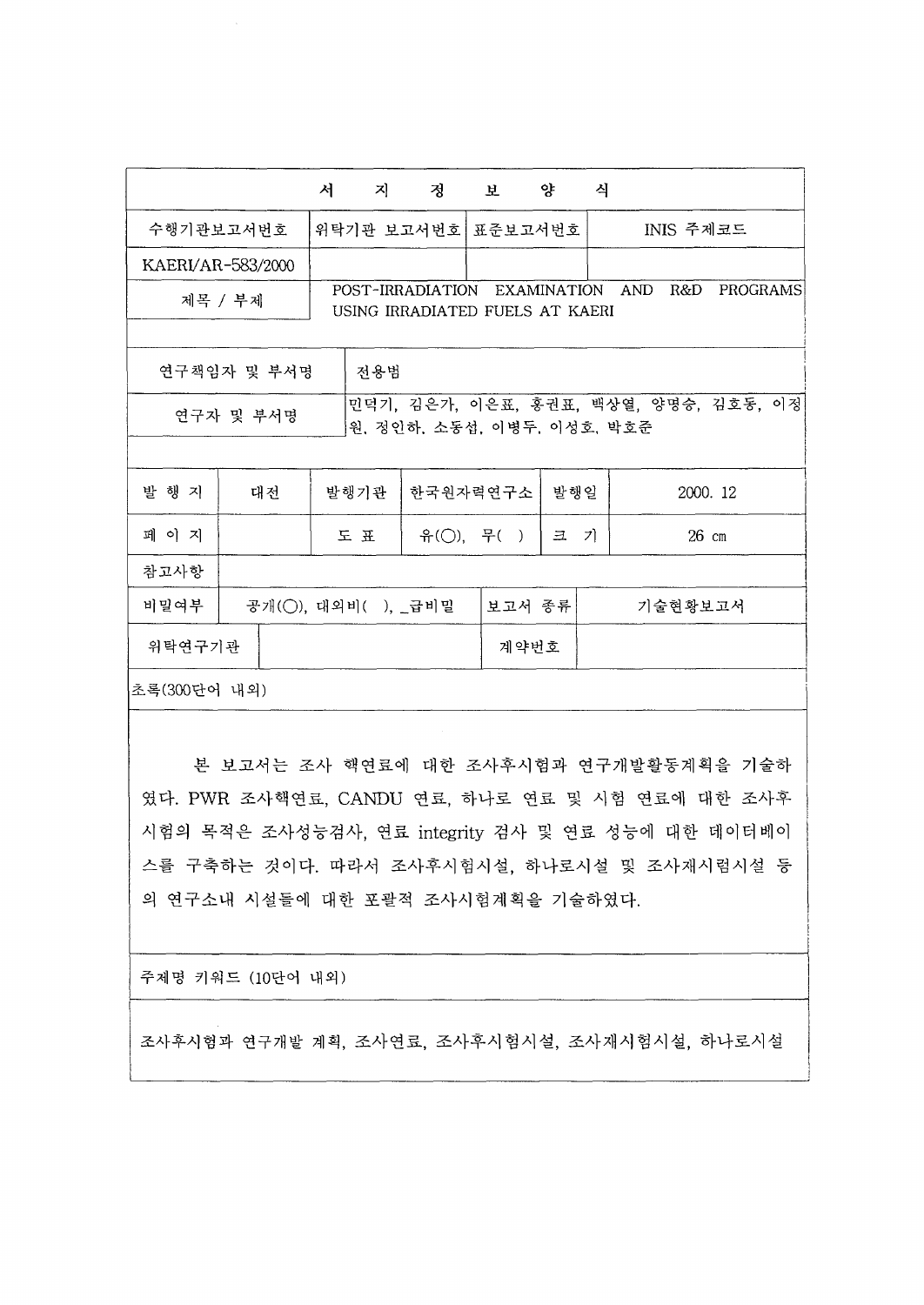| 서 지 정 보 양 식 | | | |
|---|---|---|---|
| 수행기관보고서번호 | 위탁기관 보고서번호 | 표준보고서번호 | INIS 주제코드 |
| KAERI/AR-583/2000 | | | |
| 제목 / 부제 | POST-IRRADIATION EXAMINATION AND R&D PROGRAMS USING IRRADIATED FUELS AT KAERI | | |

| | |
|---|---|
| 연구책임자 및 부서명 | 전용범 |
| 연구자 및 부서명 | 민덕기, 김은가, 이은표, 홍권표, 백상열, 양명승, 김호동, 이정원, 정인하, 소동섭, 이병두, 이성호, 박호준 |

| | | | | | |
|---|---|---|---|---|---|
| 발 행 지 | 대전 | 발행기관 | 한국원자력연구소 | 발행일 | 2000. 12 |
| 페 이 지 | | 도 표 | 유(◯), 무( ) | 크 기 | 26 cm |
| 참고사항 | | | | | |
| 비밀여부 | 공개(◯), 대외비( ), _급비밀 | | 보고서 종류 | | 기술현황보고서 |
| 위탁연구기관 | | | 계약번호 | | |

초록(300단어 내외)

본 보고서는 조사 핵연료에 대한 조사후시험과 연구개발활동계획을 기술하였다. PWR 조사핵연료, CANDU 연료, 하나로 연료 및 시험 연료에 대한 조사후시험의 목적은 조사성능검사, 연료 integrity 검사 및 연료 성능에 대한 데이터베이스를 구축하는 것이다. 따라서 조사후시험시설, 하나로시설 및 조사재시험시설 등의 연구소내 시설들에 대한 포괄적 조사시험계획을 기술하였다.

주제명 키워드 (10단어 내외)

조사후시험과 연구개발 계획, 조사연료, 조사후시험시설, 조사재시험시설, 하나로시설